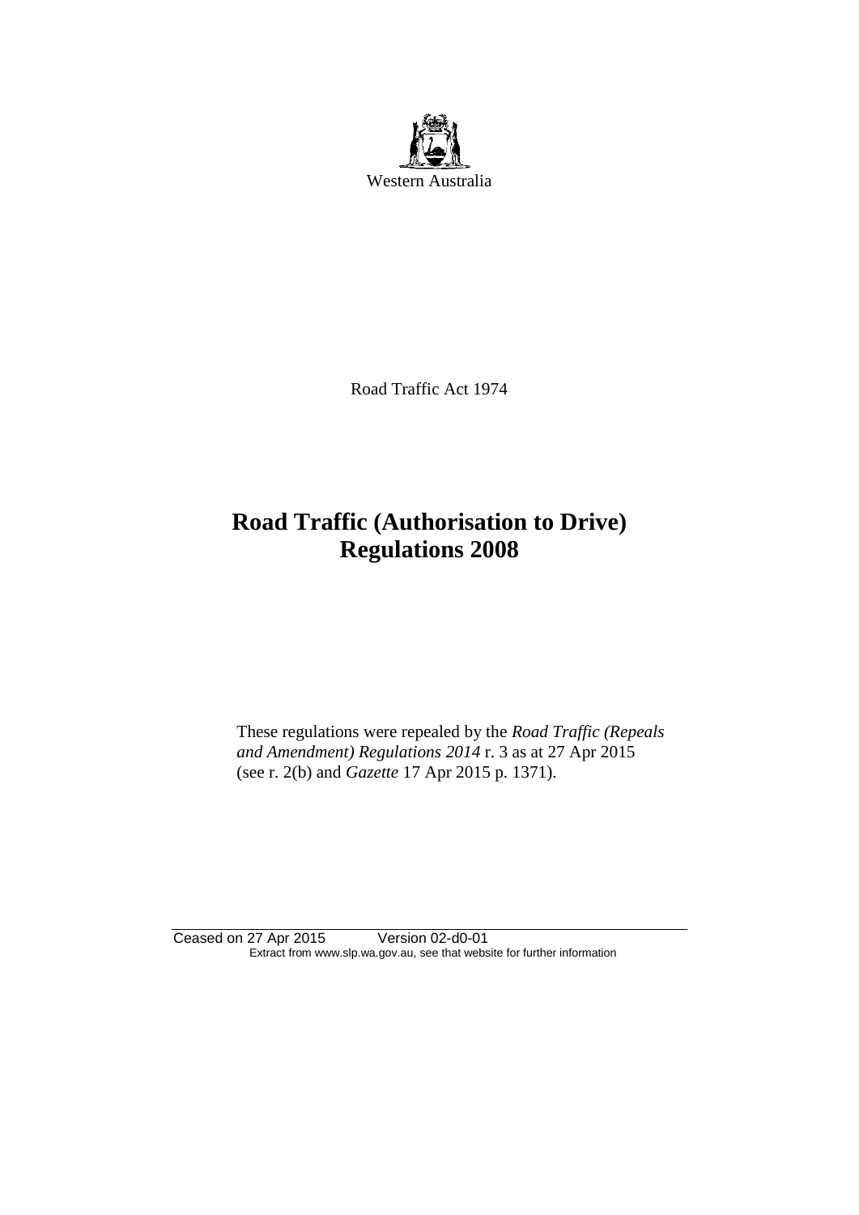Western Australia

Road Traffic Act 1974

# Road Traffic (Authorisation to Drive) Regulations 2008

These regulations were repealed by the *Road Traffic (Repeals and Amendment) Regulations 2014* r. 3 as at 27 Apr 2015 (see r. 2(b) and *Gazette* 17 Apr 2015 p. 1371).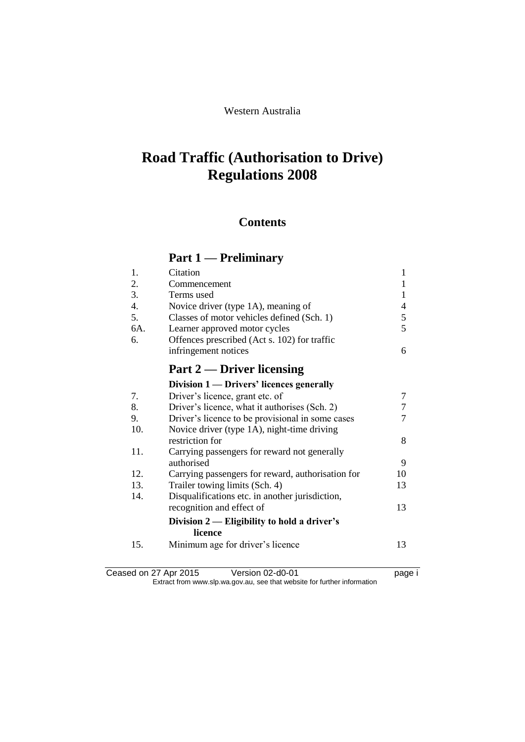Western Australia

# Road Traffic (Authorisation to Drive) Regulations 2008

## Contents

### Part 1 — Preliminary

| | | |
|---|---|---|
| 1. | Citation | 1 |
| 2. | Commencement | 1 |
| 3. | Terms used | 1 |
| 4. | Novice driver (type 1A), meaning of | 4 |
| 5. | Classes of motor vehicles defined (Sch. 1) | 5 |
| 6A. | Learner approved motor cycles | 5 |
| 6. | Offences prescribed (Act s. 102) for traffic infringement notices | 6 |

### Part 2 — Driver licensing

#### Division 1 — Drivers' licences generally

| | | |
|---|---|---|
| 7. | Driver's licence, grant etc. of | 7 |
| 8. | Driver's licence, what it authorises (Sch. 2) | 7 |
| 9. | Driver's licence to be provisional in some cases | 7 |
| 10. | Novice driver (type 1A), night-time driving restriction for | 8 |
| 11. | Carrying passengers for reward not generally authorised | 9 |
| 12. | Carrying passengers for reward, authorisation for | 10 |
| 13. | Trailer towing limits (Sch. 4) | 13 |
| 14. | Disqualifications etc. in another jurisdiction, recognition and effect of | 13 |

#### Division 2 — Eligibility to hold a driver's licence

| | | |
|---|---|---|
| 15. | Minimum age for driver's licence | 13 |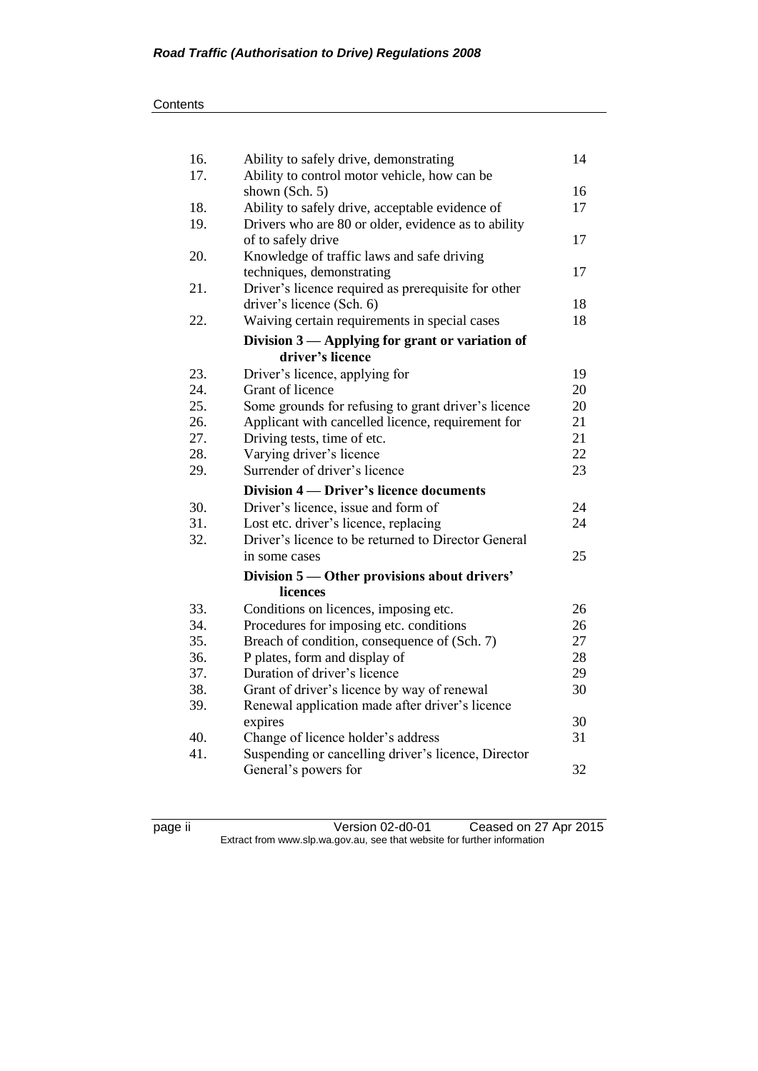| | | |
|---|---|---|
| 16. | Ability to safely drive, demonstrating | 14 |
| 17. | Ability to control motor vehicle, how can be shown (Sch. 5) | 16 |
| 18. | Ability to safely drive, acceptable evidence of | 17 |
| 19. | Drivers who are 80 or older, evidence as to ability of to safely drive | 17 |
| 20. | Knowledge of traffic laws and safe driving techniques, demonstrating | 17 |
| 21. | Driver's licence required as prerequisite for other driver's licence (Sch. 6) | 18 |
| 22. | Waiving certain requirements in special cases | 18 |
| | **Division 3 — Applying for grant or variation of driver's licence** | |
| 23. | Driver's licence, applying for | 19 |
| 24. | Grant of licence | 20 |
| 25. | Some grounds for refusing to grant driver's licence | 20 |
| 26. | Applicant with cancelled licence, requirement for | 21 |
| 27. | Driving tests, time of etc. | 21 |
| 28. | Varying driver's licence | 22 |
| 29. | Surrender of driver's licence | 23 |
| | **Division 4 — Driver's licence documents** | |
| 30. | Driver's licence, issue and form of | 24 |
| 31. | Lost etc. driver's licence, replacing | 24 |
| 32. | Driver's licence to be returned to Director General in some cases | 25 |
| | **Division 5 — Other provisions about drivers' licences** | |
| 33. | Conditions on licences, imposing etc. | 26 |
| 34. | Procedures for imposing etc. conditions | 26 |
| 35. | Breach of condition, consequence of (Sch. 7) | 27 |
| 36. | P plates, form and display of | 28 |
| 37. | Duration of driver's licence | 29 |
| 38. | Grant of driver's licence by way of renewal | 30 |
| 39. | Renewal application made after driver's licence expires | 30 |
| 40. | Change of licence holder's address | 31 |
| 41. | Suspending or cancelling driver's licence, Director General's powers for | 32 |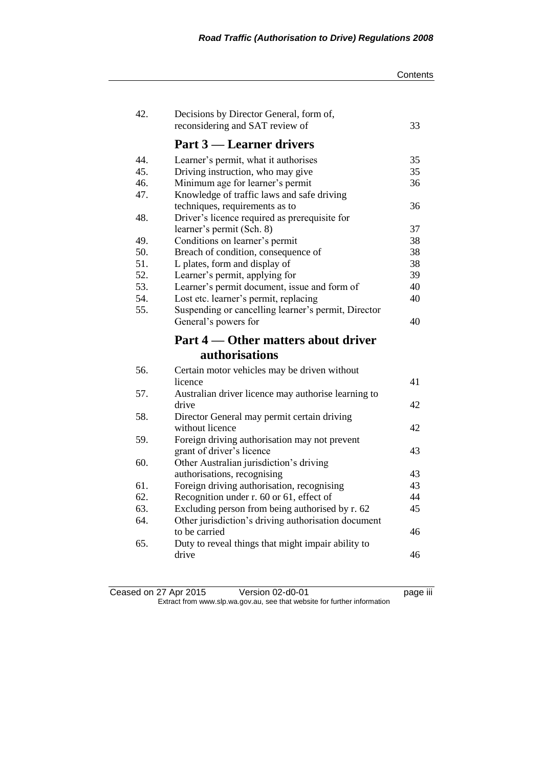| | | |
|---|---|---|
| 42. | Decisions by Director General, form of, reconsidering and SAT review of | 33 |

## Part 3 — Learner drivers

| | | |
|---|---|---|
| 44. | Learner's permit, what it authorises | 35 |
| 45. | Driving instruction, who may give | 35 |
| 46. | Minimum age for learner's permit | 36 |
| 47. | Knowledge of traffic laws and safe driving techniques, requirements as to | 36 |
| 48. | Driver's licence required as prerequisite for learner's permit (Sch. 8) | 37 |
| 49. | Conditions on learner's permit | 38 |
| 50. | Breach of condition, consequence of | 38 |
| 51. | L plates, form and display of | 38 |
| 52. | Learner's permit, applying for | 39 |
| 53. | Learner's permit document, issue and form of | 40 |
| 54. | Lost etc. learner's permit, replacing | 40 |
| 55. | Suspending or cancelling learner's permit, Director General's powers for | 40 |

## Part 4 — Other matters about driver authorisations

| | | |
|---|---|---|
| 56. | Certain motor vehicles may be driven without licence | 41 |
| 57. | Australian driver licence may authorise learning to drive | 42 |
| 58. | Director General may permit certain driving without licence | 42 |
| 59. | Foreign driving authorisation may not prevent grant of driver's licence | 43 |
| 60. | Other Australian jurisdiction's driving authorisations, recognising | 43 |
| 61. | Foreign driving authorisation, recognising | 43 |
| 62. | Recognition under r. 60 or 61, effect of | 44 |
| 63. | Excluding person from being authorised by r. 62 | 45 |
| 64. | Other jurisdiction's driving authorisation document to be carried | 46 |
| 65. | Duty to reveal things that might impair ability to drive | 46 |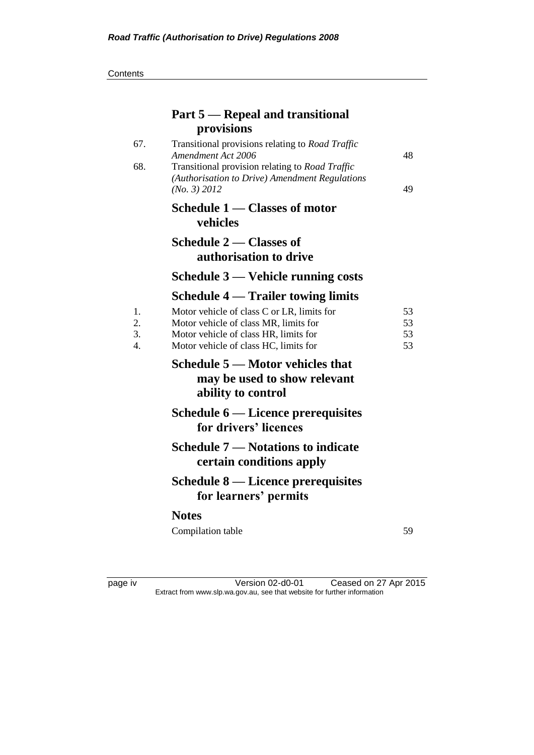## Part 5 — Repeal and transitional provisions

| | | |
|---|---|---|
| 67. | Transitional provisions relating to *Road Traffic Amendment Act 2006* | 48 |
| 68. | Transitional provision relating to *Road Traffic (Authorisation to Drive) Amendment Regulations (No. 3) 2012* | 49 |

## Schedule 1 — Classes of motor vehicles

## Schedule 2 — Classes of authorisation to drive

## Schedule 3 — Vehicle running costs

## Schedule 4 — Trailer towing limits

| | | |
|---|---|---|
| 1. | Motor vehicle of class C or LR, limits for | 53 |
| 2. | Motor vehicle of class MR, limits for | 53 |
| 3. | Motor vehicle of class HR, limits for | 53 |
| 4. | Motor vehicle of class HC, limits for | 53 |

## Schedule 5 — Motor vehicles that may be used to show relevant ability to control

## Schedule 6 — Licence prerequisites for drivers' licences

## Schedule 7 — Notations to indicate certain conditions apply

## Schedule 8 — Licence prerequisites for learners' permits

## Notes

Compilation table 59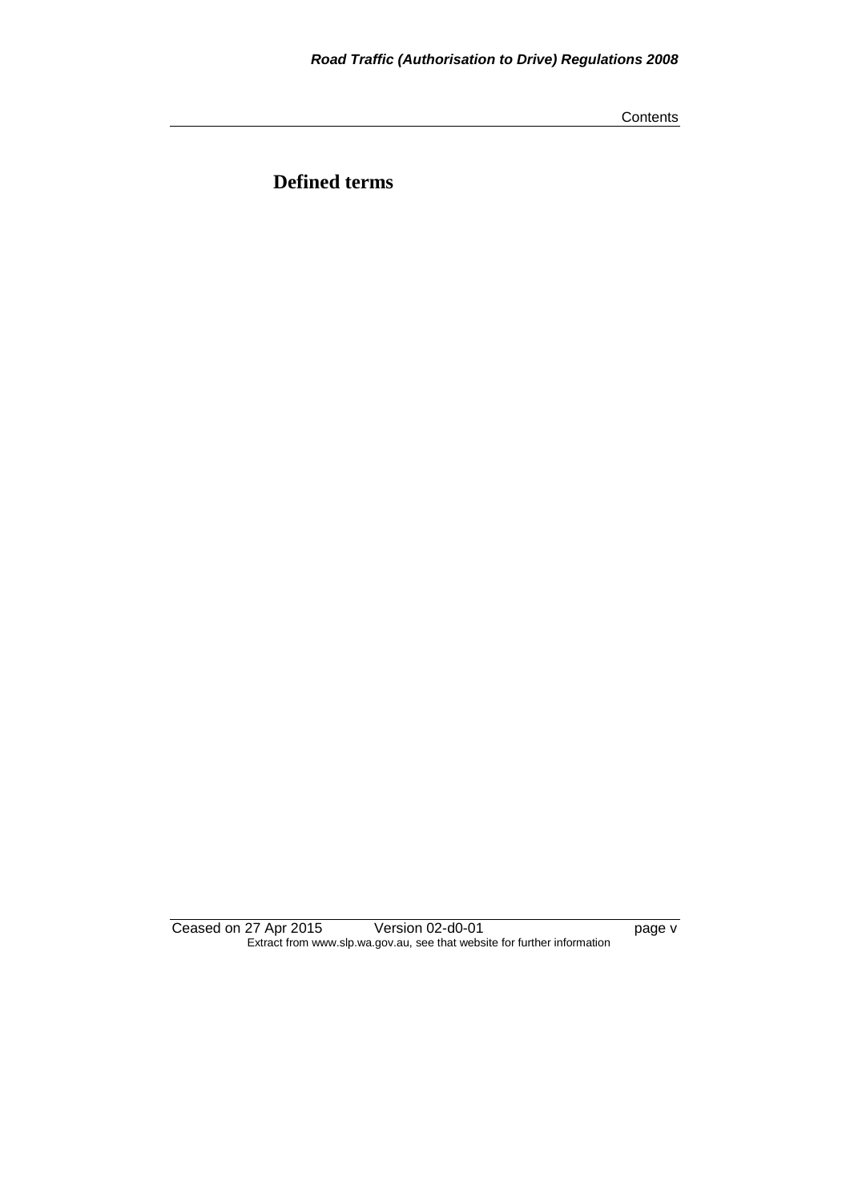# Defined terms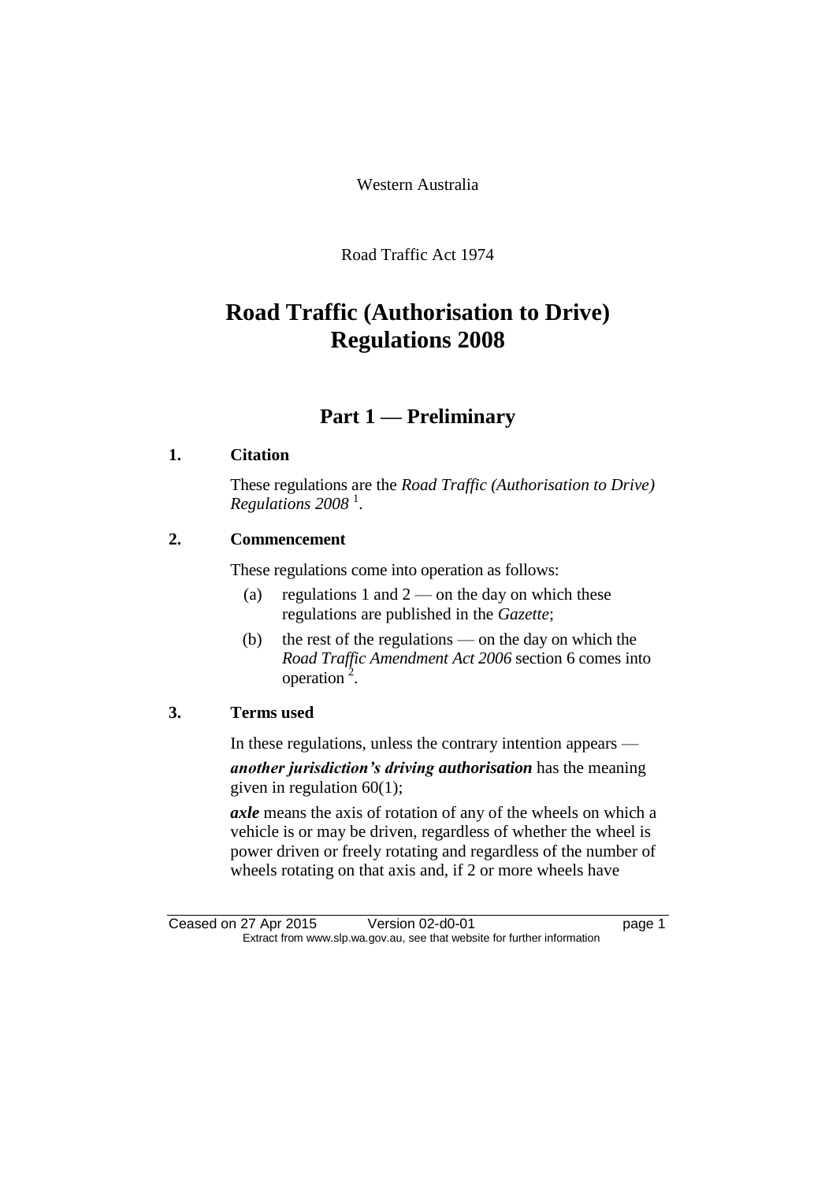Western Australia

Road Traffic Act 1974

# Road Traffic (Authorisation to Drive) Regulations 2008

## Part 1 — Preliminary

### 1. Citation

These regulations are the *Road Traffic (Authorisation to Drive) Regulations 2008* [1].

### 2. Commencement

These regulations come into operation as follows:

(a) regulations 1 and 2 — on the day on which these regulations are published in the *Gazette*;

(b) the rest of the regulations — on the day on which the *Road Traffic Amendment Act 2006* section 6 comes into operation [2].

### 3. Terms used

In these regulations, unless the contrary intention appears —

***another jurisdiction's driving authorisation*** has the meaning given in regulation 60(1);

***axle*** means the axis of rotation of any of the wheels on which a vehicle is or may be driven, regardless of whether the wheel is power driven or freely rotating and regardless of the number of wheels rotating on that axis and, if 2 or more wheels have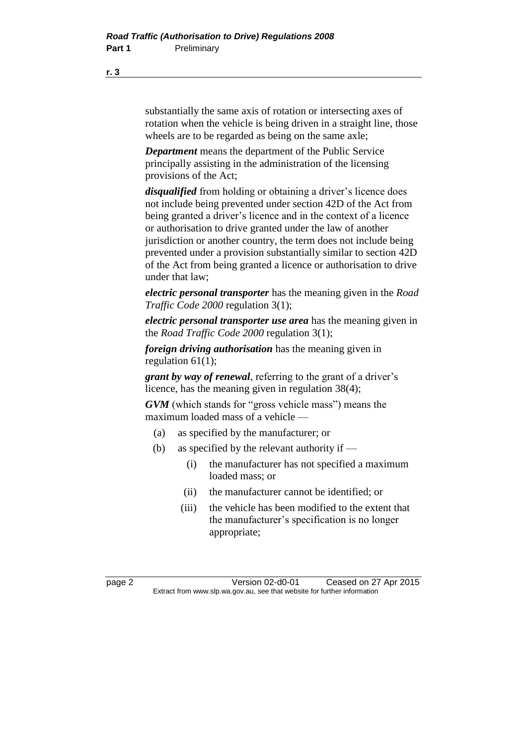substantially the same axis of rotation or intersecting axes of rotation when the vehicle is being driven in a straight line, those wheels are to be regarded as being on the same axle;

***Department*** means the department of the Public Service principally assisting in the administration of the licensing provisions of the Act;

***disqualified*** from holding or obtaining a driver's licence does not include being prevented under section 42D of the Act from being granted a driver's licence and in the context of a licence or authorisation to drive granted under the law of another jurisdiction or another country, the term does not include being prevented under a provision substantially similar to section 42D of the Act from being granted a licence or authorisation to drive under that law;

***electric personal transporter*** has the meaning given in the *Road Traffic Code 2000* regulation 3(1);

***electric personal transporter use area*** has the meaning given in the *Road Traffic Code 2000* regulation 3(1);

***foreign driving authorisation*** has the meaning given in regulation 61(1);

***grant by way of renewal***, referring to the grant of a driver's licence, has the meaning given in regulation 38(4);

***GVM*** (which stands for "gross vehicle mass") means the maximum loaded mass of a vehicle —

(a) as specified by the manufacturer; or

(b) as specified by the relevant authority if —

  (i) the manufacturer has not specified a maximum loaded mass; or

  (ii) the manufacturer cannot be identified; or

  (iii) the vehicle has been modified to the extent that the manufacturer's specification is no longer appropriate;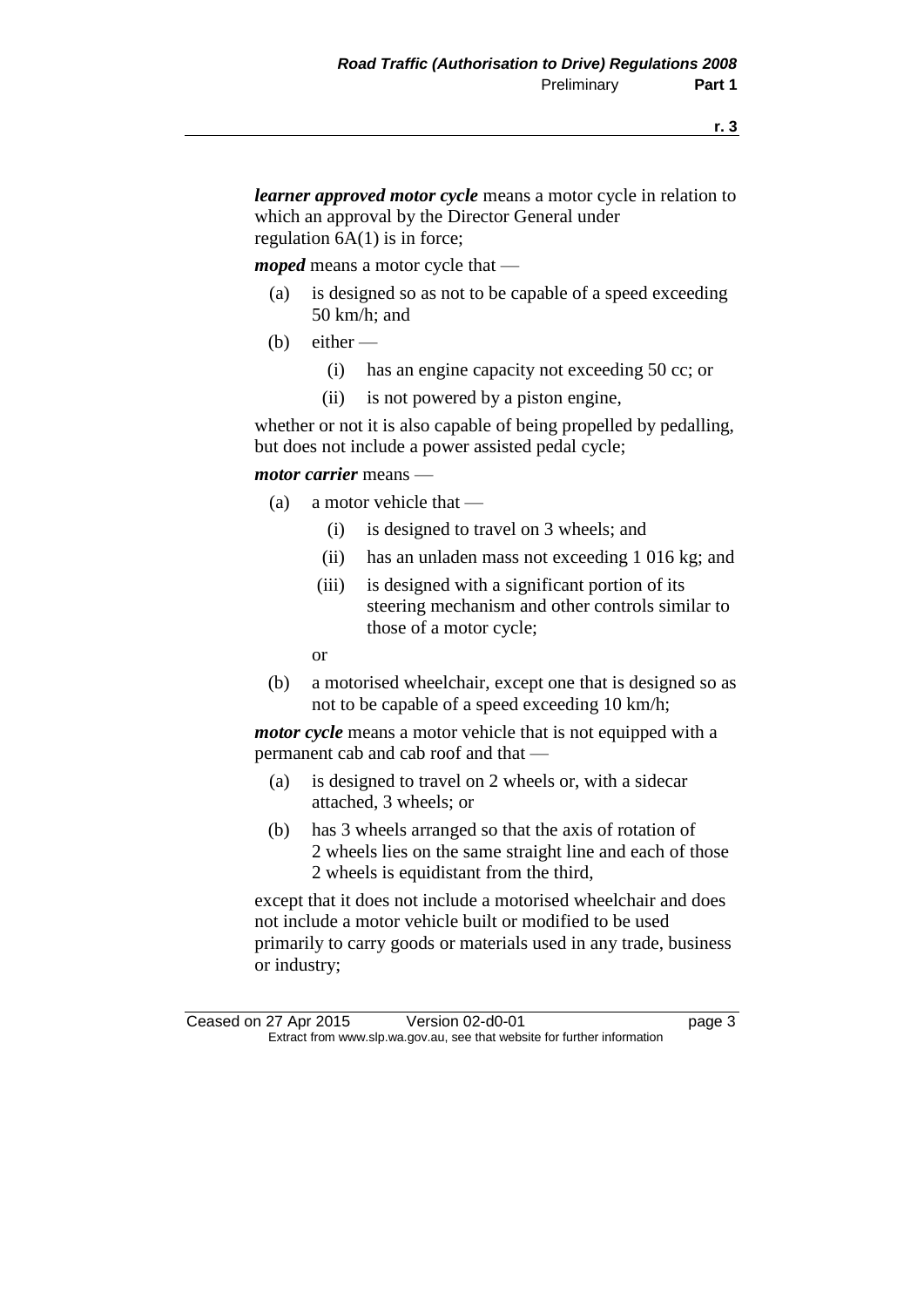***learner approved motor cycle*** means a motor cycle in relation to which an approval by the Director General under regulation 6A(1) is in force;

***moped*** means a motor cycle that —

(a) is designed so as not to be capable of a speed exceeding 50 km/h; and

(b) either —

 (i) has an engine capacity not exceeding 50 cc; or

 (ii) is not powered by a piston engine,

whether or not it is also capable of being propelled by pedalling, but does not include a power assisted pedal cycle;

***motor carrier*** means —

(a) a motor vehicle that —

 (i) is designed to travel on 3 wheels; and

 (ii) has an unladen mass not exceeding 1 016 kg; and

 (iii) is designed with a significant portion of its steering mechanism and other controls similar to those of a motor cycle;

 or

(b) a motorised wheelchair, except one that is designed so as not to be capable of a speed exceeding 10 km/h;

***motor cycle*** means a motor vehicle that is not equipped with a permanent cab and cab roof and that —

(a) is designed to travel on 2 wheels or, with a sidecar attached, 3 wheels; or

(b) has 3 wheels arranged so that the axis of rotation of 2 wheels lies on the same straight line and each of those 2 wheels is equidistant from the third,

except that it does not include a motorised wheelchair and does not include a motor vehicle built or modified to be used primarily to carry goods or materials used in any trade, business or industry;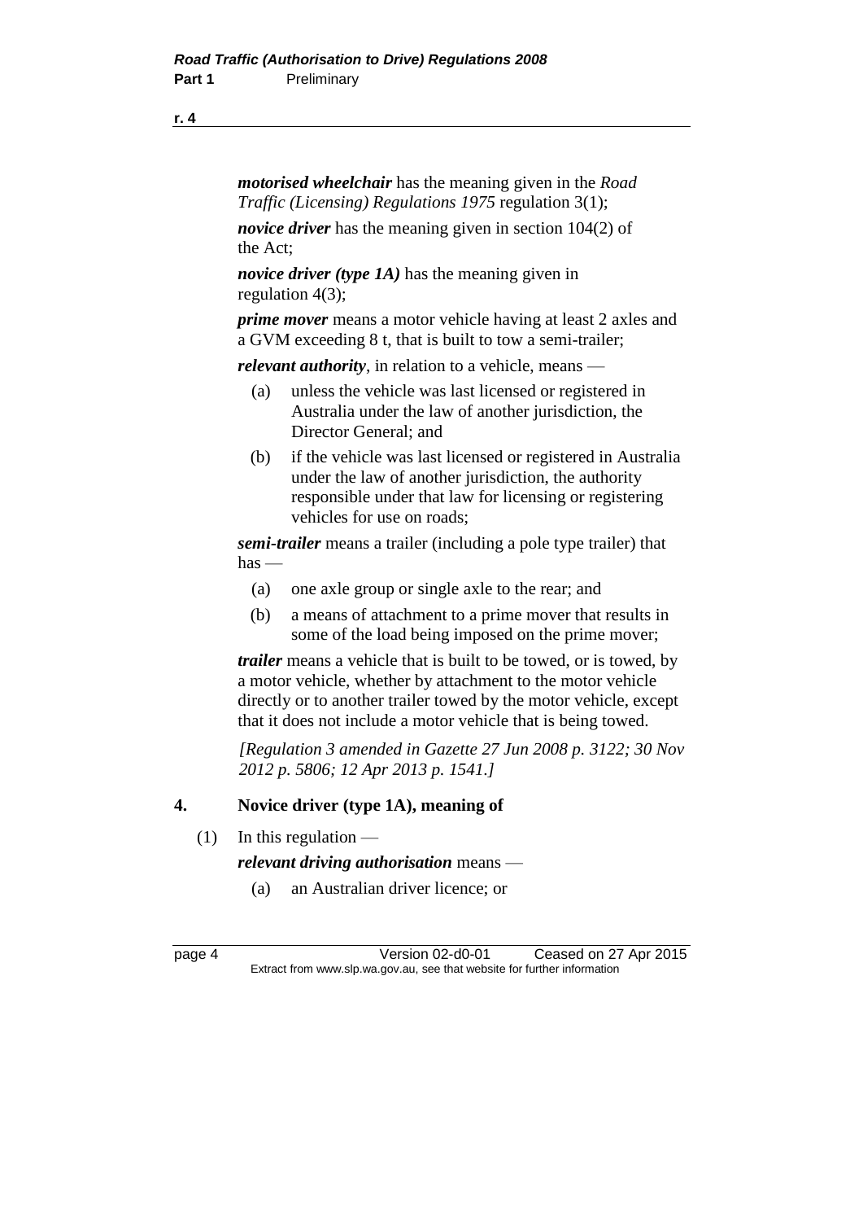***motorised wheelchair*** has the meaning given in the *Road Traffic (Licensing) Regulations 1975* regulation 3(1);

***novice driver*** has the meaning given in section 104(2) of the Act;

***novice driver (type 1A)*** has the meaning given in regulation 4(3);

***prime mover*** means a motor vehicle having at least 2 axles and a GVM exceeding 8 t, that is built to tow a semi-trailer;

***relevant authority***, in relation to a vehicle, means —

- (a) unless the vehicle was last licensed or registered in Australia under the law of another jurisdiction, the Director General; and
- (b) if the vehicle was last licensed or registered in Australia under the law of another jurisdiction, the authority responsible under that law for licensing or registering vehicles for use on roads;

***semi-trailer*** means a trailer (including a pole type trailer) that has —

- (a) one axle group or single axle to the rear; and
- (b) a means of attachment to a prime mover that results in some of the load being imposed on the prime mover;

***trailer*** means a vehicle that is built to be towed, or is towed, by a motor vehicle, whether by attachment to the motor vehicle directly or to another trailer towed by the motor vehicle, except that it does not include a motor vehicle that is being towed.

*[Regulation 3 amended in Gazette 27 Jun 2008 p. 3122; 30 Nov 2012 p. 5806; 12 Apr 2013 p. 1541.]*

## 4. Novice driver (type 1A), meaning of

(1) In this regulation —

***relevant driving authorisation*** means —

- (a) an Australian driver licence; or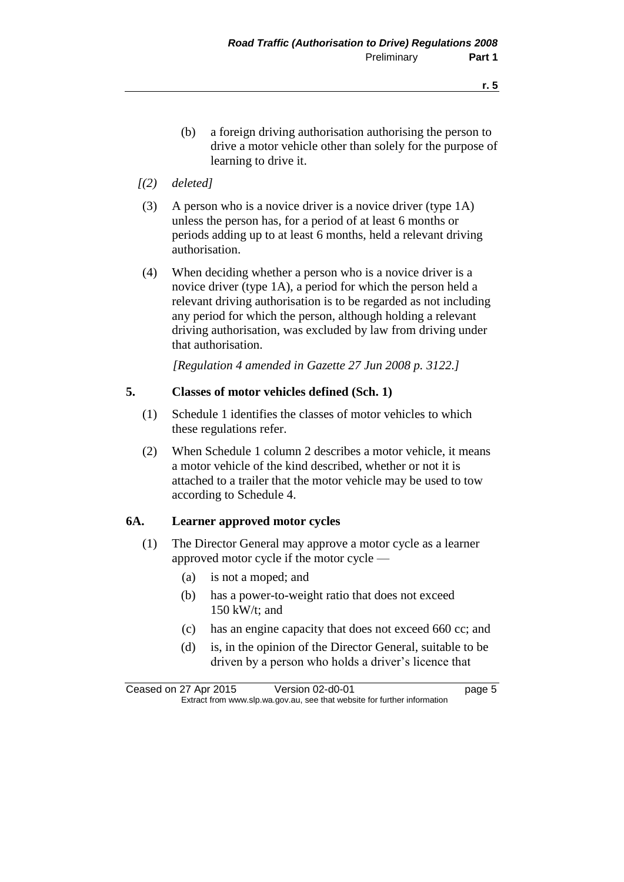(b) a foreign driving authorisation authorising the person to drive a motor vehicle other than solely for the purpose of learning to drive it.

*[(2) deleted]*

(3) A person who is a novice driver is a novice driver (type 1A) unless the person has, for a period of at least 6 months or periods adding up to at least 6 months, held a relevant driving authorisation.

(4) When deciding whether a person who is a novice driver is a novice driver (type 1A), a period for which the person held a relevant driving authorisation is to be regarded as not including any period for which the person, although holding a relevant driving authorisation, was excluded by law from driving under that authorisation.

*[Regulation 4 amended in Gazette 27 Jun 2008 p. 3122.]*

**5. Classes of motor vehicles defined (Sch. 1)**

(1) Schedule 1 identifies the classes of motor vehicles to which these regulations refer.

(2) When Schedule 1 column 2 describes a motor vehicle, it means a motor vehicle of the kind described, whether or not it is attached to a trailer that the motor vehicle may be used to tow according to Schedule 4.

**6A. Learner approved motor cycles**

(1) The Director General may approve a motor cycle as a learner approved motor cycle if the motor cycle —

(a) is not a moped; and

(b) has a power-to-weight ratio that does not exceed 150 kW/t; and

(c) has an engine capacity that does not exceed 660 cc; and

(d) is, in the opinion of the Director General, suitable to be driven by a person who holds a driver's licence that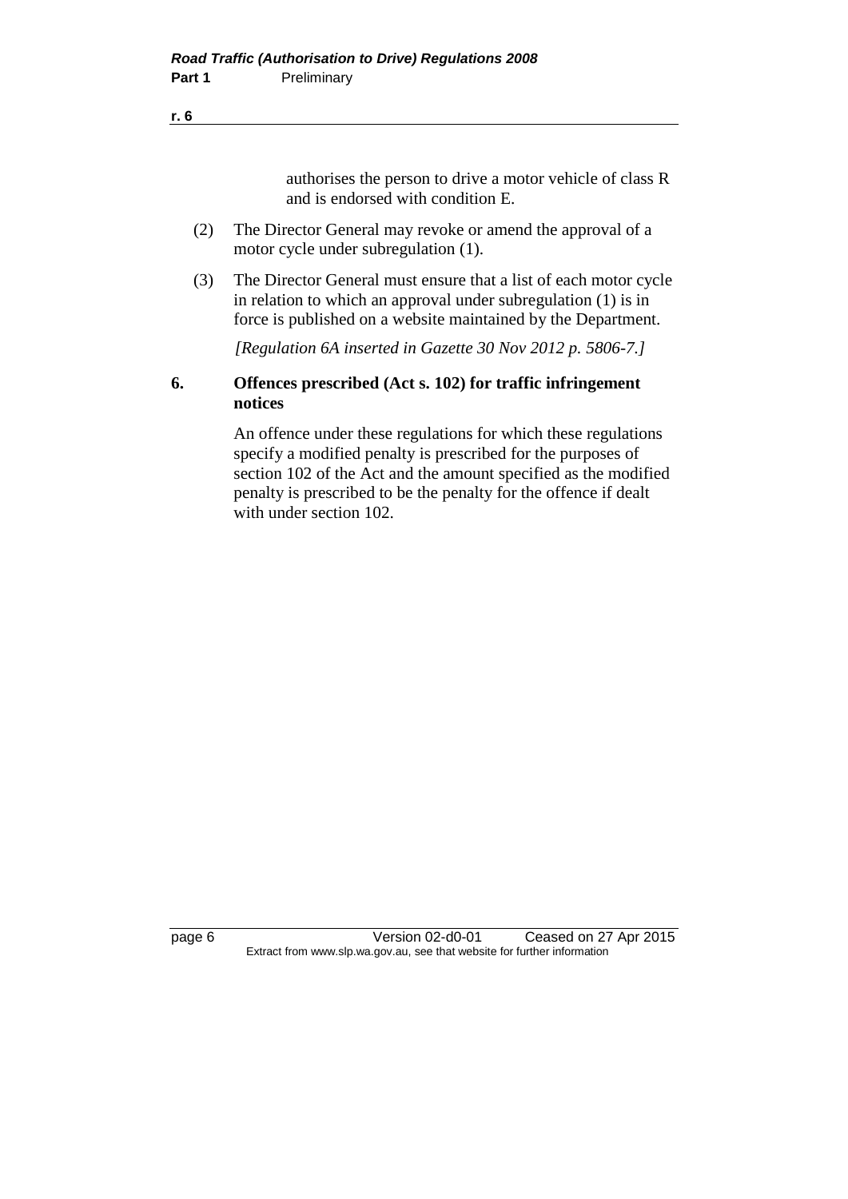authorises the person to drive a motor vehicle of class R and is endorsed with condition E.

(2) The Director General may revoke or amend the approval of a motor cycle under subregulation (1).

(3) The Director General must ensure that a list of each motor cycle in relation to which an approval under subregulation (1) is in force is published on a website maintained by the Department.

*[Regulation 6A inserted in Gazette 30 Nov 2012 p. 5806-7.]*

### 6. Offences prescribed (Act s. 102) for traffic infringement notices

An offence under these regulations for which these regulations specify a modified penalty is prescribed for the purposes of section 102 of the Act and the amount specified as the modified penalty is prescribed to be the penalty for the offence if dealt with under section 102.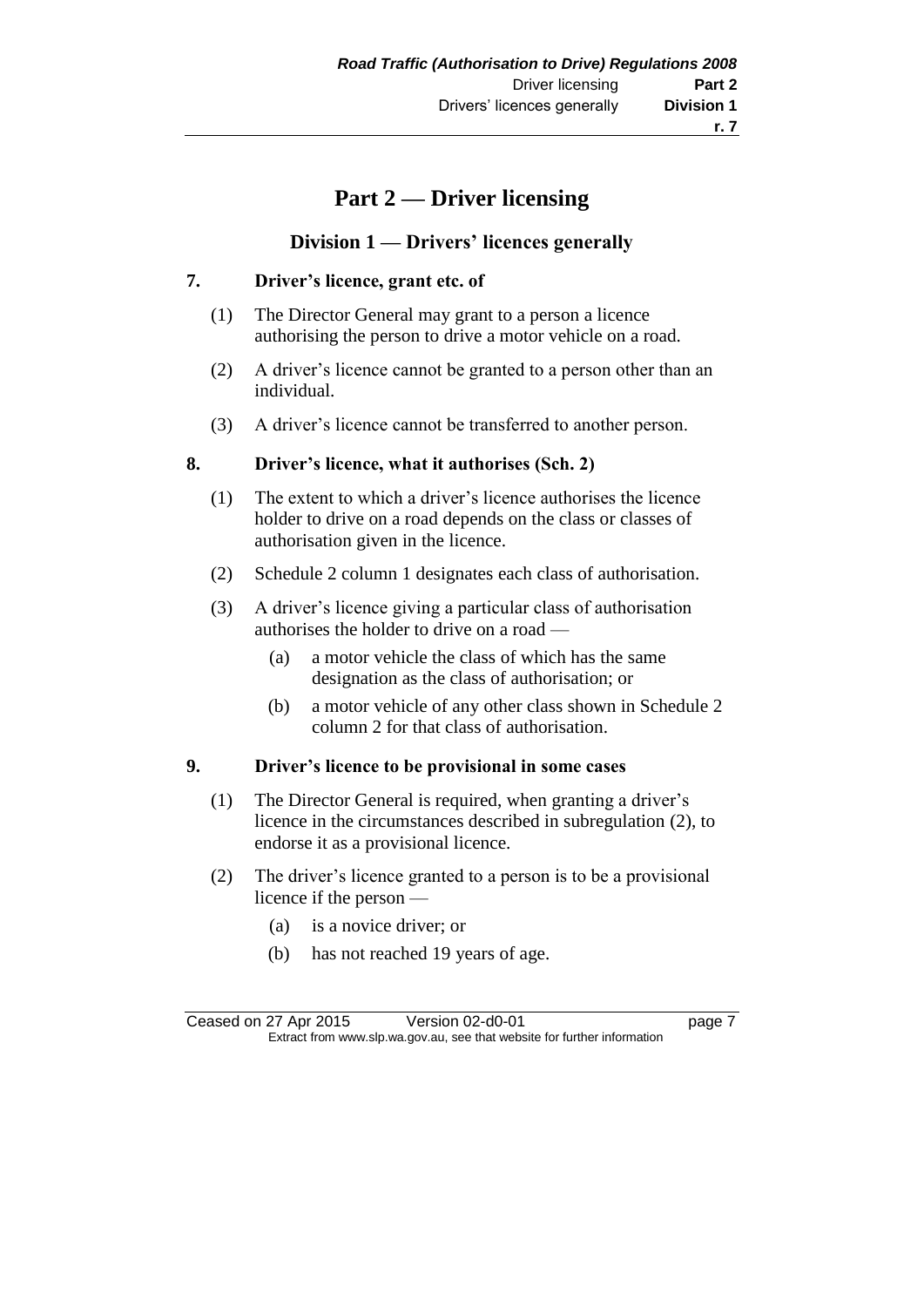# Part 2 — Driver licensing

## Division 1 — Drivers' licences generally

### 7. Driver's licence, grant etc. of

(1) The Director General may grant to a person a licence authorising the person to drive a motor vehicle on a road.

(2) A driver's licence cannot be granted to a person other than an individual.

(3) A driver's licence cannot be transferred to another person.

### 8. Driver's licence, what it authorises (Sch. 2)

(1) The extent to which a driver's licence authorises the licence holder to drive on a road depends on the class or classes of authorisation given in the licence.

(2) Schedule 2 column 1 designates each class of authorisation.

(3) A driver's licence giving a particular class of authorisation authorises the holder to drive on a road —

- (a) a motor vehicle the class of which has the same designation as the class of authorisation; or
- (b) a motor vehicle of any other class shown in Schedule 2 column 2 for that class of authorisation.

### 9. Driver's licence to be provisional in some cases

(1) The Director General is required, when granting a driver's licence in the circumstances described in subregulation (2), to endorse it as a provisional licence.

(2) The driver's licence granted to a person is to be a provisional licence if the person —

- (a) is a novice driver; or
- (b) has not reached 19 years of age.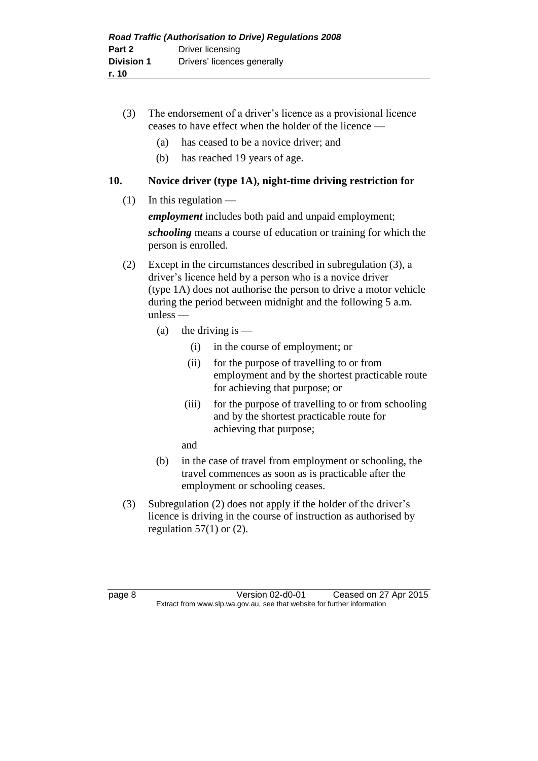(3) The endorsement of a driver's licence as a provisional licence ceases to have effect when the holder of the licence —

(a) has ceased to be a novice driver; and

(b) has reached 19 years of age.

## 10. Novice driver (type 1A), night-time driving restriction for

(1) In this regulation —

***employment*** includes both paid and unpaid employment;

***schooling*** means a course of education or training for which the person is enrolled.

(2) Except in the circumstances described in subregulation (3), a driver's licence held by a person who is a novice driver (type 1A) does not authorise the person to drive a motor vehicle during the period between midnight and the following 5 a.m. unless —

(a) the driving is —

(i) in the course of employment; or

(ii) for the purpose of travelling to or from employment and by the shortest practicable route for achieving that purpose; or

(iii) for the purpose of travelling to or from schooling and by the shortest practicable route for achieving that purpose;

and

(b) in the case of travel from employment or schooling, the travel commences as soon as is practicable after the employment or schooling ceases.

(3) Subregulation (2) does not apply if the holder of the driver's licence is driving in the course of instruction as authorised by regulation 57(1) or (2).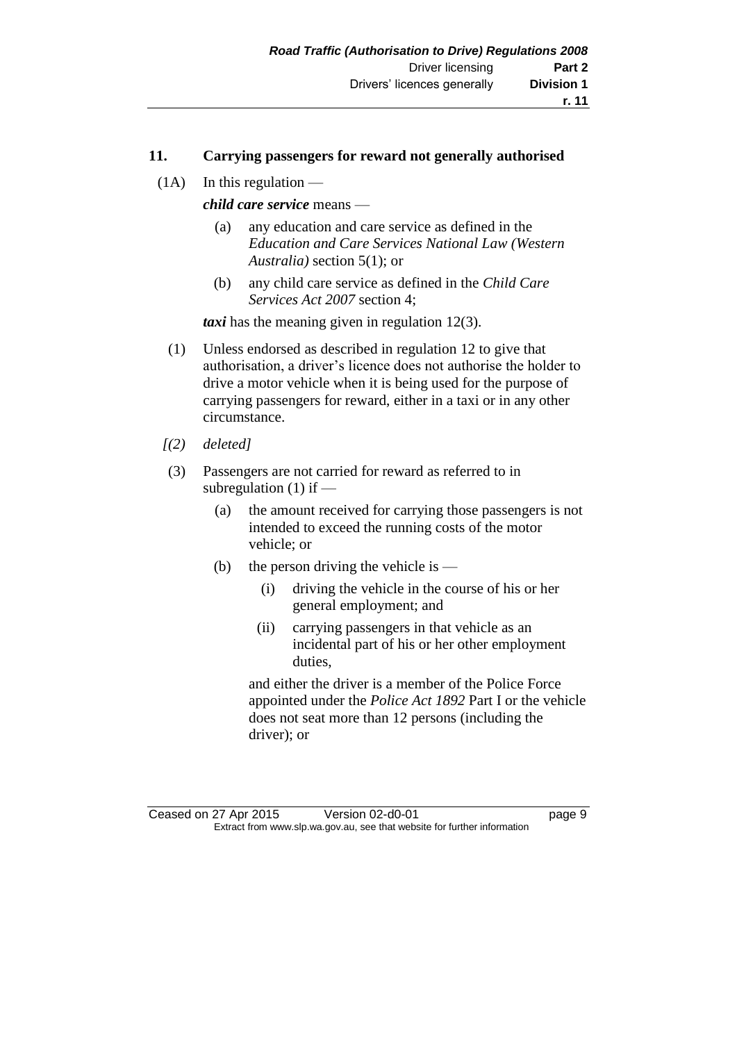## 11. Carrying passengers for reward not generally authorised

(1A) In this regulation —

***child care service*** means —

(a) any education and care service as defined in the *Education and Care Services National Law (Western Australia)* section 5(1); or

(b) any child care service as defined in the *Child Care Services Act 2007* section 4;

***taxi*** has the meaning given in regulation 12(3).

(1) Unless endorsed as described in regulation 12 to give that authorisation, a driver's licence does not authorise the holder to drive a motor vehicle when it is being used for the purpose of carrying passengers for reward, either in a taxi or in any other circumstance.

*[(2) deleted]*

(3) Passengers are not carried for reward as referred to in subregulation (1) if —

(a) the amount received for carrying those passengers is not intended to exceed the running costs of the motor vehicle; or

(b) the person driving the vehicle is —

(i) driving the vehicle in the course of his or her general employment; and

(ii) carrying passengers in that vehicle as an incidental part of his or her other employment duties,

and either the driver is a member of the Police Force appointed under the *Police Act 1892* Part I or the vehicle does not seat more than 12 persons (including the driver); or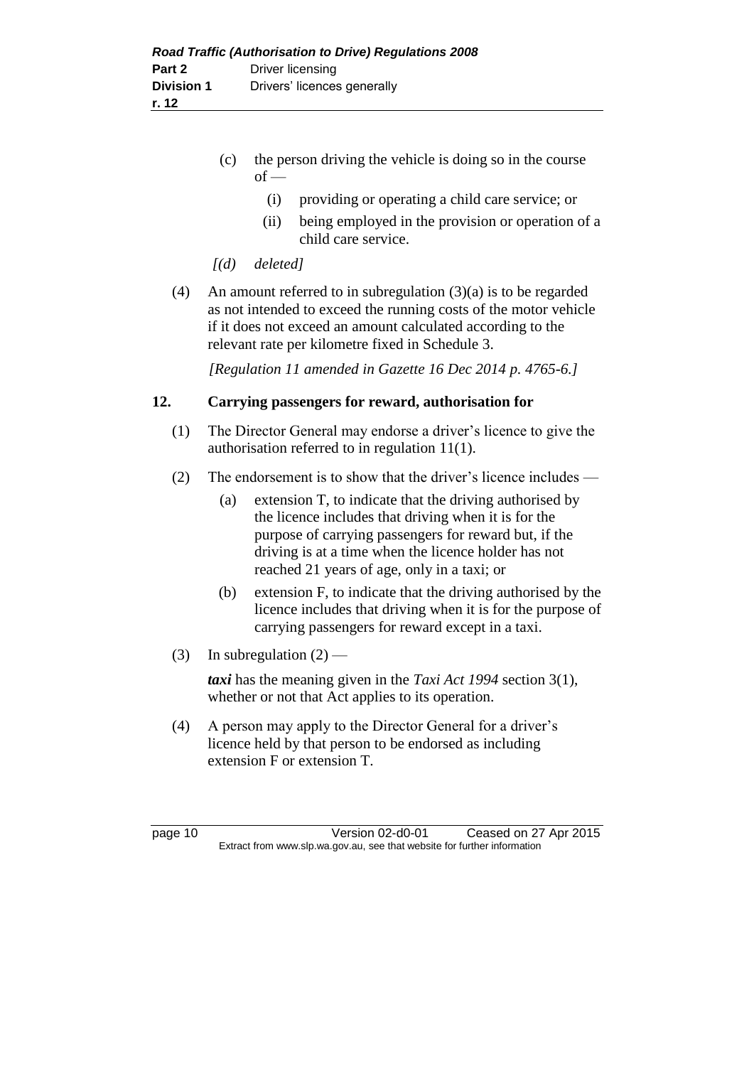(c) the person driving the vehicle is doing so in the course of —

(i) providing or operating a child care service; or

(ii) being employed in the provision or operation of a child care service.

*[(d) deleted]*

(4) An amount referred to in subregulation (3)(a) is to be regarded as not intended to exceed the running costs of the motor vehicle if it does not exceed an amount calculated according to the relevant rate per kilometre fixed in Schedule 3.

*[Regulation 11 amended in Gazette 16 Dec 2014 p. 4765-6.]*

## 12. Carrying passengers for reward, authorisation for

(1) The Director General may endorse a driver's licence to give the authorisation referred to in regulation 11(1).

(2) The endorsement is to show that the driver's licence includes —

(a) extension T, to indicate that the driving authorised by the licence includes that driving when it is for the purpose of carrying passengers for reward but, if the driving is at a time when the licence holder has not reached 21 years of age, only in a taxi; or

(b) extension F, to indicate that the driving authorised by the licence includes that driving when it is for the purpose of carrying passengers for reward except in a taxi.

(3) In subregulation (2) —

***taxi*** has the meaning given in the *Taxi Act 1994* section 3(1), whether or not that Act applies to its operation.

(4) A person may apply to the Director General for a driver's licence held by that person to be endorsed as including extension F or extension T.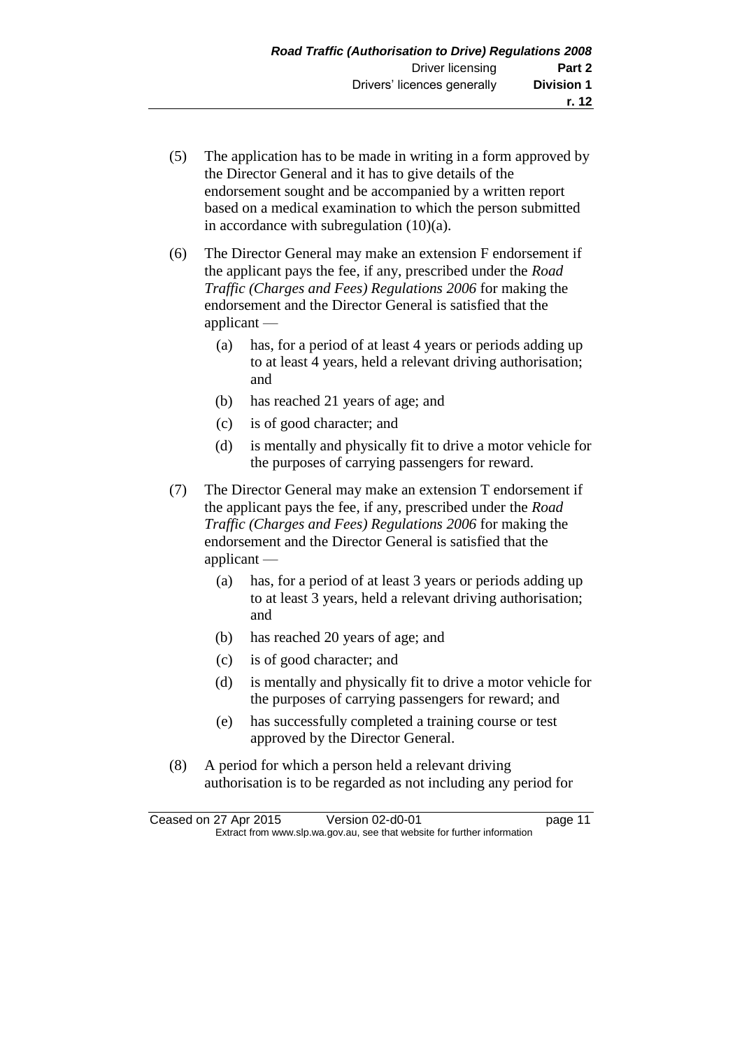(5) The application has to be made in writing in a form approved by the Director General and it has to give details of the endorsement sought and be accompanied by a written report based on a medical examination to which the person submitted in accordance with subregulation (10)(a).

(6) The Director General may make an extension F endorsement if the applicant pays the fee, if any, prescribed under the *Road Traffic (Charges and Fees) Regulations 2006* for making the endorsement and the Director General is satisfied that the applicant —

  (a) has, for a period of at least 4 years or periods adding up to at least 4 years, held a relevant driving authorisation; and

  (b) has reached 21 years of age; and

  (c) is of good character; and

  (d) is mentally and physically fit to drive a motor vehicle for the purposes of carrying passengers for reward.

(7) The Director General may make an extension T endorsement if the applicant pays the fee, if any, prescribed under the *Road Traffic (Charges and Fees) Regulations 2006* for making the endorsement and the Director General is satisfied that the applicant —

  (a) has, for a period of at least 3 years or periods adding up to at least 3 years, held a relevant driving authorisation; and

  (b) has reached 20 years of age; and

  (c) is of good character; and

  (d) is mentally and physically fit to drive a motor vehicle for the purposes of carrying passengers for reward; and

  (e) has successfully completed a training course or test approved by the Director General.

(8) A period for which a person held a relevant driving authorisation is to be regarded as not including any period for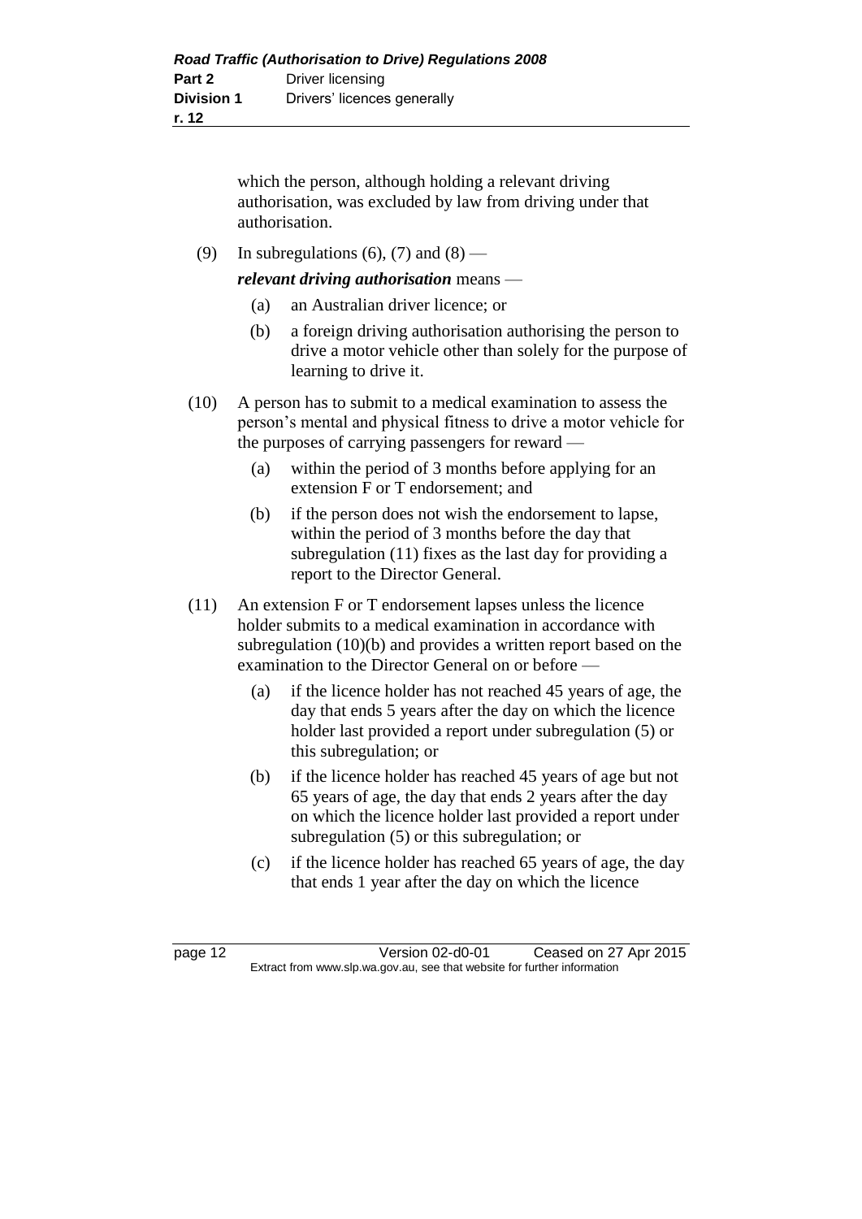which the person, although holding a relevant driving authorisation, was excluded by law from driving under that authorisation.

(9) In subregulations (6), (7) and (8) —

***relevant driving authorisation*** means —

(a) an Australian driver licence; or

(b) a foreign driving authorisation authorising the person to drive a motor vehicle other than solely for the purpose of learning to drive it.

(10) A person has to submit to a medical examination to assess the person's mental and physical fitness to drive a motor vehicle for the purposes of carrying passengers for reward —

(a) within the period of 3 months before applying for an extension F or T endorsement; and

(b) if the person does not wish the endorsement to lapse, within the period of 3 months before the day that subregulation (11) fixes as the last day for providing a report to the Director General.

(11) An extension F or T endorsement lapses unless the licence holder submits to a medical examination in accordance with subregulation (10)(b) and provides a written report based on the examination to the Director General on or before —

(a) if the licence holder has not reached 45 years of age, the day that ends 5 years after the day on which the licence holder last provided a report under subregulation (5) or this subregulation; or

(b) if the licence holder has reached 45 years of age but not 65 years of age, the day that ends 2 years after the day on which the licence holder last provided a report under subregulation (5) or this subregulation; or

(c) if the licence holder has reached 65 years of age, the day that ends 1 year after the day on which the licence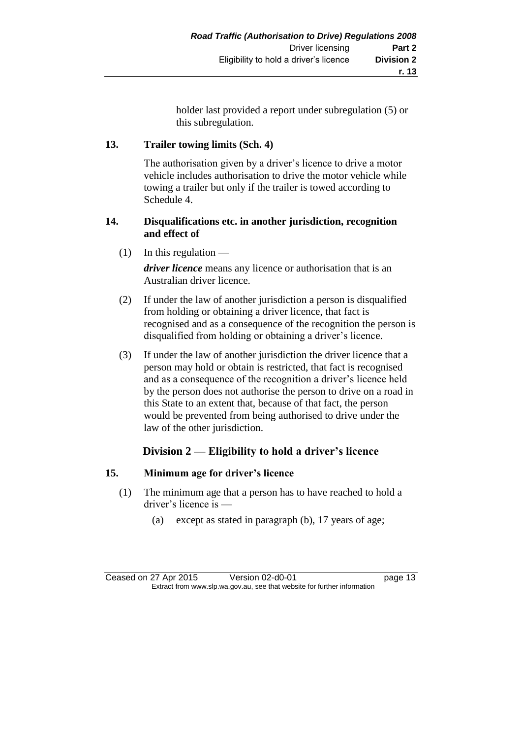holder last provided a report under subregulation (5) or this subregulation.

### 13. Trailer towing limits (Sch. 4)

The authorisation given by a driver's licence to drive a motor vehicle includes authorisation to drive the motor vehicle while towing a trailer but only if the trailer is towed according to Schedule 4.

### 14. Disqualifications etc. in another jurisdiction, recognition and effect of

(1) In this regulation —

***driver licence*** means any licence or authorisation that is an Australian driver licence.

(2) If under the law of another jurisdiction a person is disqualified from holding or obtaining a driver licence, that fact is recognised and as a consequence of the recognition the person is disqualified from holding or obtaining a driver's licence.

(3) If under the law of another jurisdiction the driver licence that a person may hold or obtain is restricted, that fact is recognised and as a consequence of the recognition a driver's licence held by the person does not authorise the person to drive on a road in this State to an extent that, because of that fact, the person would be prevented from being authorised to drive under the law of the other jurisdiction.

## Division 2 — Eligibility to hold a driver's licence

### 15. Minimum age for driver's licence

(1) The minimum age that a person has to have reached to hold a driver's licence is —

(a) except as stated in paragraph (b), 17 years of age;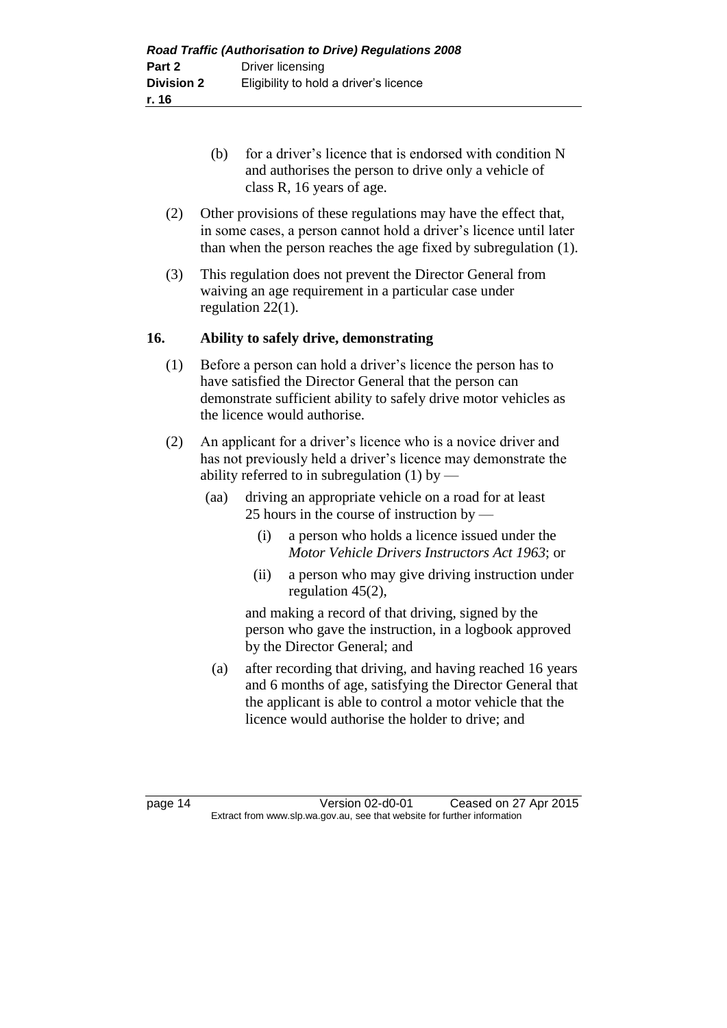(b) for a driver's licence that is endorsed with condition N and authorises the person to drive only a vehicle of class R, 16 years of age.

(2) Other provisions of these regulations may have the effect that, in some cases, a person cannot hold a driver's licence until later than when the person reaches the age fixed by subregulation (1).

(3) This regulation does not prevent the Director General from waiving an age requirement in a particular case under regulation 22(1).

## 16. Ability to safely drive, demonstrating

(1) Before a person can hold a driver's licence the person has to have satisfied the Director General that the person can demonstrate sufficient ability to safely drive motor vehicles as the licence would authorise.

(2) An applicant for a driver's licence who is a novice driver and has not previously held a driver's licence may demonstrate the ability referred to in subregulation (1) by —

(aa) driving an appropriate vehicle on a road for at least 25 hours in the course of instruction by —

(i) a person who holds a licence issued under the *Motor Vehicle Drivers Instructors Act 1963*; or

(ii) a person who may give driving instruction under regulation 45(2),

and making a record of that driving, signed by the person who gave the instruction, in a logbook approved by the Director General; and

(a) after recording that driving, and having reached 16 years and 6 months of age, satisfying the Director General that the applicant is able to control a motor vehicle that the licence would authorise the holder to drive; and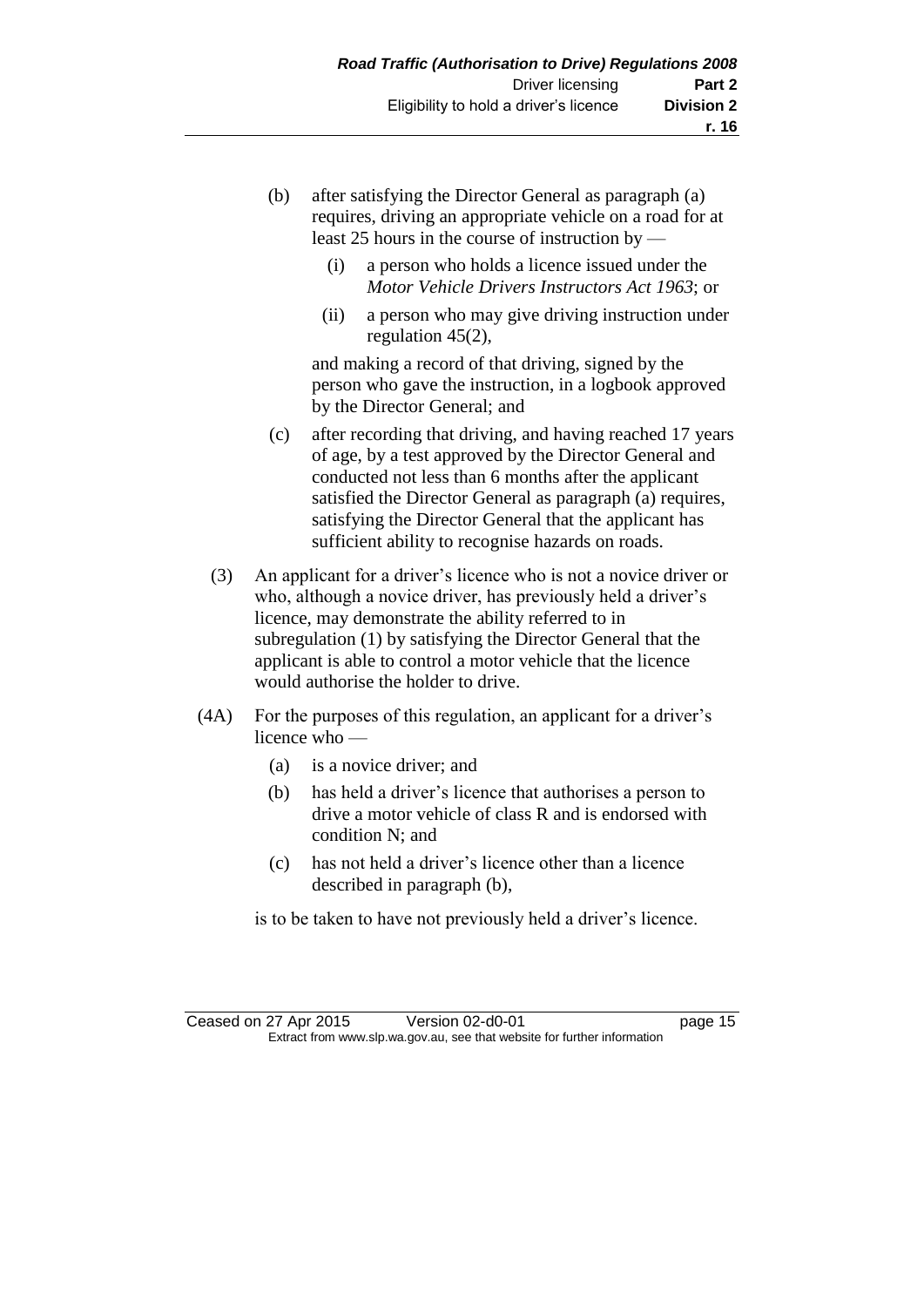(b) after satisfying the Director General as paragraph (a) requires, driving an appropriate vehicle on a road for at least 25 hours in the course of instruction by —

   (i) a person who holds a licence issued under the *Motor Vehicle Drivers Instructors Act 1963*; or

   (ii) a person who may give driving instruction under regulation 45(2),

   and making a record of that driving, signed by the person who gave the instruction, in a logbook approved by the Director General; and

(c) after recording that driving, and having reached 17 years of age, by a test approved by the Director General and conducted not less than 6 months after the applicant satisfied the Director General as paragraph (a) requires, satisfying the Director General that the applicant has sufficient ability to recognise hazards on roads.

(3) An applicant for a driver's licence who is not a novice driver or who, although a novice driver, has previously held a driver's licence, may demonstrate the ability referred to in subregulation (1) by satisfying the Director General that the applicant is able to control a motor vehicle that the licence would authorise the holder to drive.

(4A) For the purposes of this regulation, an applicant for a driver's licence who —

   (a) is a novice driver; and

   (b) has held a driver's licence that authorises a person to drive a motor vehicle of class R and is endorsed with condition N; and

   (c) has not held a driver's licence other than a licence described in paragraph (b),

   is to be taken to have not previously held a driver's licence.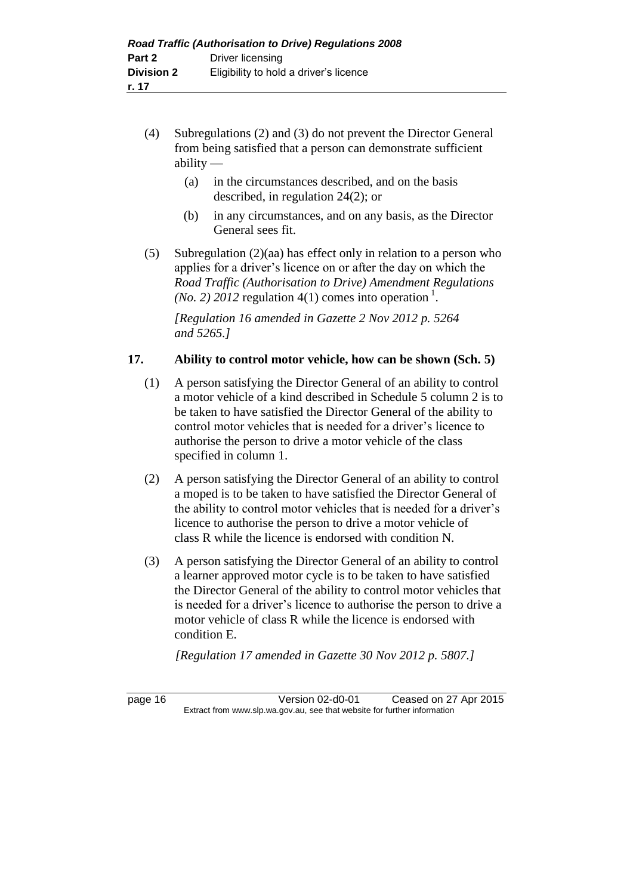(4) Subregulations (2) and (3) do not prevent the Director General from being satisfied that a person can demonstrate sufficient ability —

   (a) in the circumstances described, and on the basis described, in regulation 24(2); or

   (b) in any circumstances, and on any basis, as the Director General sees fit.

(5) Subregulation (2)(aa) has effect only in relation to a person who applies for a driver's licence on or after the day on which the *Road Traffic (Authorisation to Drive) Amendment Regulations (No. 2) 2012* regulation 4(1) comes into operation [1].

*[Regulation 16 amended in Gazette 2 Nov 2012 p. 5264 and 5265.]*

## 17. Ability to control motor vehicle, how can be shown (Sch. 5)

(1) A person satisfying the Director General of an ability to control a motor vehicle of a kind described in Schedule 5 column 2 is to be taken to have satisfied the Director General of the ability to control motor vehicles that is needed for a driver's licence to authorise the person to drive a motor vehicle of the class specified in column 1.

(2) A person satisfying the Director General of an ability to control a moped is to be taken to have satisfied the Director General of the ability to control motor vehicles that is needed for a driver's licence to authorise the person to drive a motor vehicle of class R while the licence is endorsed with condition N.

(3) A person satisfying the Director General of an ability to control a learner approved motor cycle is to be taken to have satisfied the Director General of the ability to control motor vehicles that is needed for a driver's licence to authorise the person to drive a motor vehicle of class R while the licence is endorsed with condition E.

*[Regulation 17 amended in Gazette 30 Nov 2012 p. 5807.]*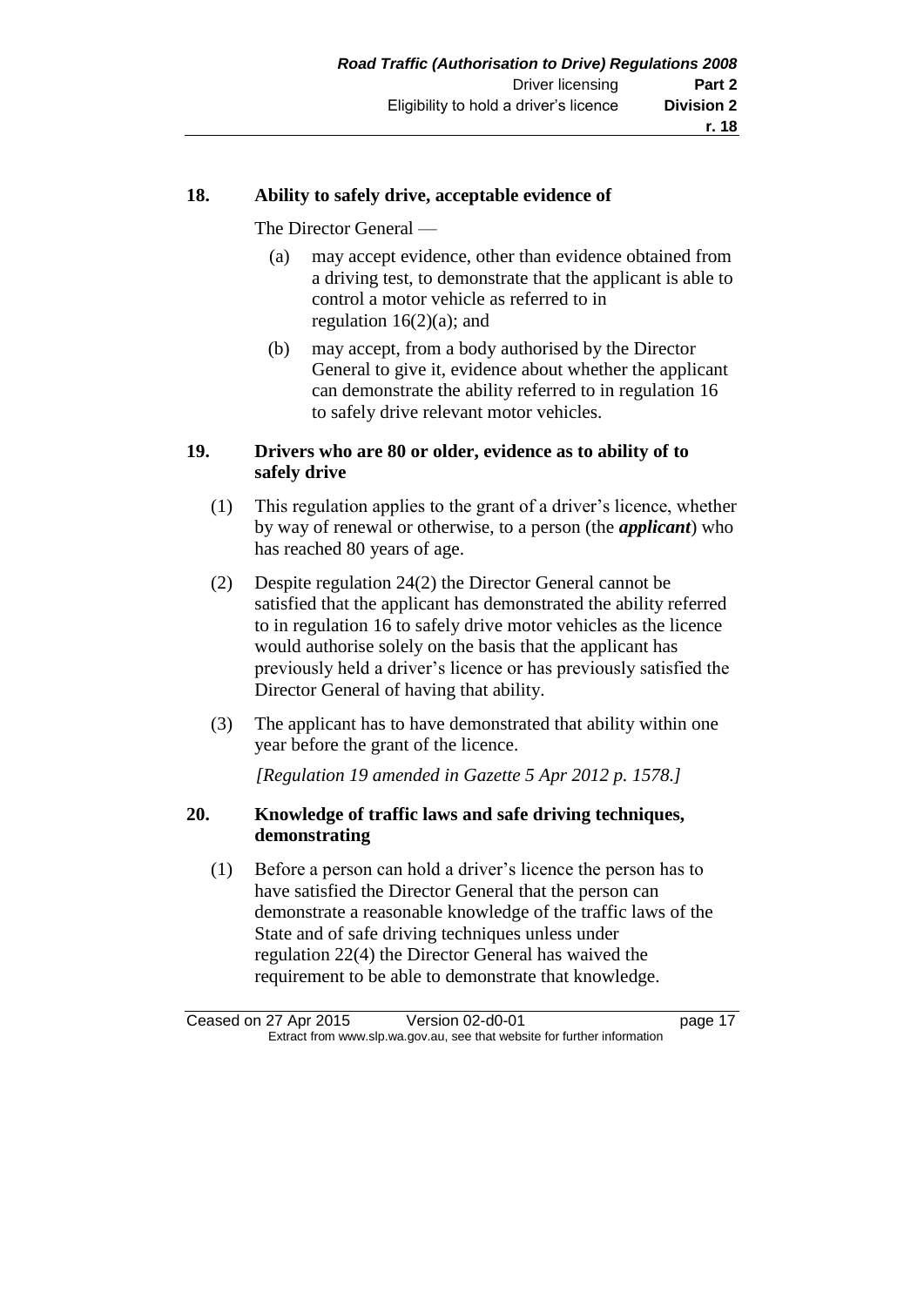## 18. Ability to safely drive, acceptable evidence of

The Director General —

(a) may accept evidence, other than evidence obtained from a driving test, to demonstrate that the applicant is able to control a motor vehicle as referred to in regulation 16(2)(a); and

(b) may accept, from a body authorised by the Director General to give it, evidence about whether the applicant can demonstrate the ability referred to in regulation 16 to safely drive relevant motor vehicles.

## 19. Drivers who are 80 or older, evidence as to ability of to safely drive

(1) This regulation applies to the grant of a driver's licence, whether by way of renewal or otherwise, to a person (the ***applicant***) who has reached 80 years of age.

(2) Despite regulation 24(2) the Director General cannot be satisfied that the applicant has demonstrated the ability referred to in regulation 16 to safely drive motor vehicles as the licence would authorise solely on the basis that the applicant has previously held a driver's licence or has previously satisfied the Director General of having that ability.

(3) The applicant has to have demonstrated that ability within one year before the grant of the licence.

*[Regulation 19 amended in Gazette 5 Apr 2012 p. 1578.]*

## 20. Knowledge of traffic laws and safe driving techniques, demonstrating

(1) Before a person can hold a driver's licence the person has to have satisfied the Director General that the person can demonstrate a reasonable knowledge of the traffic laws of the State and of safe driving techniques unless under regulation 22(4) the Director General has waived the requirement to be able to demonstrate that knowledge.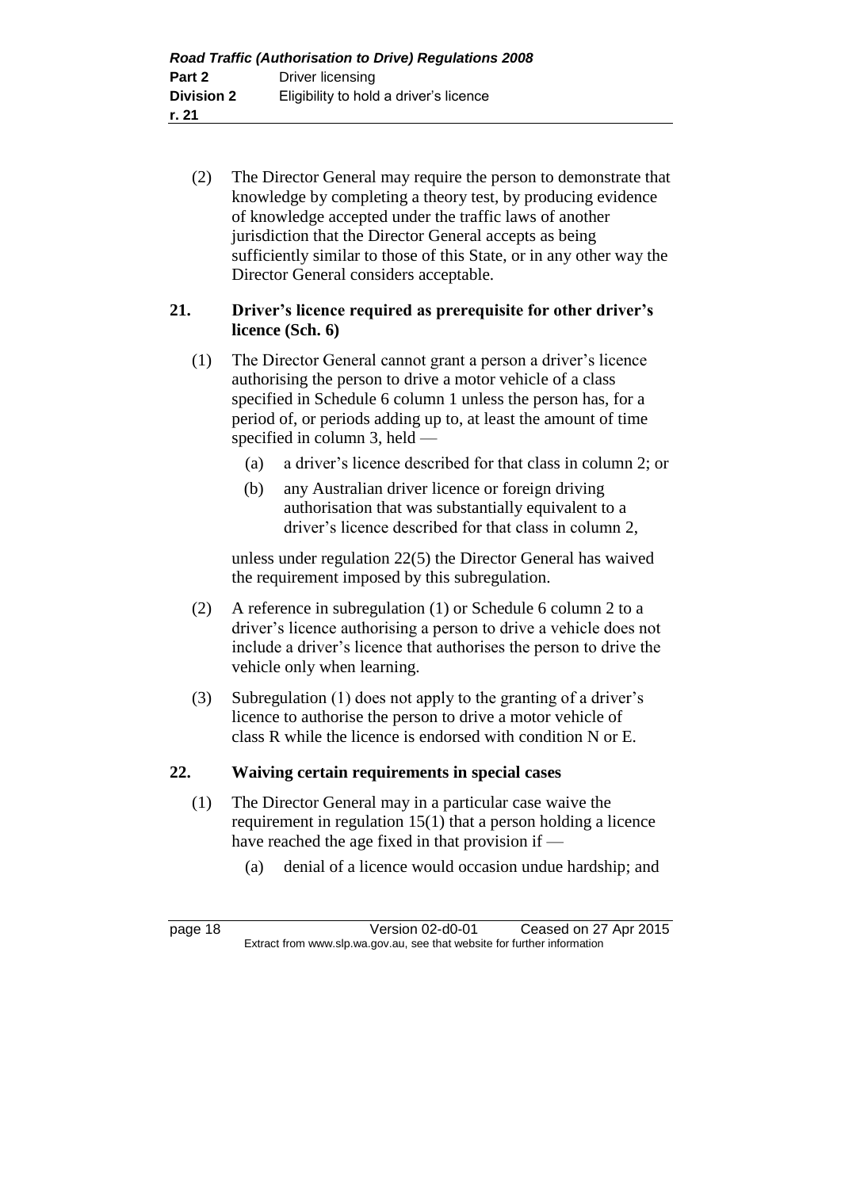(2) The Director General may require the person to demonstrate that knowledge by completing a theory test, by producing evidence of knowledge accepted under the traffic laws of another jurisdiction that the Director General accepts as being sufficiently similar to those of this State, or in any other way the Director General considers acceptable.

## 21. Driver's licence required as prerequisite for other driver's licence (Sch. 6)

(1) The Director General cannot grant a person a driver's licence authorising the person to drive a motor vehicle of a class specified in Schedule 6 column 1 unless the person has, for a period of, or periods adding up to, at least the amount of time specified in column 3, held —

- (a) a driver's licence described for that class in column 2; or
- (b) any Australian driver licence or foreign driving authorisation that was substantially equivalent to a driver's licence described for that class in column 2,

unless under regulation 22(5) the Director General has waived the requirement imposed by this subregulation.

(2) A reference in subregulation (1) or Schedule 6 column 2 to a driver's licence authorising a person to drive a vehicle does not include a driver's licence that authorises the person to drive the vehicle only when learning.

(3) Subregulation (1) does not apply to the granting of a driver's licence to authorise the person to drive a motor vehicle of class R while the licence is endorsed with condition N or E.

## 22. Waiving certain requirements in special cases

(1) The Director General may in a particular case waive the requirement in regulation 15(1) that a person holding a licence have reached the age fixed in that provision if —

- (a) denial of a licence would occasion undue hardship; and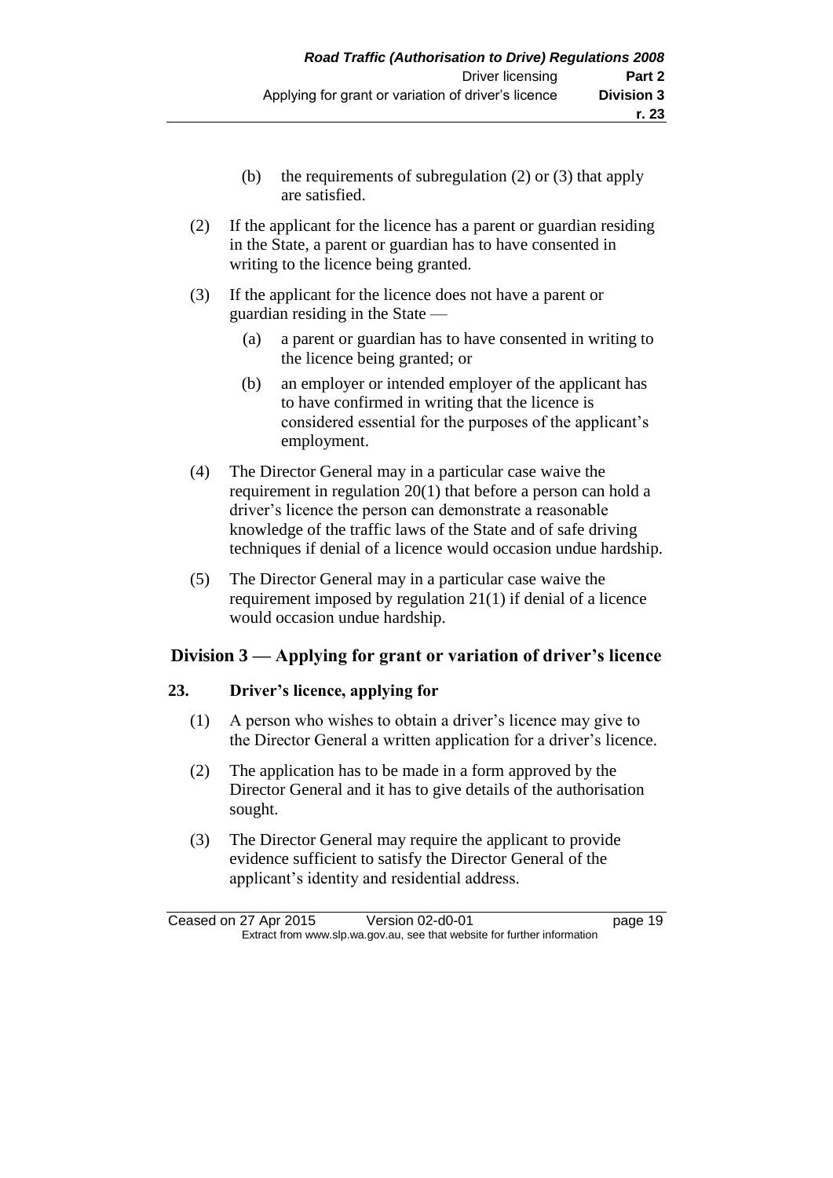(b) the requirements of subregulation (2) or (3) that apply are satisfied.

(2) If the applicant for the licence has a parent or guardian residing in the State, a parent or guardian has to have consented in writing to the licence being granted.

(3) If the applicant for the licence does not have a parent or guardian residing in the State —

(a) a parent or guardian has to have consented in writing to the licence being granted; or

(b) an employer or intended employer of the applicant has to have confirmed in writing that the licence is considered essential for the purposes of the applicant's employment.

(4) The Director General may in a particular case waive the requirement in regulation 20(1) that before a person can hold a driver's licence the person can demonstrate a reasonable knowledge of the traffic laws of the State and of safe driving techniques if denial of a licence would occasion undue hardship.

(5) The Director General may in a particular case waive the requirement imposed by regulation 21(1) if denial of a licence would occasion undue hardship.

## Division 3 — Applying for grant or variation of driver's licence

### 23. Driver's licence, applying for

(1) A person who wishes to obtain a driver's licence may give to the Director General a written application for a driver's licence.

(2) The application has to be made in a form approved by the Director General and it has to give details of the authorisation sought.

(3) The Director General may require the applicant to provide evidence sufficient to satisfy the Director General of the applicant's identity and residential address.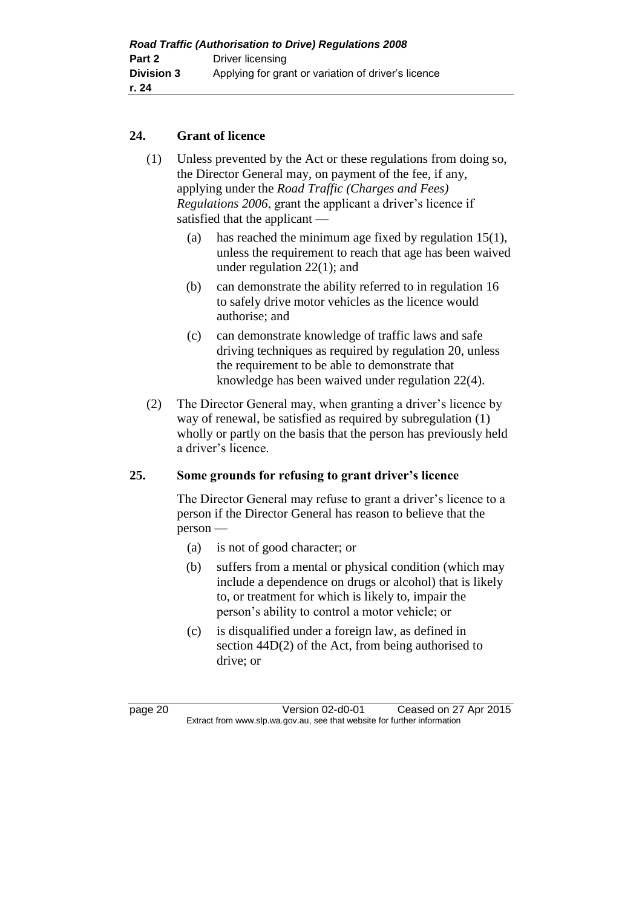## 24. Grant of licence

(1) Unless prevented by the Act or these regulations from doing so, the Director General may, on payment of the fee, if any, applying under the *Road Traffic (Charges and Fees) Regulations 2006*, grant the applicant a driver's licence if satisfied that the applicant —

(a) has reached the minimum age fixed by regulation 15(1), unless the requirement to reach that age has been waived under regulation 22(1); and

(b) can demonstrate the ability referred to in regulation 16 to safely drive motor vehicles as the licence would authorise; and

(c) can demonstrate knowledge of traffic laws and safe driving techniques as required by regulation 20, unless the requirement to be able to demonstrate that knowledge has been waived under regulation 22(4).

(2) The Director General may, when granting a driver's licence by way of renewal, be satisfied as required by subregulation (1) wholly or partly on the basis that the person has previously held a driver's licence.

## 25. Some grounds for refusing to grant driver's licence

The Director General may refuse to grant a driver's licence to a person if the Director General has reason to believe that the person —

(a) is not of good character; or

(b) suffers from a mental or physical condition (which may include a dependence on drugs or alcohol) that is likely to, or treatment for which is likely to, impair the person's ability to control a motor vehicle; or

(c) is disqualified under a foreign law, as defined in section 44D(2) of the Act, from being authorised to drive; or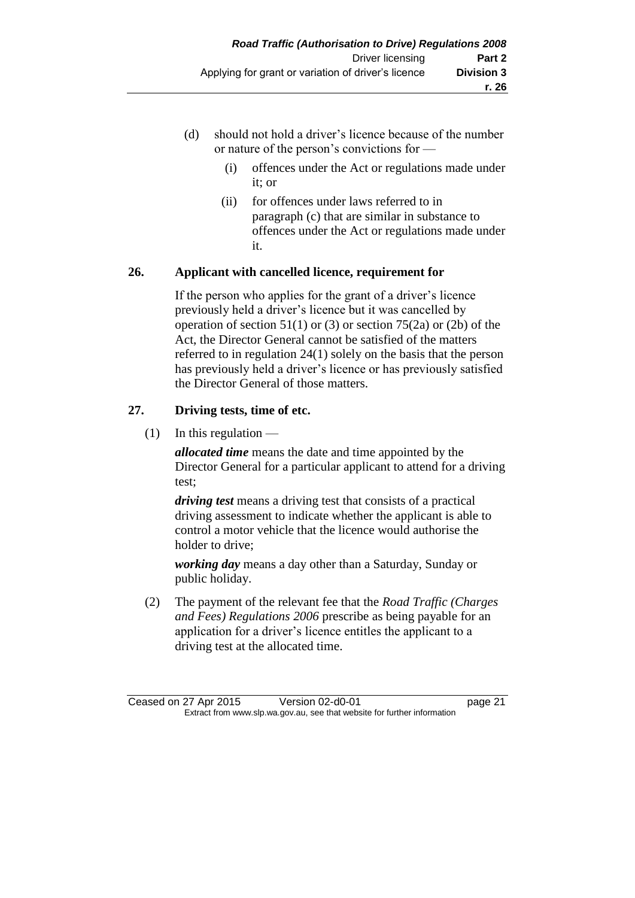(d) should not hold a driver's licence because of the number or nature of the person's convictions for —

  (i) offences under the Act or regulations made under it; or

  (ii) for offences under laws referred to in paragraph (c) that are similar in substance to offences under the Act or regulations made under it.

**26. Applicant with cancelled licence, requirement for**

If the person who applies for the grant of a driver's licence previously held a driver's licence but it was cancelled by operation of section 51(1) or (3) or section 75(2a) or (2b) of the Act, the Director General cannot be satisfied of the matters referred to in regulation 24(1) solely on the basis that the person has previously held a driver's licence or has previously satisfied the Director General of those matters.

**27. Driving tests, time of etc.**

(1) In this regulation —

***allocated time*** means the date and time appointed by the Director General for a particular applicant to attend for a driving test;

***driving test*** means a driving test that consists of a practical driving assessment to indicate whether the applicant is able to control a motor vehicle that the licence would authorise the holder to drive;

***working day*** means a day other than a Saturday, Sunday or public holiday.

(2) The payment of the relevant fee that the *Road Traffic (Charges and Fees) Regulations 2006* prescribe as being payable for an application for a driver's licence entitles the applicant to a driving test at the allocated time.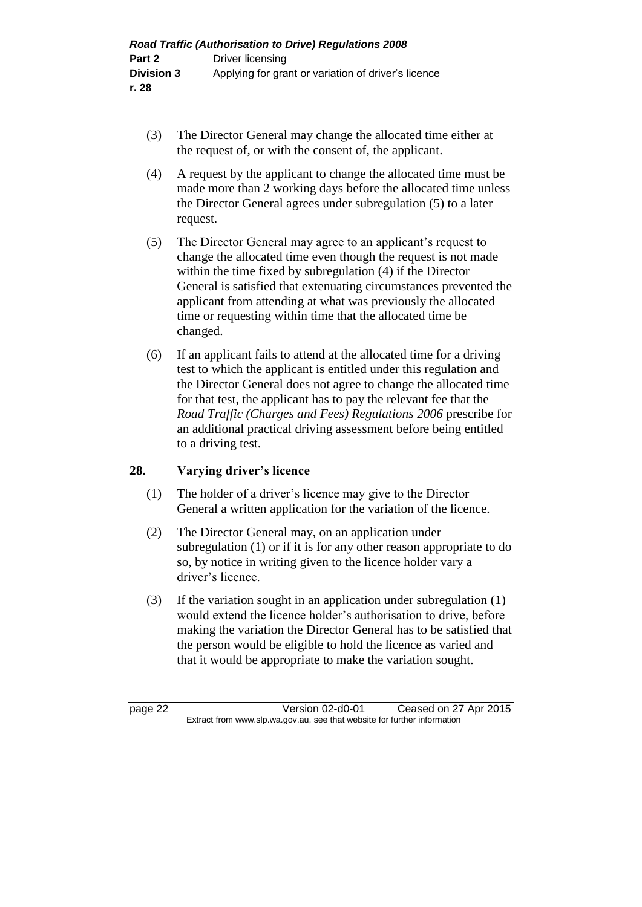(3) The Director General may change the allocated time either at the request of, or with the consent of, the applicant.

(4) A request by the applicant to change the allocated time must be made more than 2 working days before the allocated time unless the Director General agrees under subregulation (5) to a later request.

(5) The Director General may agree to an applicant's request to change the allocated time even though the request is not made within the time fixed by subregulation (4) if the Director General is satisfied that extenuating circumstances prevented the applicant from attending at what was previously the allocated time or requesting within time that the allocated time be changed.

(6) If an applicant fails to attend at the allocated time for a driving test to which the applicant is entitled under this regulation and the Director General does not agree to change the allocated time for that test, the applicant has to pay the relevant fee that the *Road Traffic (Charges and Fees) Regulations 2006* prescribe for an additional practical driving assessment before being entitled to a driving test.

## 28. Varying driver's licence

(1) The holder of a driver's licence may give to the Director General a written application for the variation of the licence.

(2) The Director General may, on an application under subregulation (1) or if it is for any other reason appropriate to do so, by notice in writing given to the licence holder vary a driver's licence.

(3) If the variation sought in an application under subregulation (1) would extend the licence holder's authorisation to drive, before making the variation the Director General has to be satisfied that the person would be eligible to hold the licence as varied and that it would be appropriate to make the variation sought.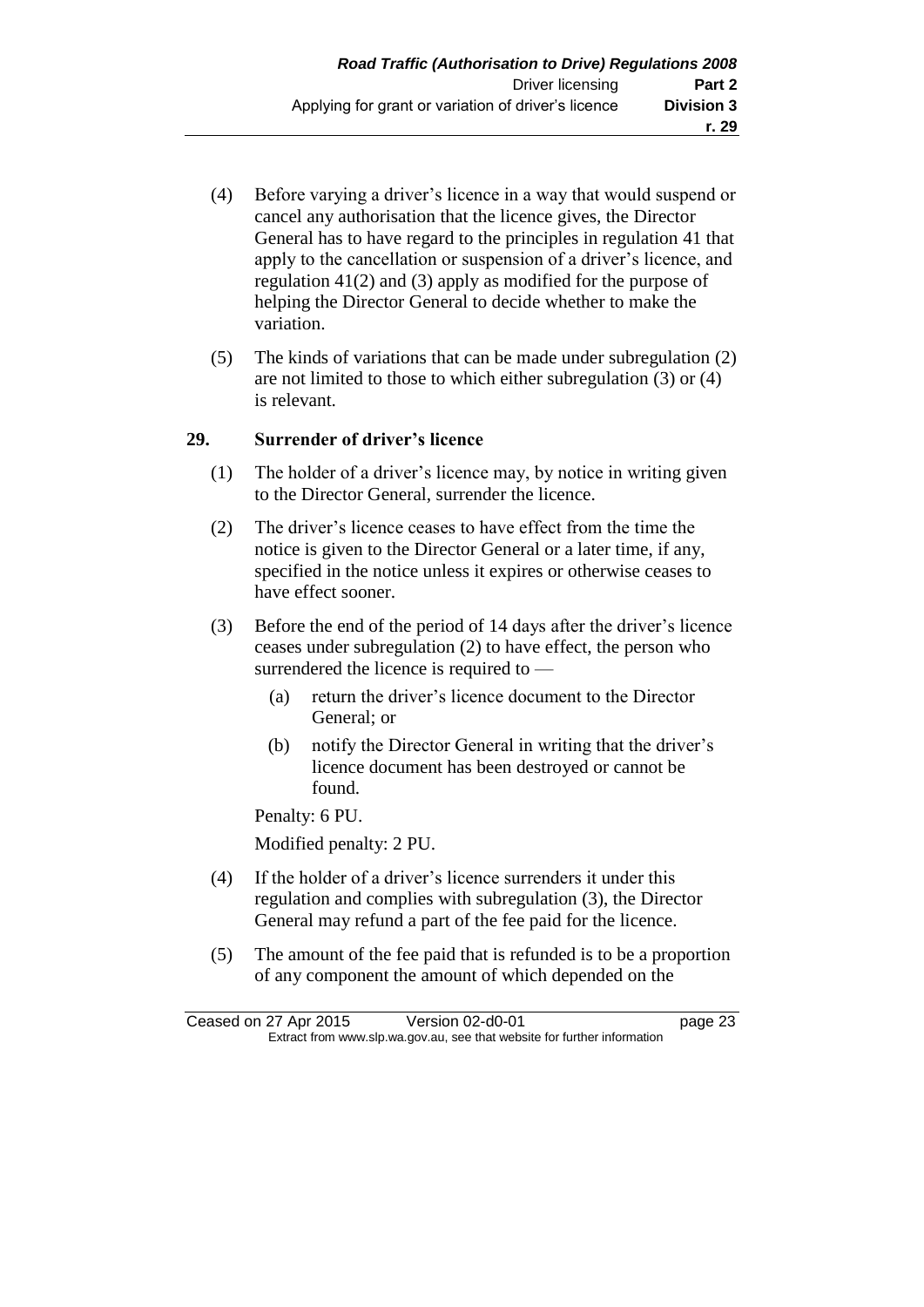(4) Before varying a driver's licence in a way that would suspend or cancel any authorisation that the licence gives, the Director General has to have regard to the principles in regulation 41 that apply to the cancellation or suspension of a driver's licence, and regulation 41(2) and (3) apply as modified for the purpose of helping the Director General to decide whether to make the variation.

(5) The kinds of variations that can be made under subregulation (2) are not limited to those to which either subregulation (3) or (4) is relevant.

## 29. Surrender of driver's licence

(1) The holder of a driver's licence may, by notice in writing given to the Director General, surrender the licence.

(2) The driver's licence ceases to have effect from the time the notice is given to the Director General or a later time, if any, specified in the notice unless it expires or otherwise ceases to have effect sooner.

(3) Before the end of the period of 14 days after the driver's licence ceases under subregulation (2) to have effect, the person who surrendered the licence is required to —

- (a) return the driver's licence document to the Director General; or
- (b) notify the Director General in writing that the driver's licence document has been destroyed or cannot be found.

Penalty: 6 PU.

Modified penalty: 2 PU.

(4) If the holder of a driver's licence surrenders it under this regulation and complies with subregulation (3), the Director General may refund a part of the fee paid for the licence.

(5) The amount of the fee paid that is refunded is to be a proportion of any component the amount of which depended on the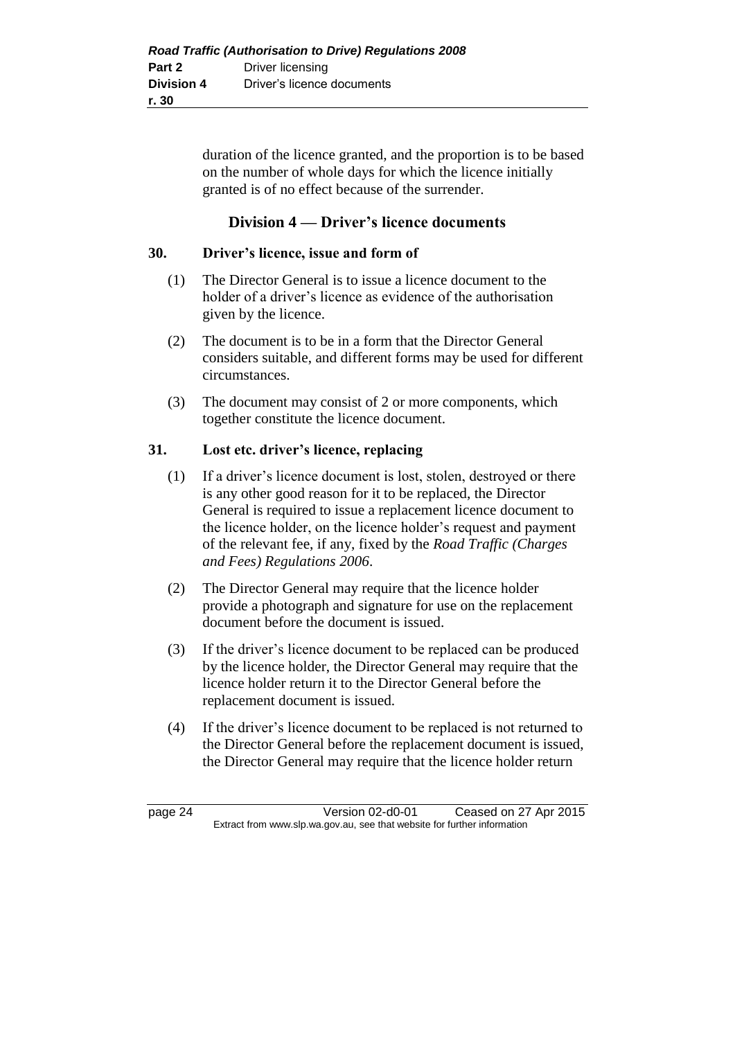duration of the licence granted, and the proportion is to be based on the number of whole days for which the licence initially granted is of no effect because of the surrender.

## Division 4 — Driver's licence documents

### 30. Driver's licence, issue and form of

(1) The Director General is to issue a licence document to the holder of a driver's licence as evidence of the authorisation given by the licence.

(2) The document is to be in a form that the Director General considers suitable, and different forms may be used for different circumstances.

(3) The document may consist of 2 or more components, which together constitute the licence document.

### 31. Lost etc. driver's licence, replacing

(1) If a driver's licence document is lost, stolen, destroyed or there is any other good reason for it to be replaced, the Director General is required to issue a replacement licence document to the licence holder, on the licence holder's request and payment of the relevant fee, if any, fixed by the *Road Traffic (Charges and Fees) Regulations 2006*.

(2) The Director General may require that the licence holder provide a photograph and signature for use on the replacement document before the document is issued.

(3) If the driver's licence document to be replaced can be produced by the licence holder, the Director General may require that the licence holder return it to the Director General before the replacement document is issued.

(4) If the driver's licence document to be replaced is not returned to the Director General before the replacement document is issued, the Director General may require that the licence holder return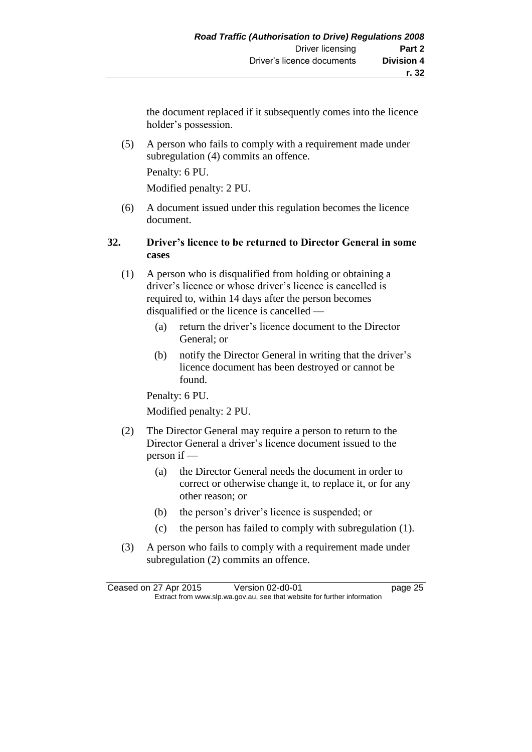the document replaced if it subsequently comes into the licence holder's possession.

(5) A person who fails to comply with a requirement made under subregulation (4) commits an offence.

Penalty: 6 PU.

Modified penalty: 2 PU.

(6) A document issued under this regulation becomes the licence document.

### 32. Driver's licence to be returned to Director General in some cases

(1) A person who is disqualified from holding or obtaining a driver's licence or whose driver's licence is cancelled is required to, within 14 days after the person becomes disqualified or the licence is cancelled —

(a) return the driver's licence document to the Director General; or

(b) notify the Director General in writing that the driver's licence document has been destroyed or cannot be found.

Penalty: 6 PU.

Modified penalty: 2 PU.

(2) The Director General may require a person to return to the Director General a driver's licence document issued to the person if —

(a) the Director General needs the document in order to correct or otherwise change it, to replace it, or for any other reason; or

(b) the person's driver's licence is suspended; or

(c) the person has failed to comply with subregulation (1).

(3) A person who fails to comply with a requirement made under subregulation (2) commits an offence.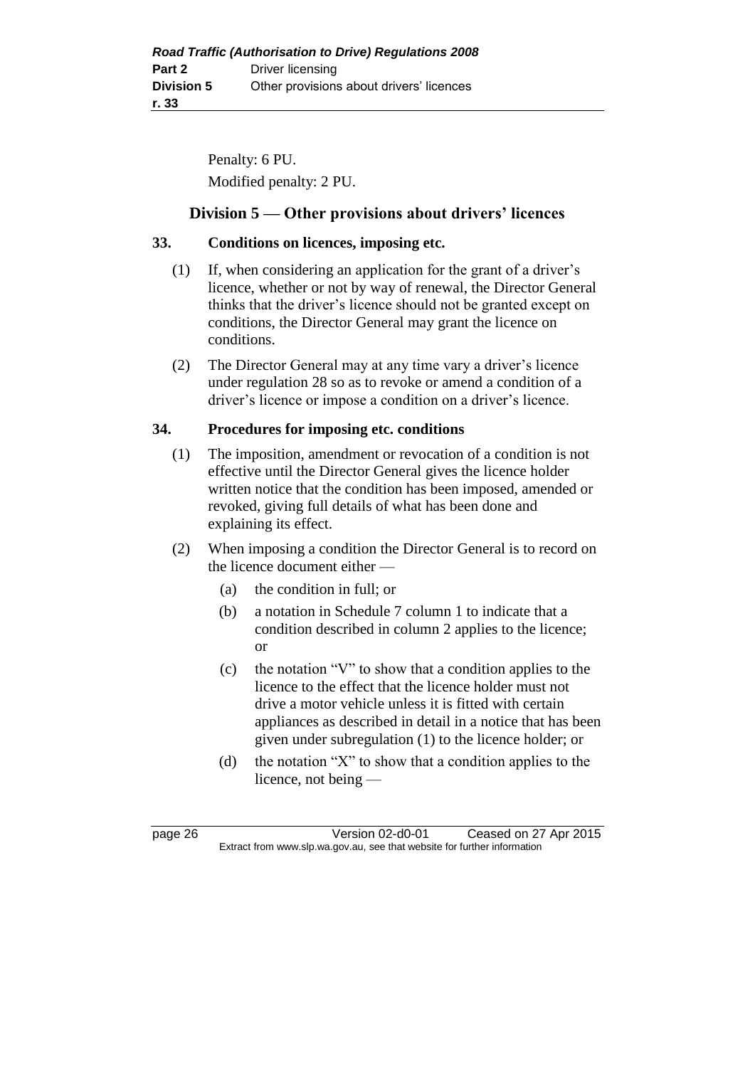Penalty: 6 PU.

Modified penalty: 2 PU.

## Division 5 — Other provisions about drivers' licences

### 33. Conditions on licences, imposing etc.

(1) If, when considering an application for the grant of a driver's licence, whether or not by way of renewal, the Director General thinks that the driver's licence should not be granted except on conditions, the Director General may grant the licence on conditions.

(2) The Director General may at any time vary a driver's licence under regulation 28 so as to revoke or amend a condition of a driver's licence or impose a condition on a driver's licence.

### 34. Procedures for imposing etc. conditions

(1) The imposition, amendment or revocation of a condition is not effective until the Director General gives the licence holder written notice that the condition has been imposed, amended or revoked, giving full details of what has been done and explaining its effect.

(2) When imposing a condition the Director General is to record on the licence document either —

(a) the condition in full; or

(b) a notation in Schedule 7 column 1 to indicate that a condition described in column 2 applies to the licence; or

(c) the notation "V" to show that a condition applies to the licence to the effect that the licence holder must not drive a motor vehicle unless it is fitted with certain appliances as described in detail in a notice that has been given under subregulation (1) to the licence holder; or

(d) the notation "X" to show that a condition applies to the licence, not being —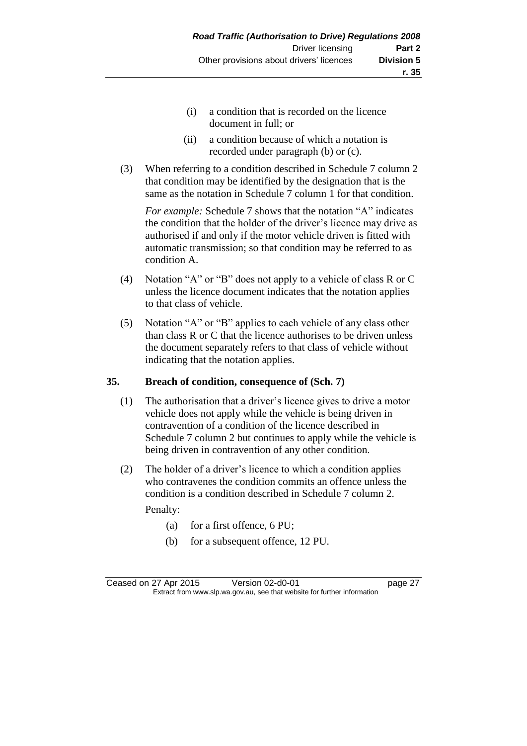(i) a condition that is recorded on the licence document in full; or

(ii) a condition because of which a notation is recorded under paragraph (b) or (c).

(3) When referring to a condition described in Schedule 7 column 2 that condition may be identified by the designation that is the same as the notation in Schedule 7 column 1 for that condition.

*For example:* Schedule 7 shows that the notation "A" indicates the condition that the holder of the driver's licence may drive as authorised if and only if the motor vehicle driven is fitted with automatic transmission; so that condition may be referred to as condition A.

(4) Notation "A" or "B" does not apply to a vehicle of class R or C unless the licence document indicates that the notation applies to that class of vehicle.

(5) Notation "A" or "B" applies to each vehicle of any class other than class R or C that the licence authorises to be driven unless the document separately refers to that class of vehicle without indicating that the notation applies.

## 35. Breach of condition, consequence of (Sch. 7)

(1) The authorisation that a driver's licence gives to drive a motor vehicle does not apply while the vehicle is being driven in contravention of a condition of the licence described in Schedule 7 column 2 but continues to apply while the vehicle is being driven in contravention of any other condition.

(2) The holder of a driver's licence to which a condition applies who contravenes the condition commits an offence unless the condition is a condition described in Schedule 7 column 2.

Penalty:

(a) for a first offence, 6 PU;

(b) for a subsequent offence, 12 PU.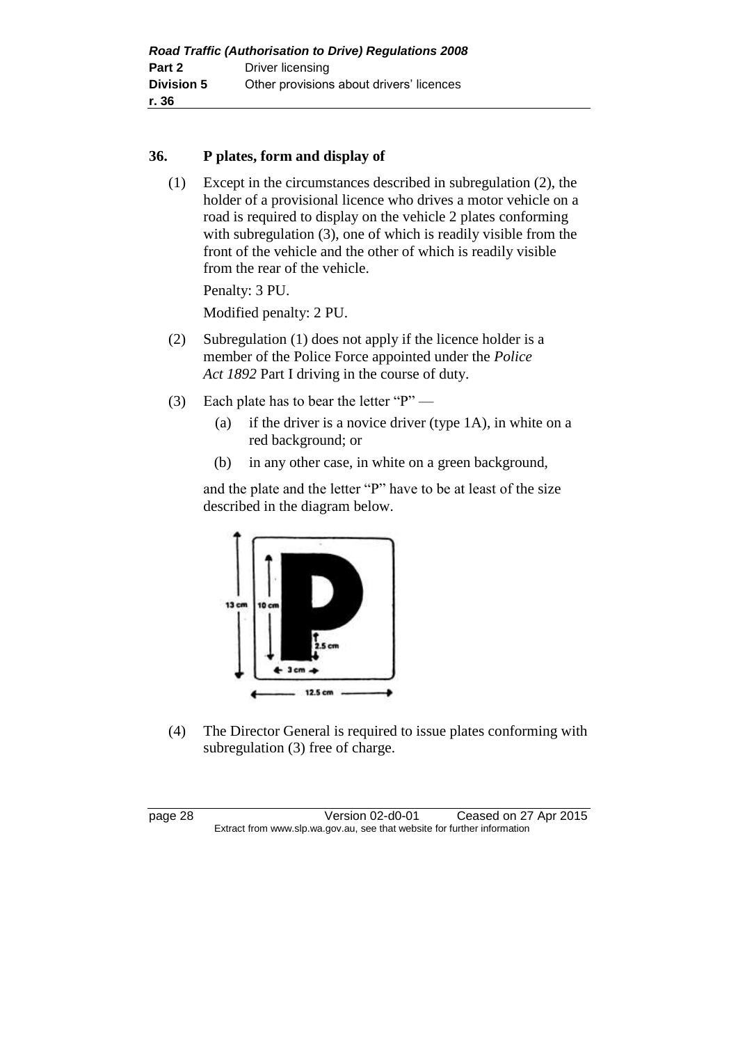## 36. P plates, form and display of

(1) Except in the circumstances described in subregulation (2), the holder of a provisional licence who drives a motor vehicle on a road is required to display on the vehicle 2 plates conforming with subregulation (3), one of which is readily visible from the front of the vehicle and the other of which is readily visible from the rear of the vehicle.

Penalty: 3 PU.

Modified penalty: 2 PU.

(2) Subregulation (1) does not apply if the licence holder is a member of the Police Force appointed under the *Police Act 1892* Part I driving in the course of duty.

(3) Each plate has to bear the letter "P" —

- (a) if the driver is a novice driver (type 1A), in white on a red background; or
- (b) in any other case, in white on a green background,

and the plate and the letter "P" have to be at least of the size described in the diagram below.

(4) The Director General is required to issue plates conforming with subregulation (3) free of charge.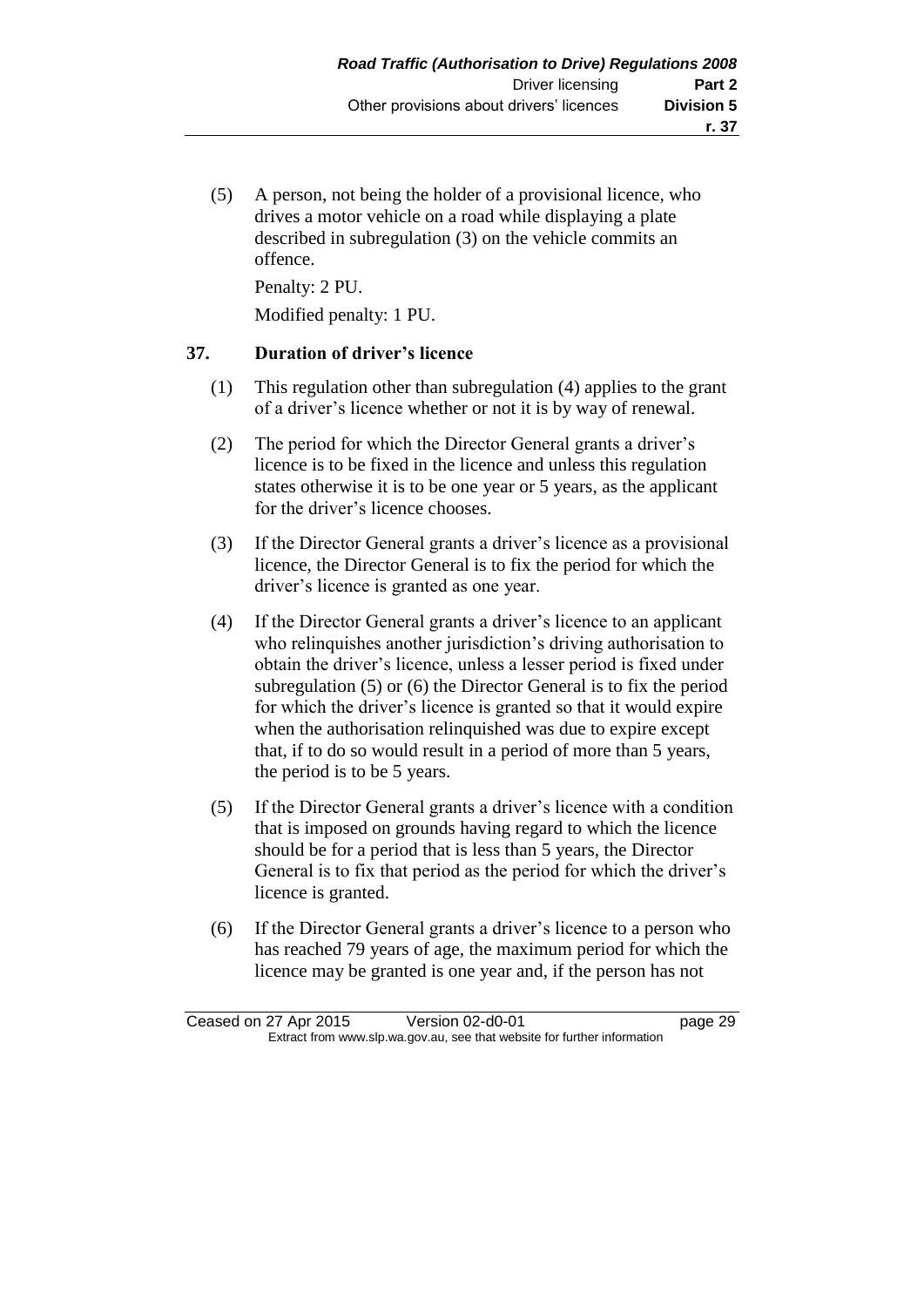(5) A person, not being the holder of a provisional licence, who drives a motor vehicle on a road while displaying a plate described in subregulation (3) on the vehicle commits an offence.

Penalty: 2 PU.

Modified penalty: 1 PU.

### 37. Duration of driver's licence

(1) This regulation other than subregulation (4) applies to the grant of a driver's licence whether or not it is by way of renewal.

(2) The period for which the Director General grants a driver's licence is to be fixed in the licence and unless this regulation states otherwise it is to be one year or 5 years, as the applicant for the driver's licence chooses.

(3) If the Director General grants a driver's licence as a provisional licence, the Director General is to fix the period for which the driver's licence is granted as one year.

(4) If the Director General grants a driver's licence to an applicant who relinquishes another jurisdiction's driving authorisation to obtain the driver's licence, unless a lesser period is fixed under subregulation (5) or (6) the Director General is to fix the period for which the driver's licence is granted so that it would expire when the authorisation relinquished was due to expire except that, if to do so would result in a period of more than 5 years, the period is to be 5 years.

(5) If the Director General grants a driver's licence with a condition that is imposed on grounds having regard to which the licence should be for a period that is less than 5 years, the Director General is to fix that period as the period for which the driver's licence is granted.

(6) If the Director General grants a driver's licence to a person who has reached 79 years of age, the maximum period for which the licence may be granted is one year and, if the person has not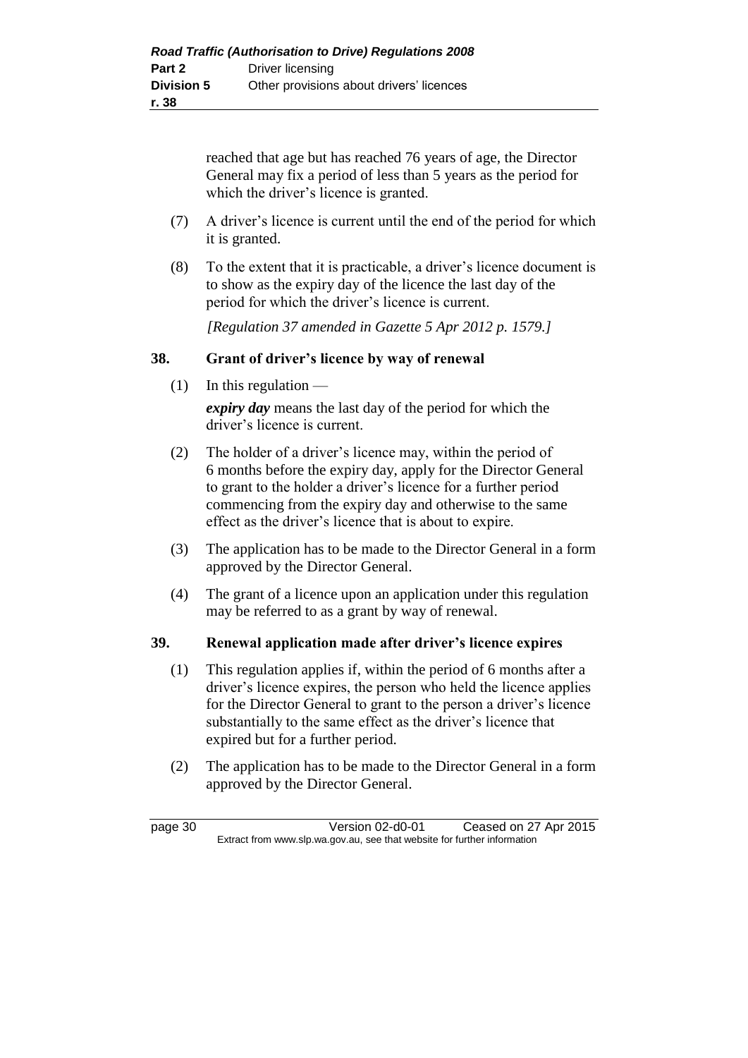reached that age but has reached 76 years of age, the Director General may fix a period of less than 5 years as the period for which the driver's licence is granted.

(7) A driver's licence is current until the end of the period for which it is granted.

(8) To the extent that it is practicable, a driver's licence document is to show as the expiry day of the licence the last day of the period for which the driver's licence is current.

*[Regulation 37 amended in Gazette 5 Apr 2012 p. 1579.]*

## 38. Grant of driver's licence by way of renewal

(1) In this regulation —

***expiry day*** means the last day of the period for which the driver's licence is current.

(2) The holder of a driver's licence may, within the period of 6 months before the expiry day, apply for the Director General to grant to the holder a driver's licence for a further period commencing from the expiry day and otherwise to the same effect as the driver's licence that is about to expire.

(3) The application has to be made to the Director General in a form approved by the Director General.

(4) The grant of a licence upon an application under this regulation may be referred to as a grant by way of renewal.

## 39. Renewal application made after driver's licence expires

(1) This regulation applies if, within the period of 6 months after a driver's licence expires, the person who held the licence applies for the Director General to grant to the person a driver's licence substantially to the same effect as the driver's licence that expired but for a further period.

(2) The application has to be made to the Director General in a form approved by the Director General.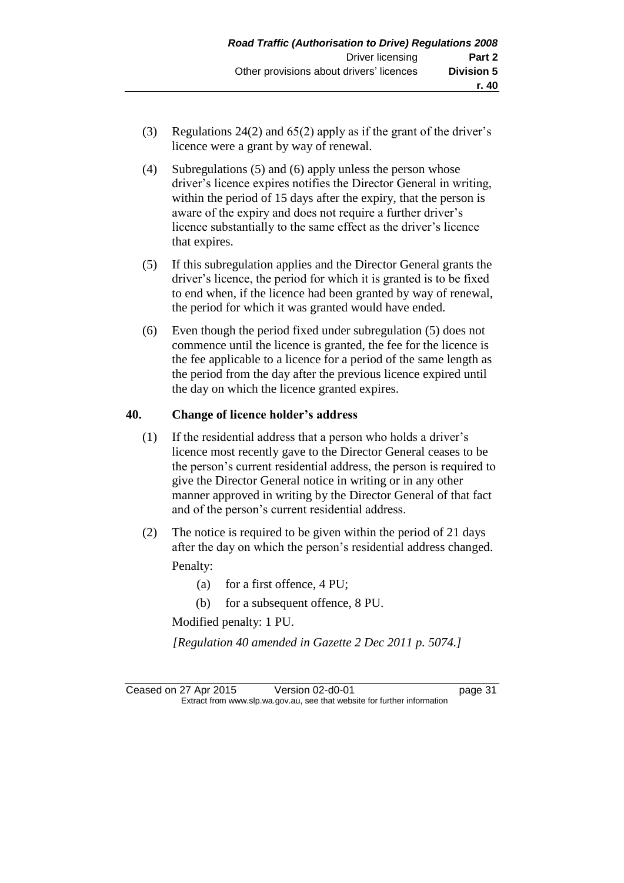(3) Regulations 24(2) and 65(2) apply as if the grant of the driver's licence were a grant by way of renewal.

(4) Subregulations (5) and (6) apply unless the person whose driver's licence expires notifies the Director General in writing, within the period of 15 days after the expiry, that the person is aware of the expiry and does not require a further driver's licence substantially to the same effect as the driver's licence that expires.

(5) If this subregulation applies and the Director General grants the driver's licence, the period for which it is granted is to be fixed to end when, if the licence had been granted by way of renewal, the period for which it was granted would have ended.

(6) Even though the period fixed under subregulation (5) does not commence until the licence is granted, the fee for the licence is the fee applicable to a licence for a period of the same length as the period from the day after the previous licence expired until the day on which the licence granted expires.

## 40. Change of licence holder's address

(1) If the residential address that a person who holds a driver's licence most recently gave to the Director General ceases to be the person's current residential address, the person is required to give the Director General notice in writing or in any other manner approved in writing by the Director General of that fact and of the person's current residential address.

(2) The notice is required to be given within the period of 21 days after the day on which the person's residential address changed.

Penalty:

(a) for a first offence, 4 PU;

(b) for a subsequent offence, 8 PU.

Modified penalty: 1 PU.

*[Regulation 40 amended in Gazette 2 Dec 2011 p. 5074.]*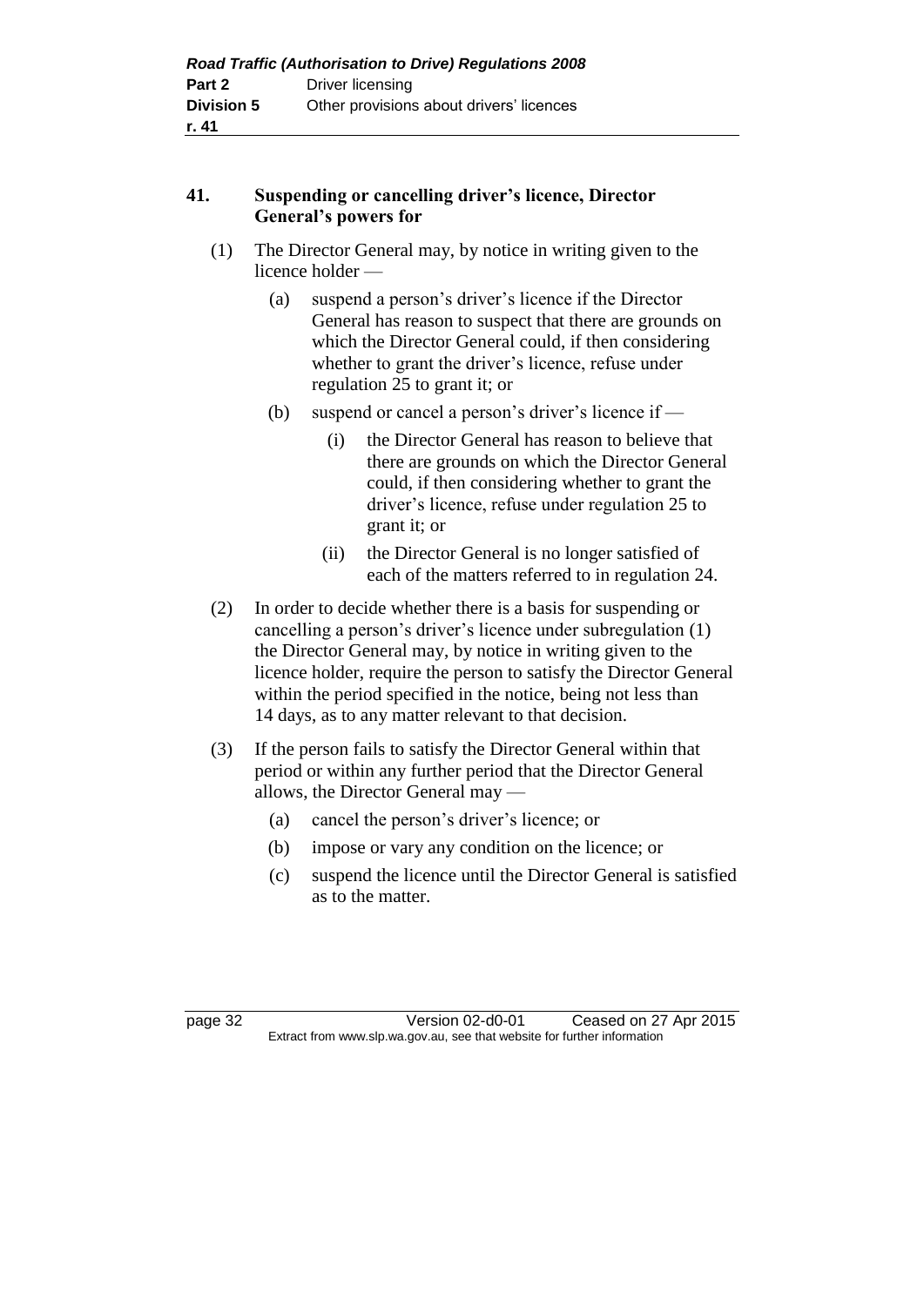## 41. Suspending or cancelling driver's licence, Director General's powers for

(1) The Director General may, by notice in writing given to the licence holder —

(a) suspend a person's driver's licence if the Director General has reason to suspect that there are grounds on which the Director General could, if then considering whether to grant the driver's licence, refuse under regulation 25 to grant it; or

(b) suspend or cancel a person's driver's licence if —

(i) the Director General has reason to believe that there are grounds on which the Director General could, if then considering whether to grant the driver's licence, refuse under regulation 25 to grant it; or

(ii) the Director General is no longer satisfied of each of the matters referred to in regulation 24.

(2) In order to decide whether there is a basis for suspending or cancelling a person's driver's licence under subregulation (1) the Director General may, by notice in writing given to the licence holder, require the person to satisfy the Director General within the period specified in the notice, being not less than 14 days, as to any matter relevant to that decision.

(3) If the person fails to satisfy the Director General within that period or within any further period that the Director General allows, the Director General may —

(a) cancel the person's driver's licence; or

(b) impose or vary any condition on the licence; or

(c) suspend the licence until the Director General is satisfied as to the matter.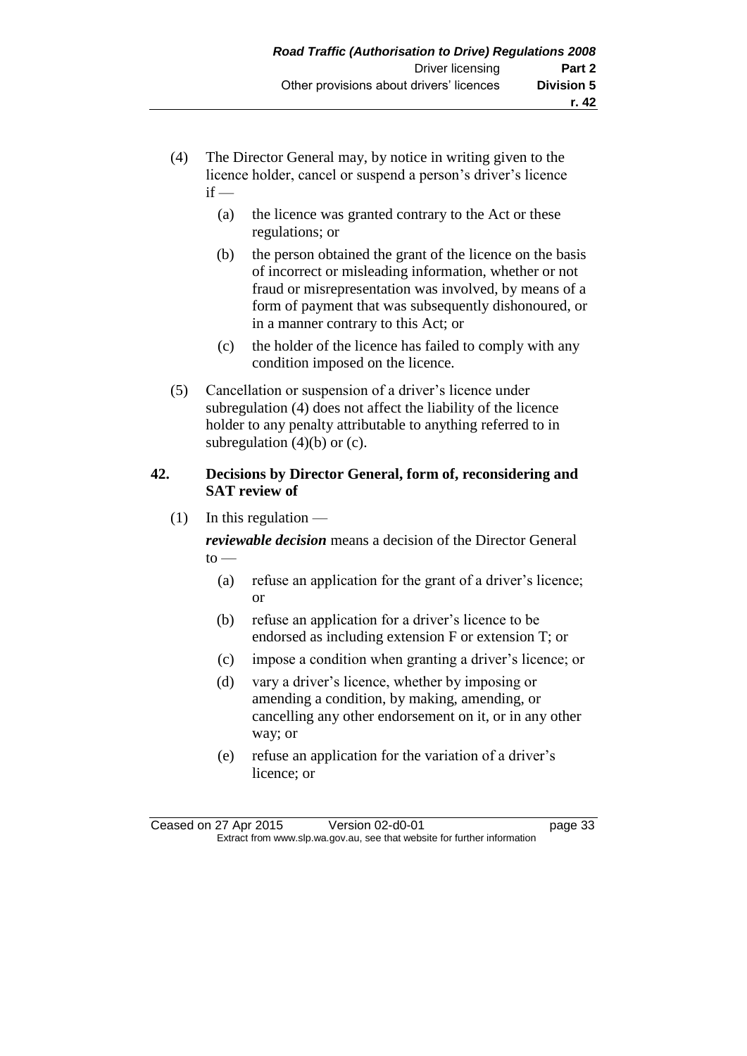(4) The Director General may, by notice in writing given to the licence holder, cancel or suspend a person's driver's licence if —

   (a) the licence was granted contrary to the Act or these regulations; or

   (b) the person obtained the grant of the licence on the basis of incorrect or misleading information, whether or not fraud or misrepresentation was involved, by means of a form of payment that was subsequently dishonoured, or in a manner contrary to this Act; or

   (c) the holder of the licence has failed to comply with any condition imposed on the licence.

(5) Cancellation or suspension of a driver's licence under subregulation (4) does not affect the liability of the licence holder to any penalty attributable to anything referred to in subregulation (4)(b) or (c).

## 42. Decisions by Director General, form of, reconsidering and SAT review of

(1) In this regulation —

***reviewable decision*** means a decision of the Director General to —

   (a) refuse an application for the grant of a driver's licence; or

   (b) refuse an application for a driver's licence to be endorsed as including extension F or extension T; or

   (c) impose a condition when granting a driver's licence; or

   (d) vary a driver's licence, whether by imposing or amending a condition, by making, amending, or cancelling any other endorsement on it, or in any other way; or

   (e) refuse an application for the variation of a driver's licence; or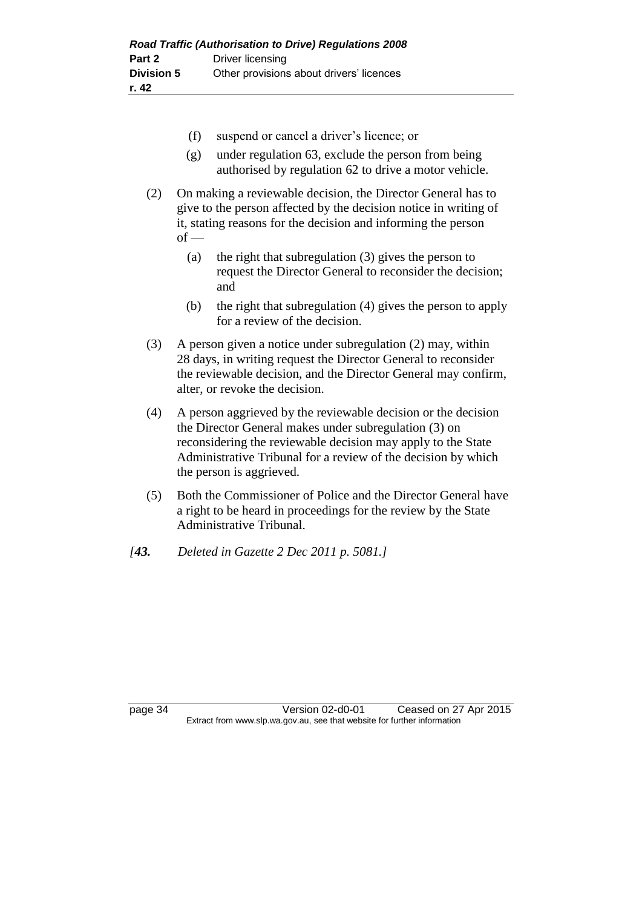(f) suspend or cancel a driver's licence; or

(g) under regulation 63, exclude the person from being authorised by regulation 62 to drive a motor vehicle.

(2) On making a reviewable decision, the Director General has to give to the person affected by the decision notice in writing of it, stating reasons for the decision and informing the person of —

(a) the right that subregulation (3) gives the person to request the Director General to reconsider the decision; and

(b) the right that subregulation (4) gives the person to apply for a review of the decision.

(3) A person given a notice under subregulation (2) may, within 28 days, in writing request the Director General to reconsider the reviewable decision, and the Director General may confirm, alter, or revoke the decision.

(4) A person aggrieved by the reviewable decision or the decision the Director General makes under subregulation (3) on reconsidering the reviewable decision may apply to the State Administrative Tribunal for a review of the decision by which the person is aggrieved.

(5) Both the Commissioner of Police and the Director General have a right to be heard in proceedings for the review by the State Administrative Tribunal.

*[**43.** Deleted in Gazette 2 Dec 2011 p. 5081.]*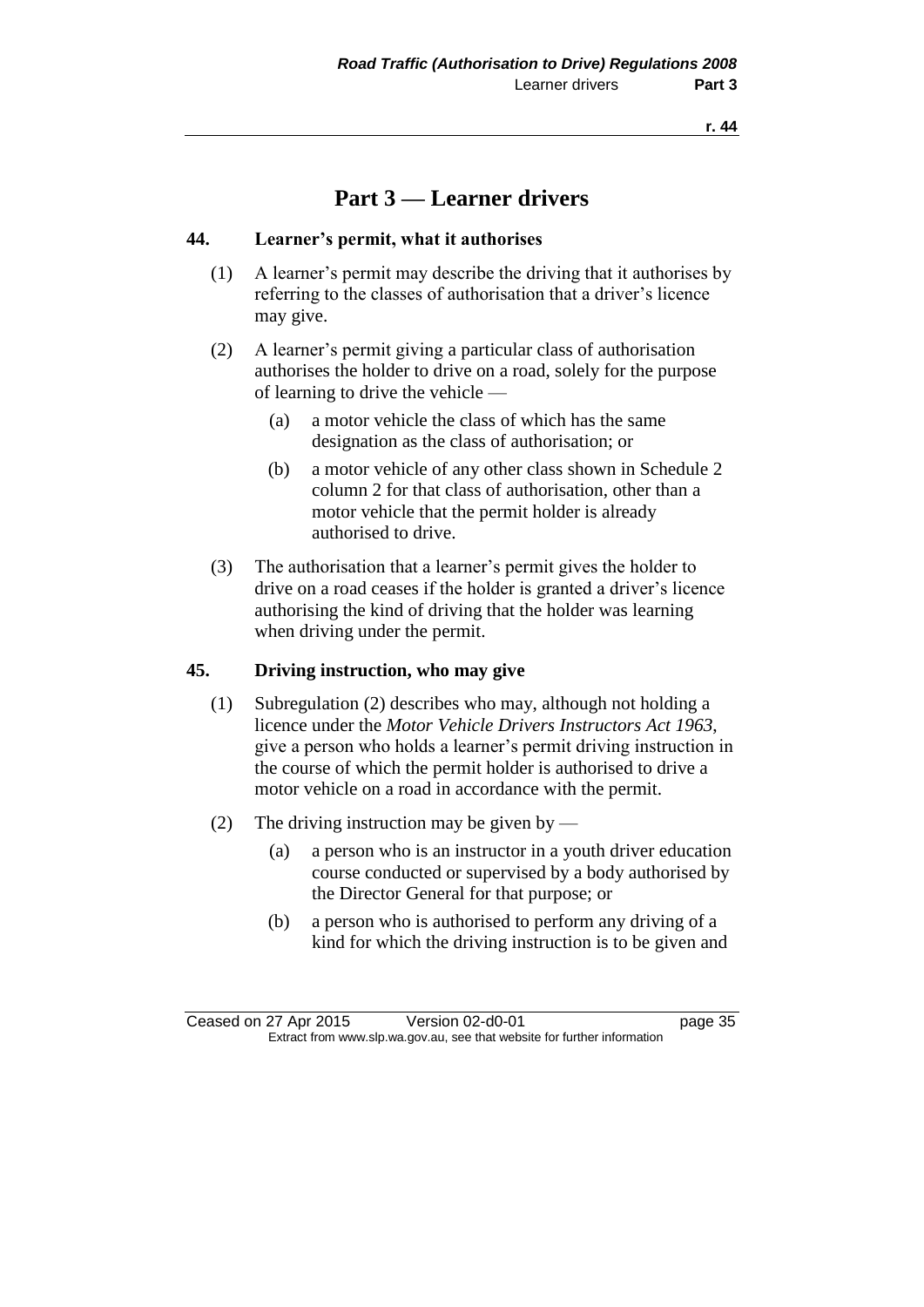# Part 3 — Learner drivers

## 44. Learner's permit, what it authorises

(1) A learner's permit may describe the driving that it authorises by referring to the classes of authorisation that a driver's licence may give.

(2) A learner's permit giving a particular class of authorisation authorises the holder to drive on a road, solely for the purpose of learning to drive the vehicle —

- (a) a motor vehicle the class of which has the same designation as the class of authorisation; or
- (b) a motor vehicle of any other class shown in Schedule 2 column 2 for that class of authorisation, other than a motor vehicle that the permit holder is already authorised to drive.

(3) The authorisation that a learner's permit gives the holder to drive on a road ceases if the holder is granted a driver's licence authorising the kind of driving that the holder was learning when driving under the permit.

## 45. Driving instruction, who may give

(1) Subregulation (2) describes who may, although not holding a licence under the *Motor Vehicle Drivers Instructors Act 1963*, give a person who holds a learner's permit driving instruction in the course of which the permit holder is authorised to drive a motor vehicle on a road in accordance with the permit.

(2) The driving instruction may be given by —

- (a) a person who is an instructor in a youth driver education course conducted or supervised by a body authorised by the Director General for that purpose; or
- (b) a person who is authorised to perform any driving of a kind for which the driving instruction is to be given and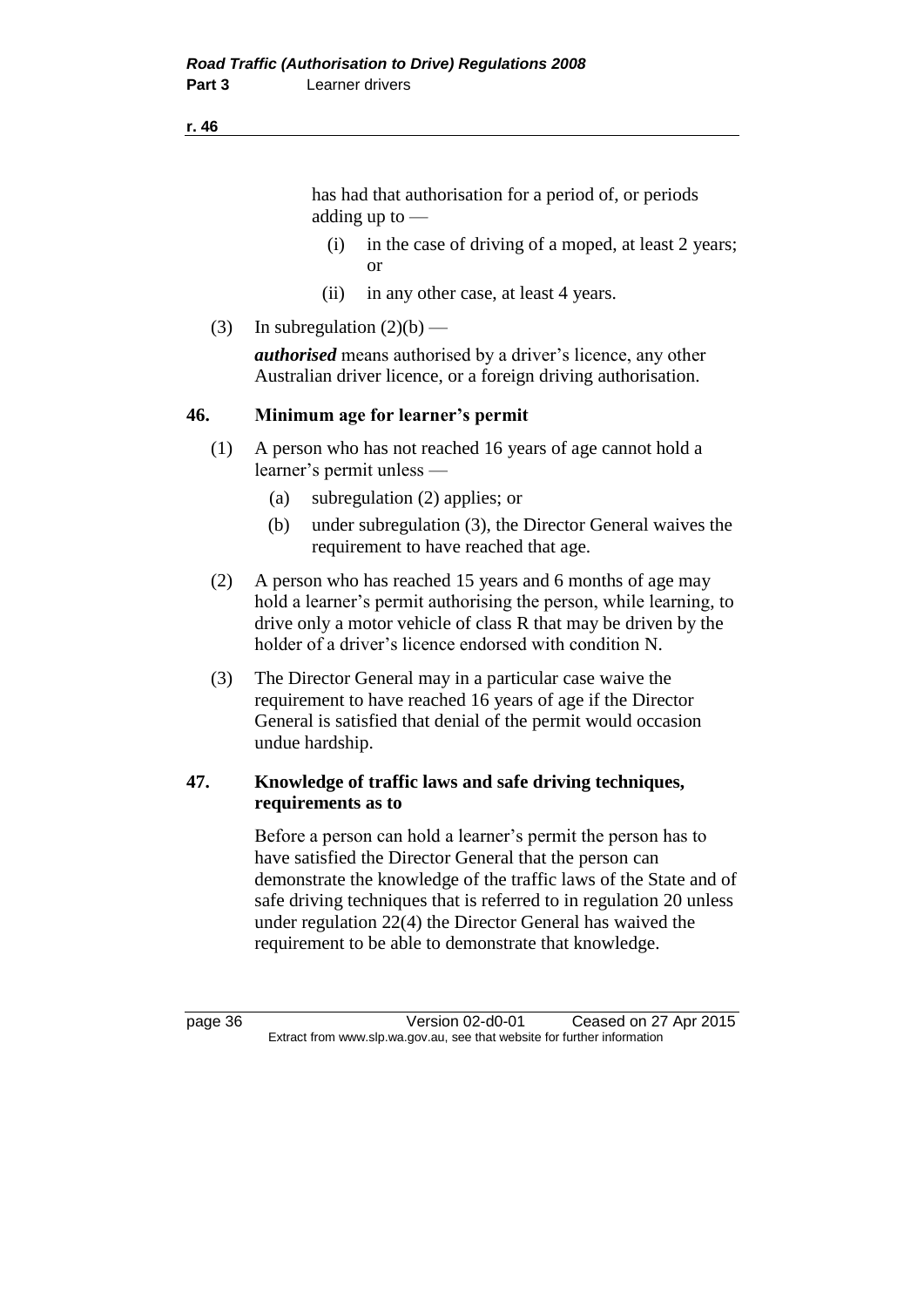has had that authorisation for a period of, or periods adding up to —

(i) in the case of driving of a moped, at least 2 years; or

(ii) in any other case, at least 4 years.

(3) In subregulation (2)(b) —

***authorised*** means authorised by a driver's licence, any other Australian driver licence, or a foreign driving authorisation.

## 46. Minimum age for learner's permit

(1) A person who has not reached 16 years of age cannot hold a learner's permit unless —

(a) subregulation (2) applies; or

(b) under subregulation (3), the Director General waives the requirement to have reached that age.

(2) A person who has reached 15 years and 6 months of age may hold a learner's permit authorising the person, while learning, to drive only a motor vehicle of class R that may be driven by the holder of a driver's licence endorsed with condition N.

(3) The Director General may in a particular case waive the requirement to have reached 16 years of age if the Director General is satisfied that denial of the permit would occasion undue hardship.

## 47. Knowledge of traffic laws and safe driving techniques, requirements as to

Before a person can hold a learner's permit the person has to have satisfied the Director General that the person can demonstrate the knowledge of the traffic laws of the State and of safe driving techniques that is referred to in regulation 20 unless under regulation 22(4) the Director General has waived the requirement to be able to demonstrate that knowledge.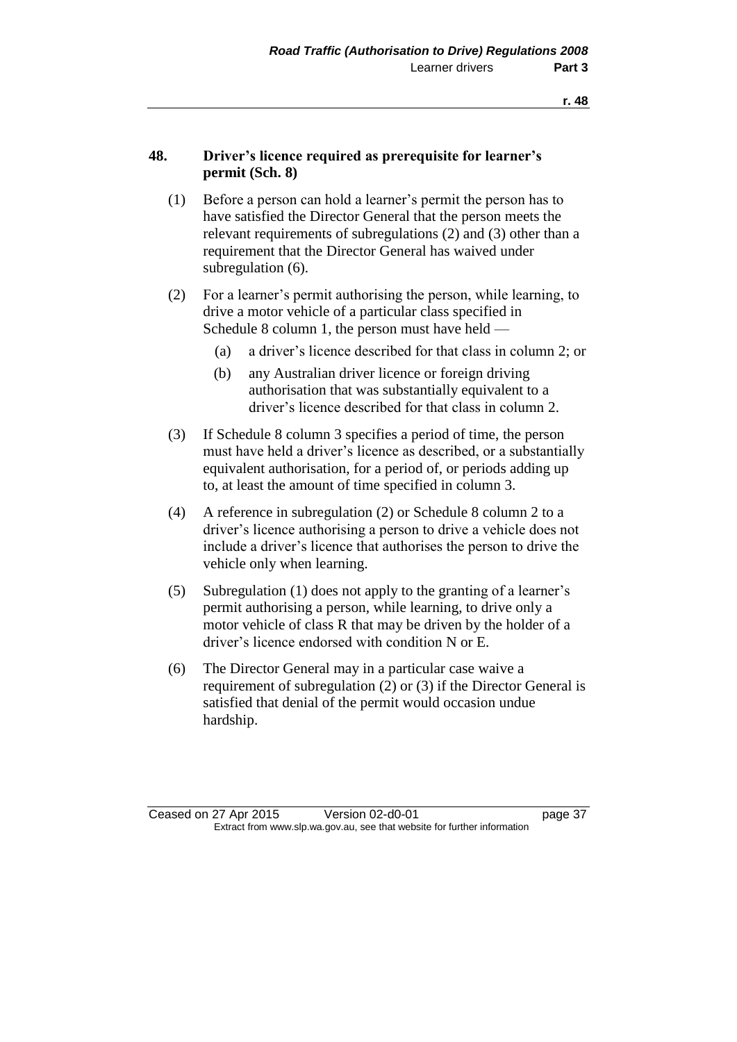## 48. Driver's licence required as prerequisite for learner's permit (Sch. 8)

(1) Before a person can hold a learner's permit the person has to have satisfied the Director General that the person meets the relevant requirements of subregulations (2) and (3) other than a requirement that the Director General has waived under subregulation (6).

(2) For a learner's permit authorising the person, while learning, to drive a motor vehicle of a particular class specified in Schedule 8 column 1, the person must have held —

(a) a driver's licence described for that class in column 2; or

(b) any Australian driver licence or foreign driving authorisation that was substantially equivalent to a driver's licence described for that class in column 2.

(3) If Schedule 8 column 3 specifies a period of time, the person must have held a driver's licence as described, or a substantially equivalent authorisation, for a period of, or periods adding up to, at least the amount of time specified in column 3.

(4) A reference in subregulation (2) or Schedule 8 column 2 to a driver's licence authorising a person to drive a vehicle does not include a driver's licence that authorises the person to drive the vehicle only when learning.

(5) Subregulation (1) does not apply to the granting of a learner's permit authorising a person, while learning, to drive only a motor vehicle of class R that may be driven by the holder of a driver's licence endorsed with condition N or E.

(6) The Director General may in a particular case waive a requirement of subregulation (2) or (3) if the Director General is satisfied that denial of the permit would occasion undue hardship.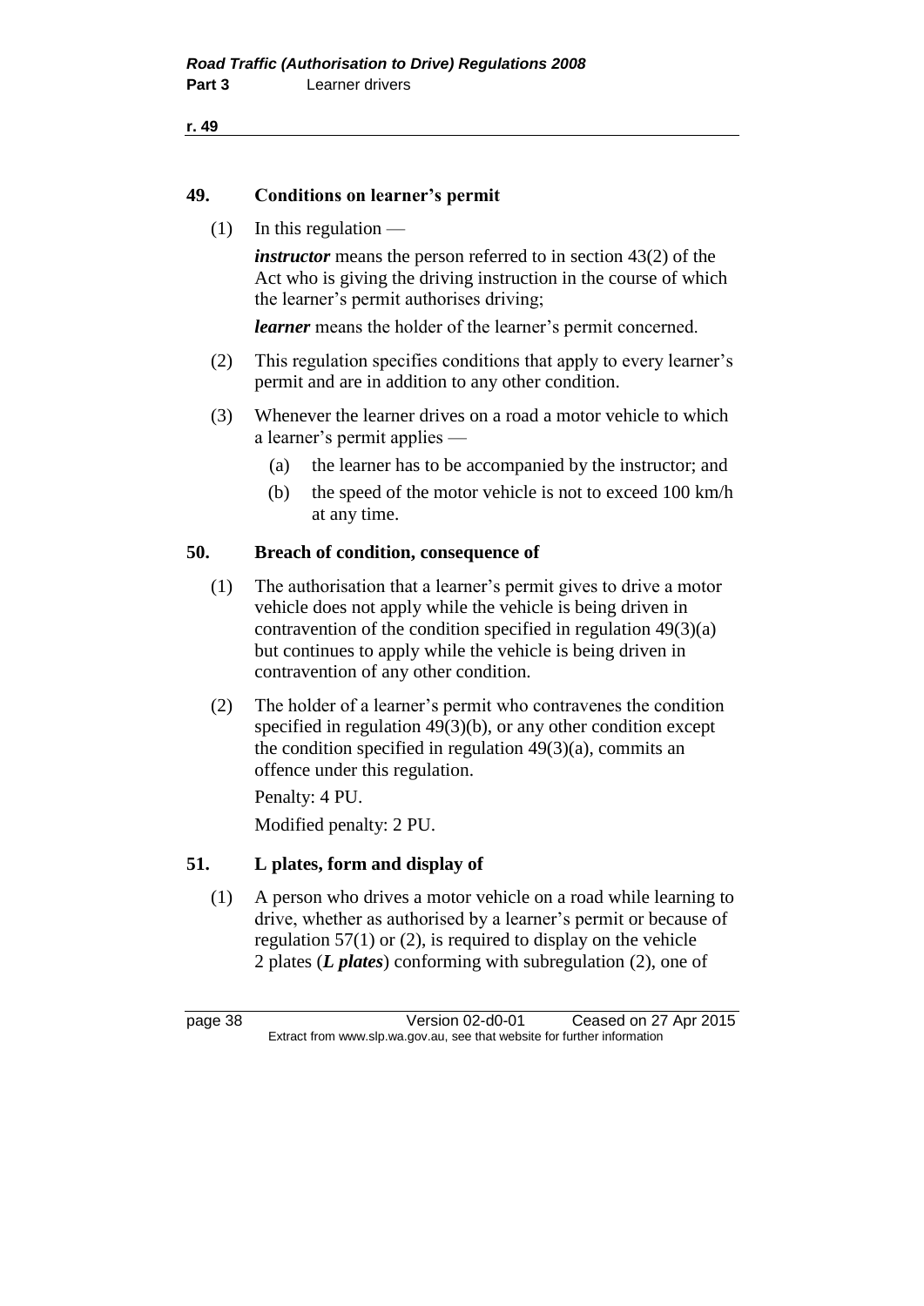## 49. Conditions on learner's permit

(1) In this regulation —

***instructor*** means the person referred to in section 43(2) of the Act who is giving the driving instruction in the course of which the learner's permit authorises driving;

***learner*** means the holder of the learner's permit concerned.

(2) This regulation specifies conditions that apply to every learner's permit and are in addition to any other condition.

(3) Whenever the learner drives on a road a motor vehicle to which a learner's permit applies —

  (a) the learner has to be accompanied by the instructor; and

  (b) the speed of the motor vehicle is not to exceed 100 km/h at any time.

## 50. Breach of condition, consequence of

(1) The authorisation that a learner's permit gives to drive a motor vehicle does not apply while the vehicle is being driven in contravention of the condition specified in regulation 49(3)(a) but continues to apply while the vehicle is being driven in contravention of any other condition.

(2) The holder of a learner's permit who contravenes the condition specified in regulation 49(3)(b), or any other condition except the condition specified in regulation 49(3)(a), commits an offence under this regulation.

Penalty: 4 PU.

Modified penalty: 2 PU.

## 51. L plates, form and display of

(1) A person who drives a motor vehicle on a road while learning to drive, whether as authorised by a learner's permit or because of regulation 57(1) or (2), is required to display on the vehicle 2 plates (***L plates***) conforming with subregulation (2), one of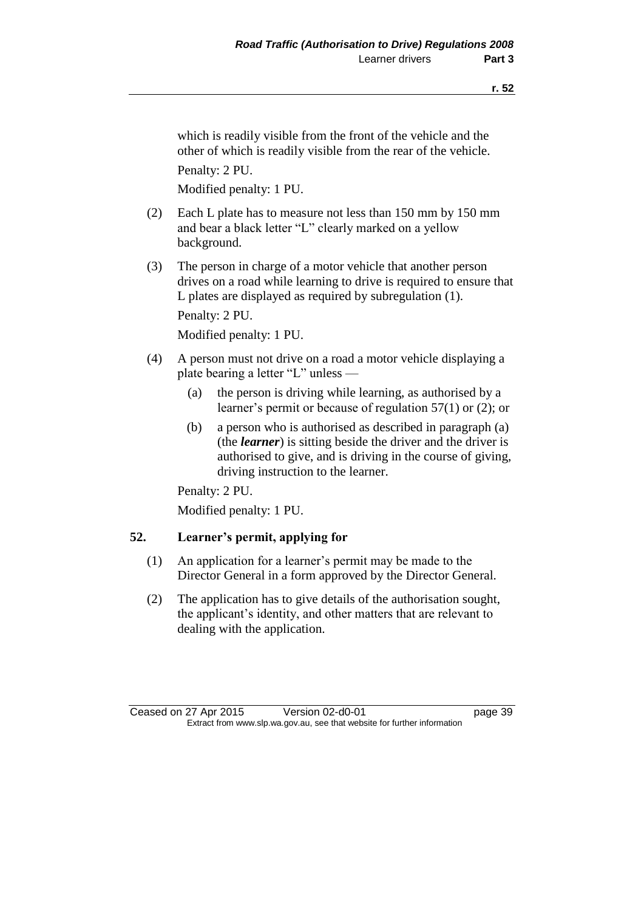which is readily visible from the front of the vehicle and the other of which is readily visible from the rear of the vehicle.

Penalty: 2 PU.

Modified penalty: 1 PU.

(2) Each L plate has to measure not less than 150 mm by 150 mm and bear a black letter "L" clearly marked on a yellow background.

(3) The person in charge of a motor vehicle that another person drives on a road while learning to drive is required to ensure that L plates are displayed as required by subregulation (1).

Penalty: 2 PU.

Modified penalty: 1 PU.

(4) A person must not drive on a road a motor vehicle displaying a plate bearing a letter "L" unless —

(a) the person is driving while learning, as authorised by a learner's permit or because of regulation 57(1) or (2); or

(b) a person who is authorised as described in paragraph (a) (the ***learner***) is sitting beside the driver and the driver is authorised to give, and is driving in the course of giving, driving instruction to the learner.

Penalty: 2 PU.

Modified penalty: 1 PU.

## 52. Learner's permit, applying for

(1) An application for a learner's permit may be made to the Director General in a form approved by the Director General.

(2) The application has to give details of the authorisation sought, the applicant's identity, and other matters that are relevant to dealing with the application.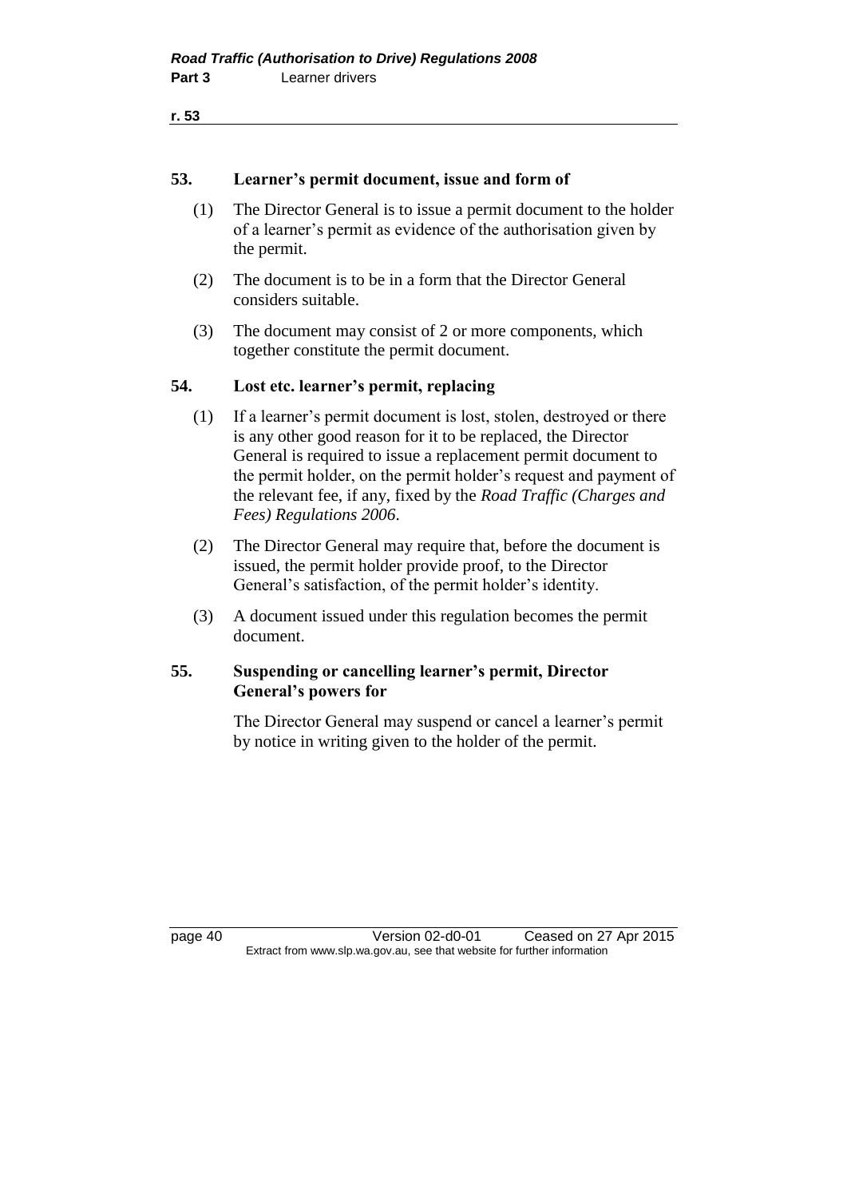### 53. Learner's permit document, issue and form of

(1) The Director General is to issue a permit document to the holder of a learner's permit as evidence of the authorisation given by the permit.

(2) The document is to be in a form that the Director General considers suitable.

(3) The document may consist of 2 or more components, which together constitute the permit document.

### 54. Lost etc. learner's permit, replacing

(1) If a learner's permit document is lost, stolen, destroyed or there is any other good reason for it to be replaced, the Director General is required to issue a replacement permit document to the permit holder, on the permit holder's request and payment of the relevant fee, if any, fixed by the *Road Traffic (Charges and Fees) Regulations 2006*.

(2) The Director General may require that, before the document is issued, the permit holder provide proof, to the Director General's satisfaction, of the permit holder's identity.

(3) A document issued under this regulation becomes the permit document.

### 55. Suspending or cancelling learner's permit, Director General's powers for

The Director General may suspend or cancel a learner's permit by notice in writing given to the holder of the permit.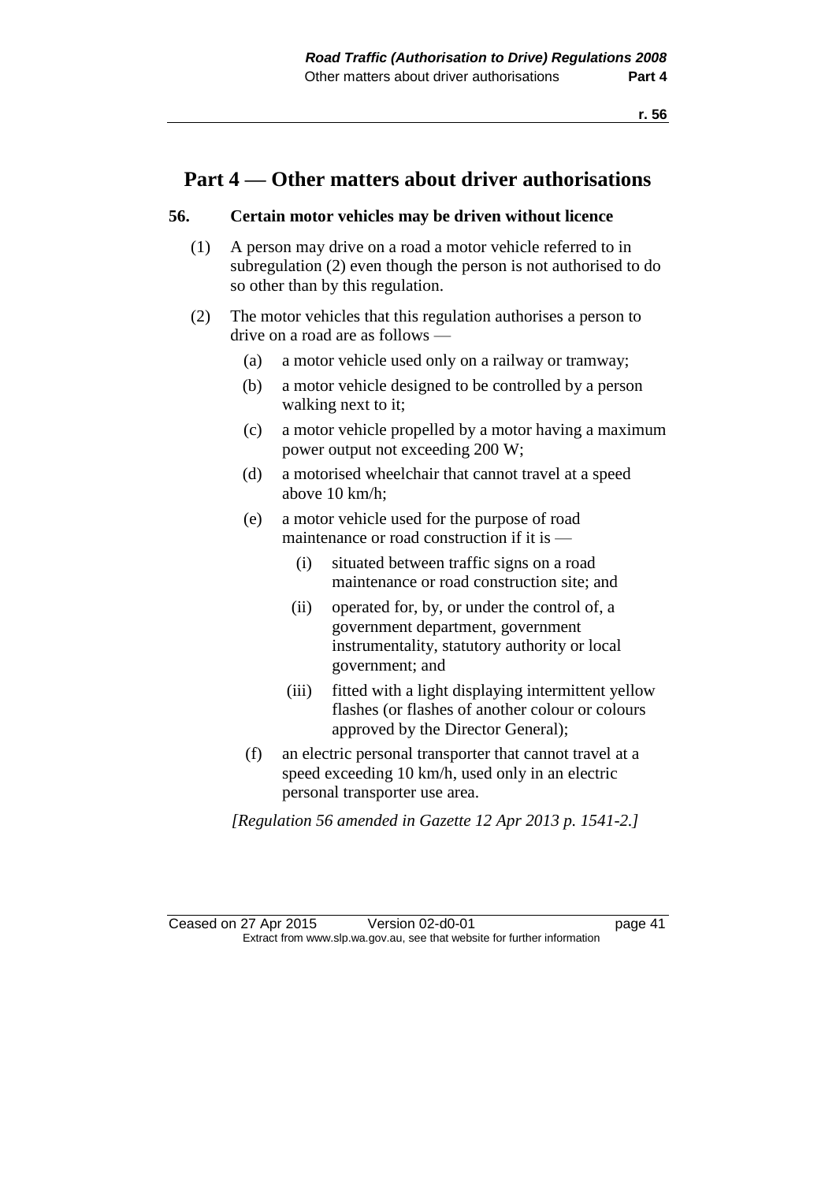# Part 4 — Other matters about driver authorisations

### 56. Certain motor vehicles may be driven without licence

(1) A person may drive on a road a motor vehicle referred to in subregulation (2) even though the person is not authorised to do so other than by this regulation.

(2) The motor vehicles that this regulation authorises a person to drive on a road are as follows —

- (a) a motor vehicle used only on a railway or tramway;
- (b) a motor vehicle designed to be controlled by a person walking next to it;
- (c) a motor vehicle propelled by a motor having a maximum power output not exceeding 200 W;
- (d) a motorised wheelchair that cannot travel at a speed above 10 km/h;
- (e) a motor vehicle used for the purpose of road maintenance or road construction if it is —
  - (i) situated between traffic signs on a road maintenance or road construction site; and
  - (ii) operated for, by, or under the control of, a government department, government instrumentality, statutory authority or local government; and
  - (iii) fitted with a light displaying intermittent yellow flashes (or flashes of another colour or colours approved by the Director General);
- (f) an electric personal transporter that cannot travel at a speed exceeding 10 km/h, used only in an electric personal transporter use area.

*[Regulation 56 amended in Gazette 12 Apr 2013 p. 1541-2.]*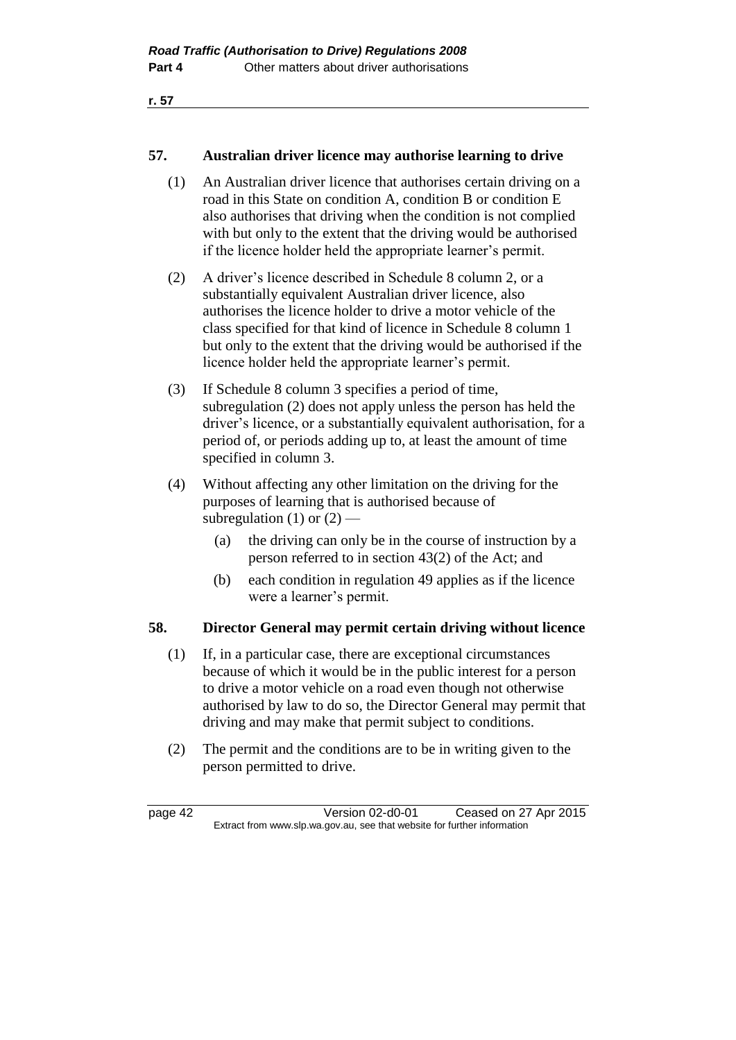## 57. Australian driver licence may authorise learning to drive

(1) An Australian driver licence that authorises certain driving on a road in this State on condition A, condition B or condition E also authorises that driving when the condition is not complied with but only to the extent that the driving would be authorised if the licence holder held the appropriate learner's permit.

(2) A driver's licence described in Schedule 8 column 2, or a substantially equivalent Australian driver licence, also authorises the licence holder to drive a motor vehicle of the class specified for that kind of licence in Schedule 8 column 1 but only to the extent that the driving would be authorised if the licence holder held the appropriate learner's permit.

(3) If Schedule 8 column 3 specifies a period of time, subregulation (2) does not apply unless the person has held the driver's licence, or a substantially equivalent authorisation, for a period of, or periods adding up to, at least the amount of time specified in column 3.

(4) Without affecting any other limitation on the driving for the purposes of learning that is authorised because of subregulation (1) or (2) —

- (a) the driving can only be in the course of instruction by a person referred to in section 43(2) of the Act; and
- (b) each condition in regulation 49 applies as if the licence were a learner's permit.

## 58. Director General may permit certain driving without licence

(1) If, in a particular case, there are exceptional circumstances because of which it would be in the public interest for a person to drive a motor vehicle on a road even though not otherwise authorised by law to do so, the Director General may permit that driving and may make that permit subject to conditions.

(2) The permit and the conditions are to be in writing given to the person permitted to drive.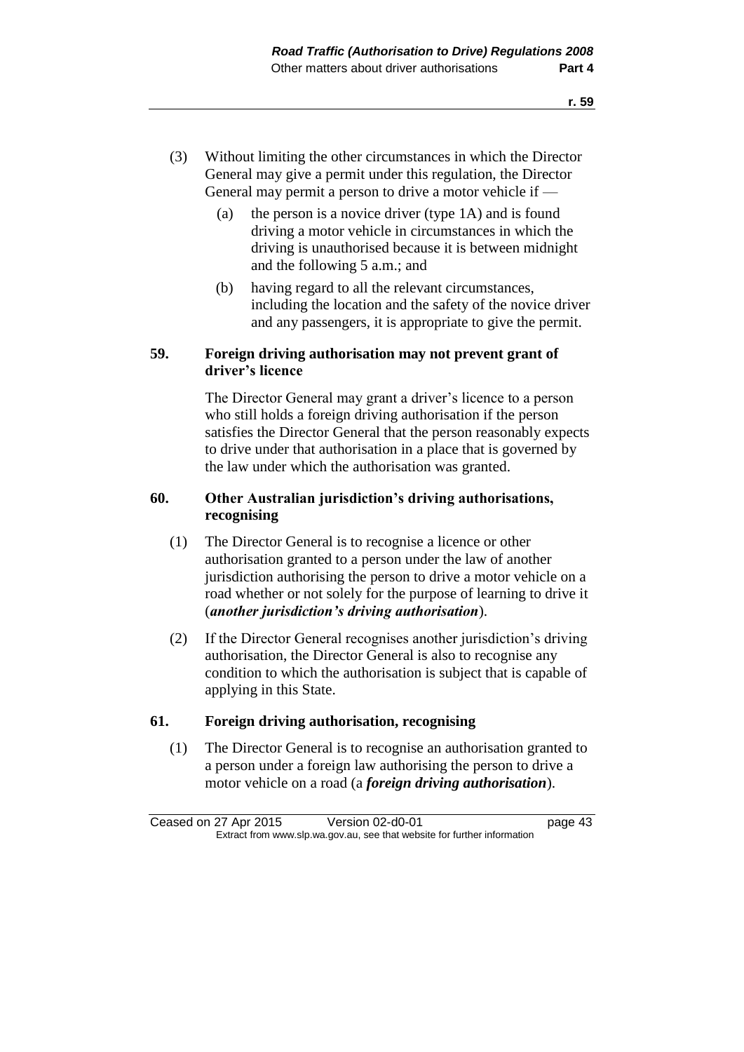(3) Without limiting the other circumstances in which the Director General may give a permit under this regulation, the Director General may permit a person to drive a motor vehicle if —

(a) the person is a novice driver (type 1A) and is found driving a motor vehicle in circumstances in which the driving is unauthorised because it is between midnight and the following 5 a.m.; and

(b) having regard to all the relevant circumstances, including the location and the safety of the novice driver and any passengers, it is appropriate to give the permit.

## 59. Foreign driving authorisation may not prevent grant of driver's licence

The Director General may grant a driver's licence to a person who still holds a foreign driving authorisation if the person satisfies the Director General that the person reasonably expects to drive under that authorisation in a place that is governed by the law under which the authorisation was granted.

## 60. Other Australian jurisdiction's driving authorisations, recognising

(1) The Director General is to recognise a licence or other authorisation granted to a person under the law of another jurisdiction authorising the person to drive a motor vehicle on a road whether or not solely for the purpose of learning to drive it (***another jurisdiction's driving authorisation***).

(2) If the Director General recognises another jurisdiction's driving authorisation, the Director General is also to recognise any condition to which the authorisation is subject that is capable of applying in this State.

## 61. Foreign driving authorisation, recognising

(1) The Director General is to recognise an authorisation granted to a person under a foreign law authorising the person to drive a motor vehicle on a road (a ***foreign driving authorisation***).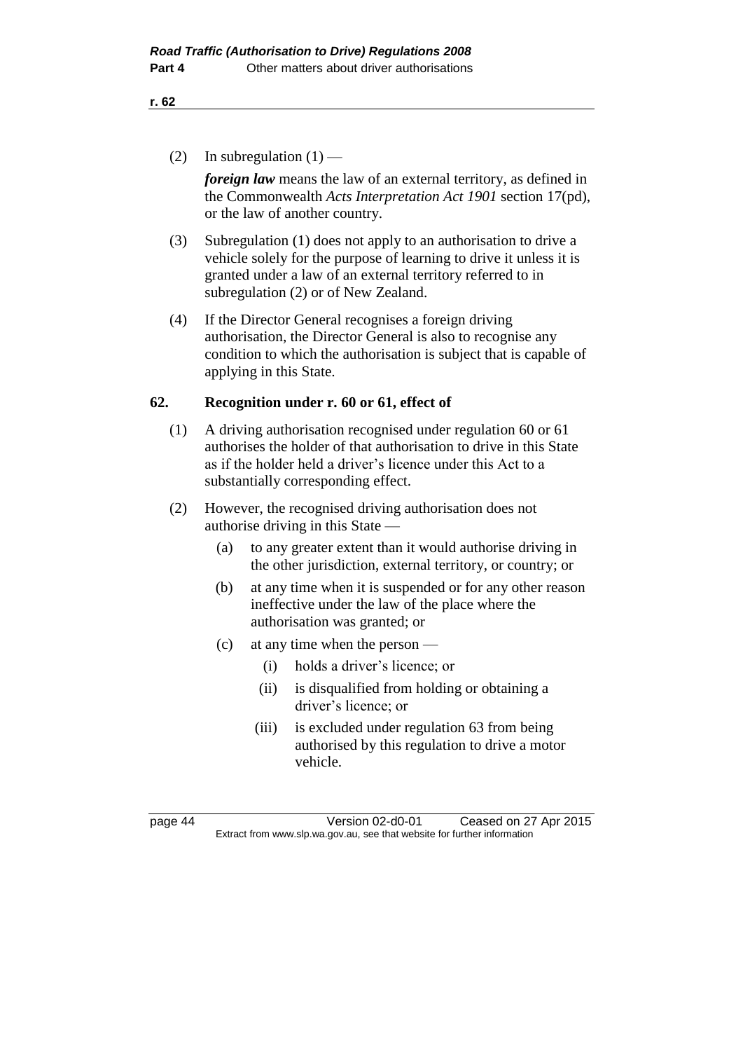(2) In subregulation (1) —

*foreign law* means the law of an external territory, as defined in the Commonwealth *Acts Interpretation Act 1901* section 17(pd), or the law of another country.

(3) Subregulation (1) does not apply to an authorisation to drive a vehicle solely for the purpose of learning to drive it unless it is granted under a law of an external territory referred to in subregulation (2) or of New Zealand.

(4) If the Director General recognises a foreign driving authorisation, the Director General is also to recognise any condition to which the authorisation is subject that is capable of applying in this State.

## 62. Recognition under r. 60 or 61, effect of

(1) A driving authorisation recognised under regulation 60 or 61 authorises the holder of that authorisation to drive in this State as if the holder held a driver's licence under this Act to a substantially corresponding effect.

(2) However, the recognised driving authorisation does not authorise driving in this State —

- (a) to any greater extent than it would authorise driving in the other jurisdiction, external territory, or country; or
- (b) at any time when it is suspended or for any other reason ineffective under the law of the place where the authorisation was granted; or
- (c) at any time when the person —
  - (i) holds a driver's licence; or
  - (ii) is disqualified from holding or obtaining a driver's licence; or
  - (iii) is excluded under regulation 63 from being authorised by this regulation to drive a motor vehicle.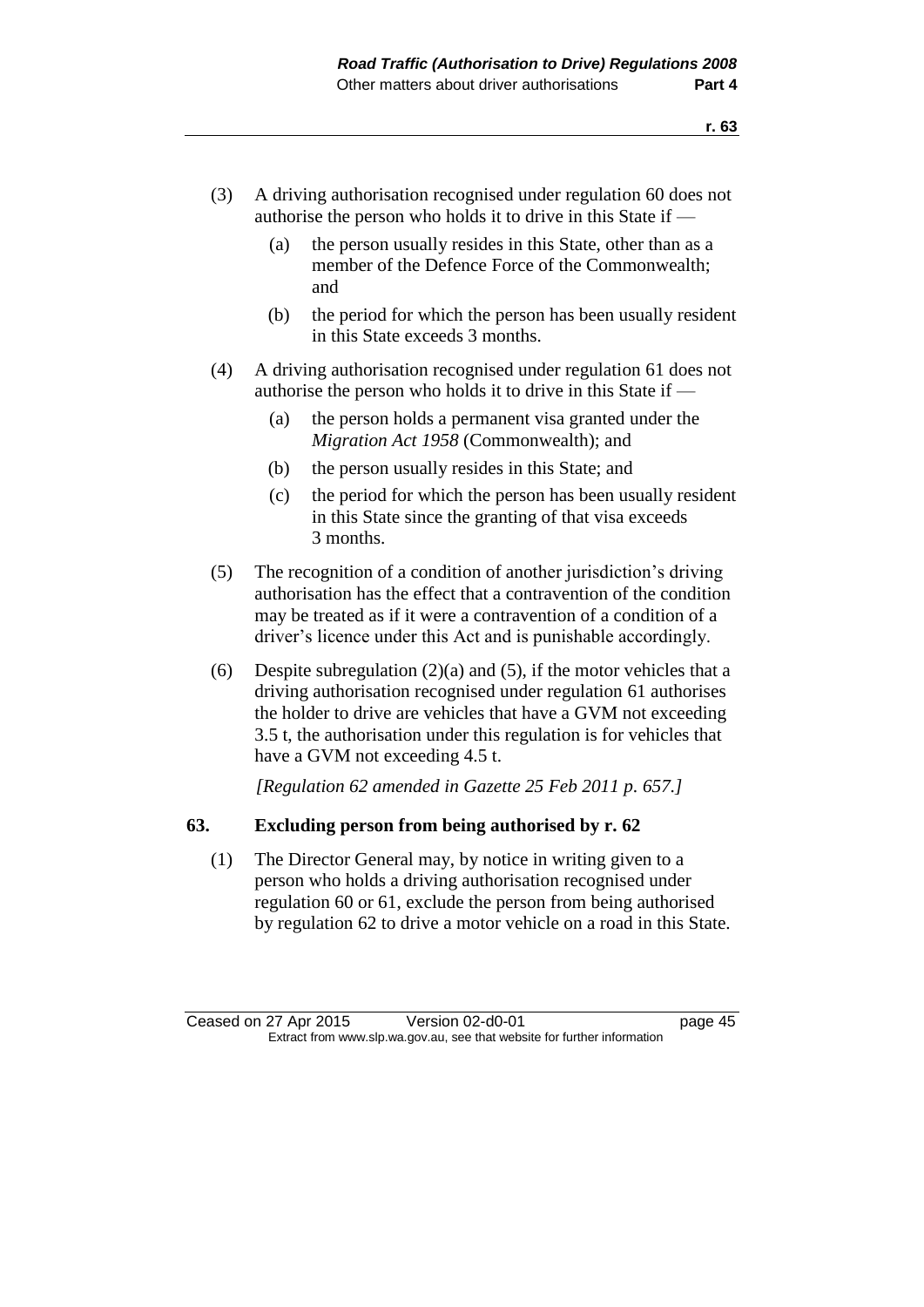(3) A driving authorisation recognised under regulation 60 does not authorise the person who holds it to drive in this State if —

(a) the person usually resides in this State, other than as a member of the Defence Force of the Commonwealth; and

(b) the period for which the person has been usually resident in this State exceeds 3 months.

(4) A driving authorisation recognised under regulation 61 does not authorise the person who holds it to drive in this State if —

(a) the person holds a permanent visa granted under the *Migration Act 1958* (Commonwealth); and

(b) the person usually resides in this State; and

(c) the period for which the person has been usually resident in this State since the granting of that visa exceeds 3 months.

(5) The recognition of a condition of another jurisdiction's driving authorisation has the effect that a contravention of the condition may be treated as if it were a contravention of a condition of a driver's licence under this Act and is punishable accordingly.

(6) Despite subregulation (2)(a) and (5), if the motor vehicles that a driving authorisation recognised under regulation 61 authorises the holder to drive are vehicles that have a GVM not exceeding 3.5 t, the authorisation under this regulation is for vehicles that have a GVM not exceeding 4.5 t.

*[Regulation 62 amended in Gazette 25 Feb 2011 p. 657.]*

## 63. Excluding person from being authorised by r. 62

(1) The Director General may, by notice in writing given to a person who holds a driving authorisation recognised under regulation 60 or 61, exclude the person from being authorised by regulation 62 to drive a motor vehicle on a road in this State.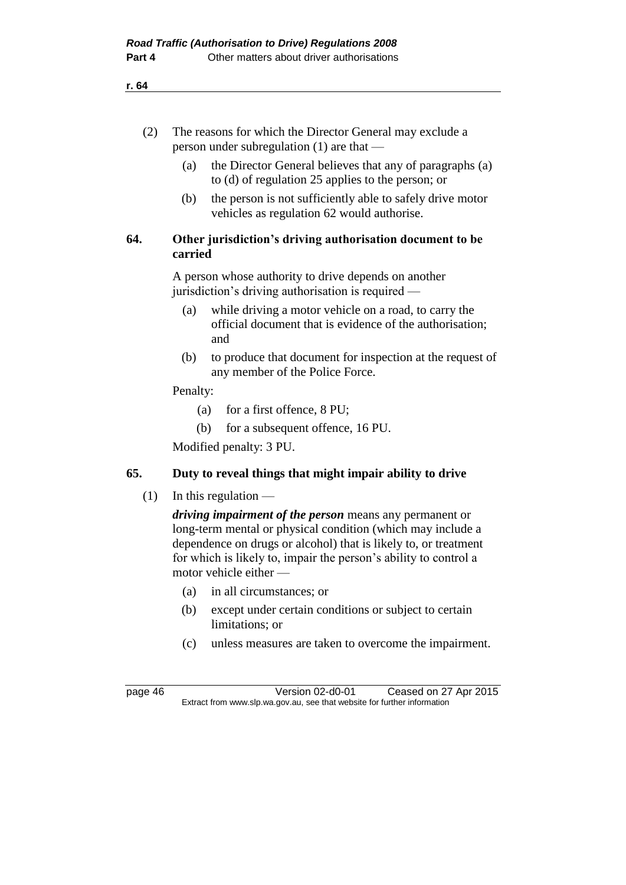(2) The reasons for which the Director General may exclude a person under subregulation (1) are that —

(a) the Director General believes that any of paragraphs (a) to (d) of regulation 25 applies to the person; or

(b) the person is not sufficiently able to safely drive motor vehicles as regulation 62 would authorise.

## 64. Other jurisdiction's driving authorisation document to be carried

A person whose authority to drive depends on another jurisdiction's driving authorisation is required —

(a) while driving a motor vehicle on a road, to carry the official document that is evidence of the authorisation; and

(b) to produce that document for inspection at the request of any member of the Police Force.

Penalty:

(a) for a first offence, 8 PU;

(b) for a subsequent offence, 16 PU.

Modified penalty: 3 PU.

## 65. Duty to reveal things that might impair ability to drive

(1) In this regulation —

***driving impairment of the person*** means any permanent or long-term mental or physical condition (which may include a dependence on drugs or alcohol) that is likely to, or treatment for which is likely to, impair the person's ability to control a motor vehicle either —

(a) in all circumstances; or

(b) except under certain conditions or subject to certain limitations; or

(c) unless measures are taken to overcome the impairment.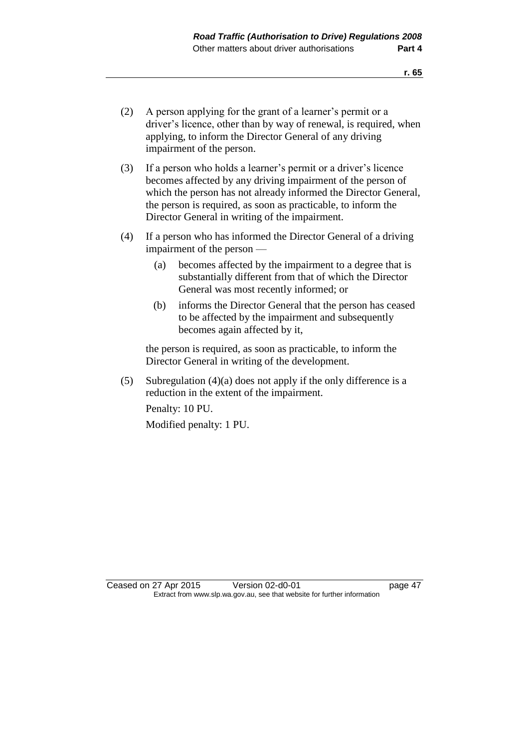(2) A person applying for the grant of a learner's permit or a driver's licence, other than by way of renewal, is required, when applying, to inform the Director General of any driving impairment of the person.

(3) If a person who holds a learner's permit or a driver's licence becomes affected by any driving impairment of the person of which the person has not already informed the Director General, the person is required, as soon as practicable, to inform the Director General in writing of the impairment.

(4) If a person who has informed the Director General of a driving impairment of the person —

  (a) becomes affected by the impairment to a degree that is substantially different from that of which the Director General was most recently informed; or

  (b) informs the Director General that the person has ceased to be affected by the impairment and subsequently becomes again affected by it,

the person is required, as soon as practicable, to inform the Director General in writing of the development.

(5) Subregulation (4)(a) does not apply if the only difference is a reduction in the extent of the impairment.

Penalty: 10 PU.

Modified penalty: 1 PU.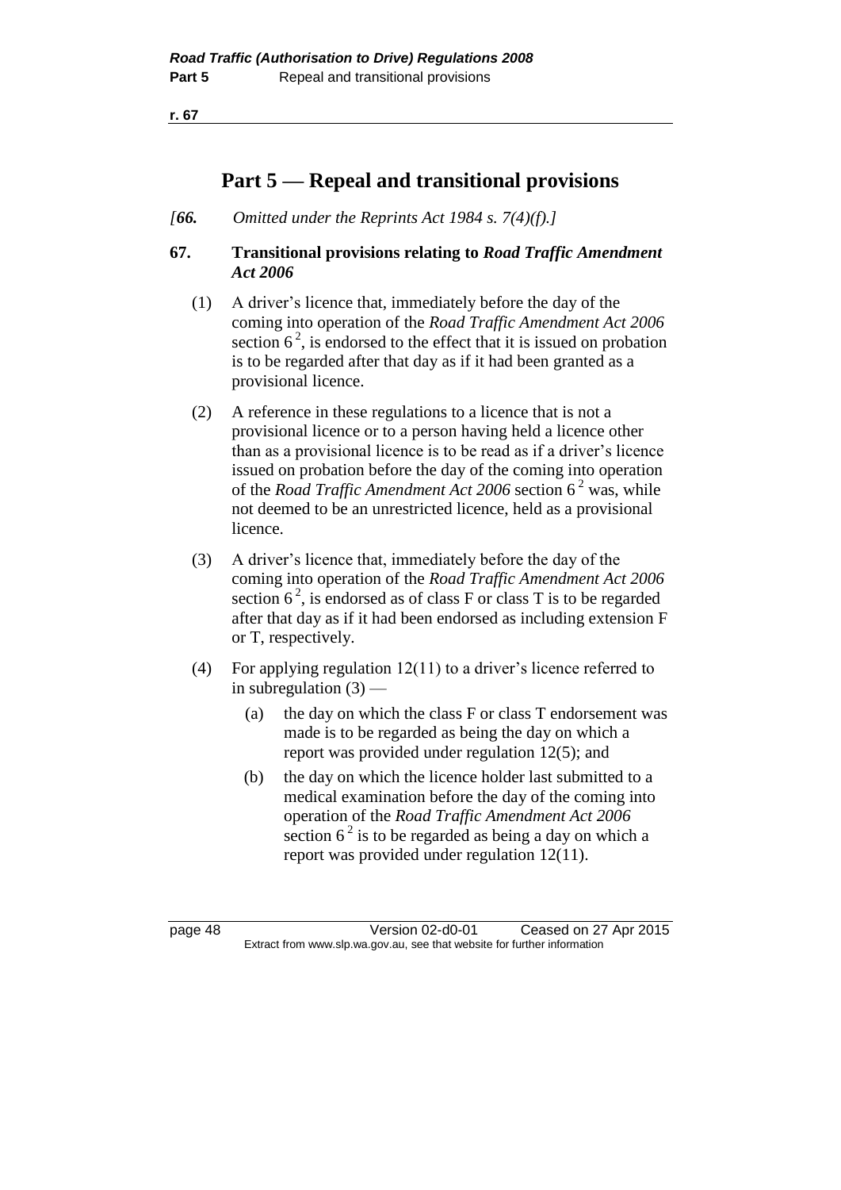# Part 5 — Repeal and transitional provisions

*[**66.** Omitted under the Reprints Act 1984 s. 7(4)(f).]*

**67. Transitional provisions relating to *Road Traffic Amendment Act 2006***

(1) A driver's licence that, immediately before the day of the coming into operation of the *Road Traffic Amendment Act 2006* section 6 [2], is endorsed to the effect that it is issued on probation is to be regarded after that day as if it had been granted as a provisional licence.

(2) A reference in these regulations to a licence that is not a provisional licence or to a person having held a licence other than as a provisional licence is to be read as if a driver's licence issued on probation before the day of the coming into operation of the *Road Traffic Amendment Act 2006* section 6 [2] was, while not deemed to be an unrestricted licence, held as a provisional licence.

(3) A driver's licence that, immediately before the day of the coming into operation of the *Road Traffic Amendment Act 2006* section 6 [2], is endorsed as of class F or class T is to be regarded after that day as if it had been endorsed as including extension F or T, respectively.

(4) For applying regulation 12(11) to a driver's licence referred to in subregulation (3) —

(a) the day on which the class F or class T endorsement was made is to be regarded as being the day on which a report was provided under regulation 12(5); and

(b) the day on which the licence holder last submitted to a medical examination before the day of the coming into operation of the *Road Traffic Amendment Act 2006* section 6 [2] is to be regarded as being a day on which a report was provided under regulation 12(11).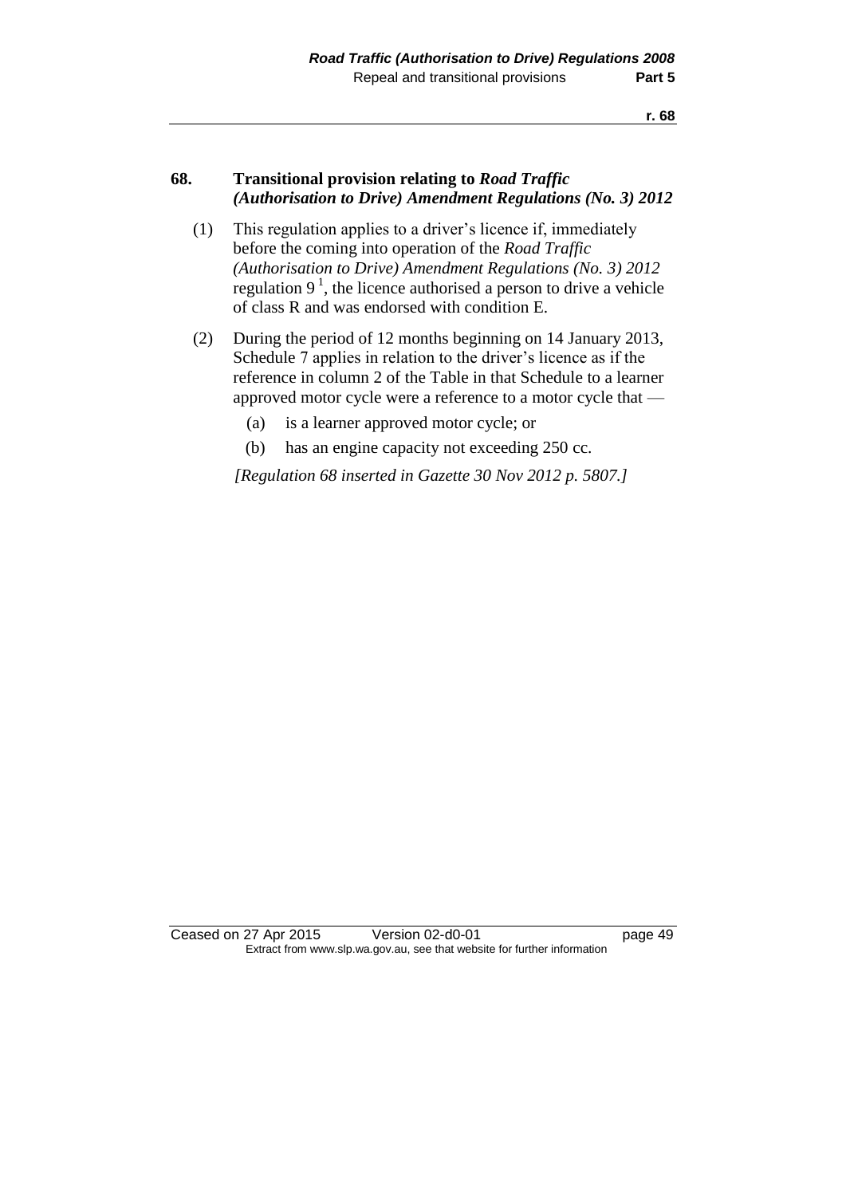## 68. Transitional provision relating to *Road Traffic (Authorisation to Drive) Amendment Regulations (No. 3) 2012*

(1) This regulation applies to a driver's licence if, immediately before the coming into operation of the *Road Traffic (Authorisation to Drive) Amendment Regulations (No. 3) 2012* regulation 9 [1], the licence authorised a person to drive a vehicle of class R and was endorsed with condition E.

(2) During the period of 12 months beginning on 14 January 2013, Schedule 7 applies in relation to the driver's licence as if the reference in column 2 of the Table in that Schedule to a learner approved motor cycle were a reference to a motor cycle that —

- (a) is a learner approved motor cycle; or
- (b) has an engine capacity not exceeding 250 cc.

*[Regulation 68 inserted in Gazette 30 Nov 2012 p. 5807.]*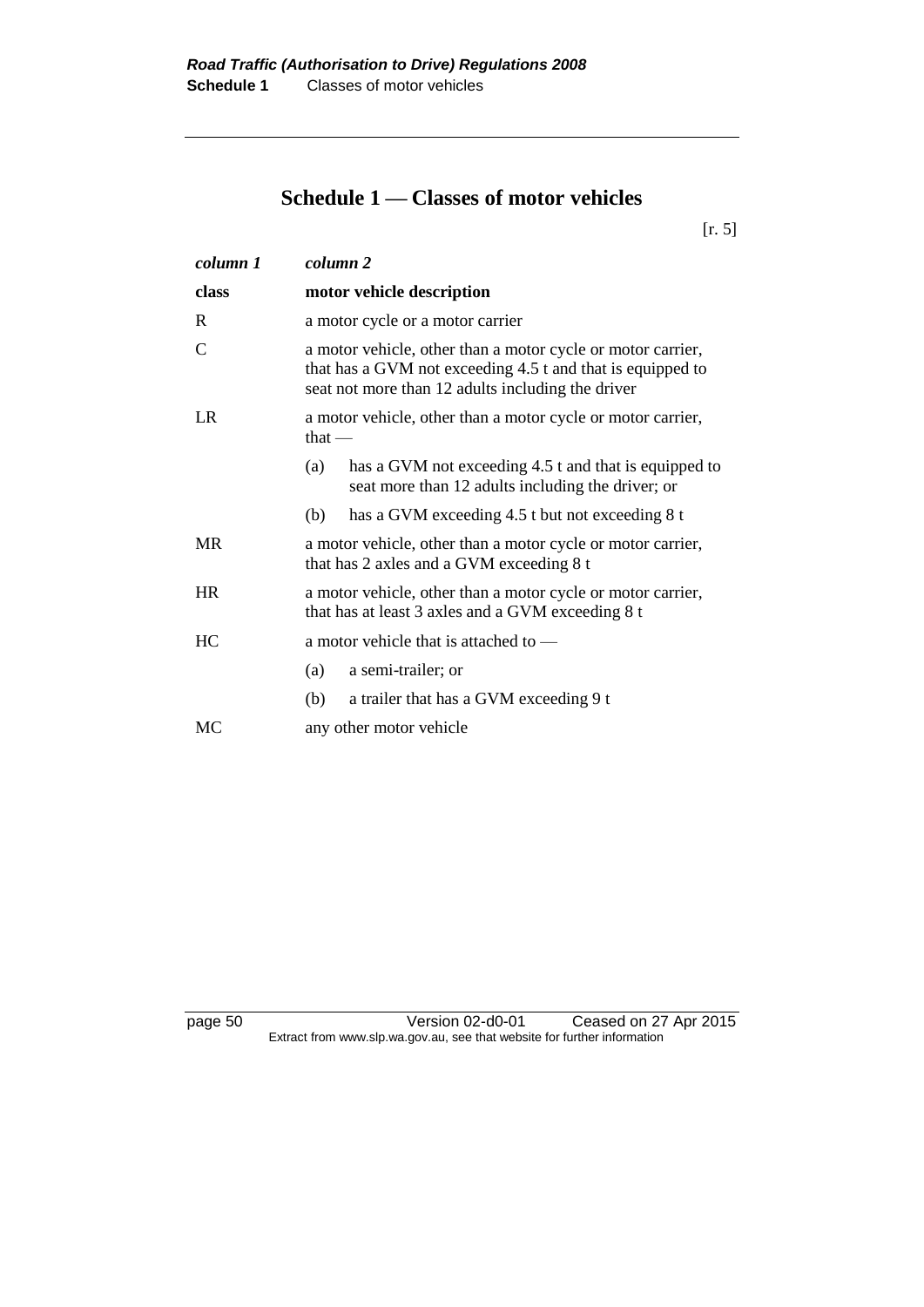# Schedule 1 — Classes of motor vehicles

[r. 5]

| *column 1* | *column 2* |
|---|---|
| **class** | **motor vehicle description** |
| R | a motor cycle or a motor carrier |
| C | a motor vehicle, other than a motor cycle or motor carrier, that has a GVM not exceeding 4.5 t and that is equipped to seat not more than 12 adults including the driver |
| LR | a motor vehicle, other than a motor cycle or motor carrier, that — |
| | (a) has a GVM not exceeding 4.5 t and that is equipped to seat more than 12 adults including the driver; or |
| | (b) has a GVM exceeding 4.5 t but not exceeding 8 t |
| MR | a motor vehicle, other than a motor cycle or motor carrier, that has 2 axles and a GVM exceeding 8 t |
| HR | a motor vehicle, other than a motor cycle or motor carrier, that has at least 3 axles and a GVM exceeding 8 t |
| HC | a motor vehicle that is attached to — |
| | (a) a semi-trailer; or |
| | (b) a trailer that has a GVM exceeding 9 t |
| MC | any other motor vehicle |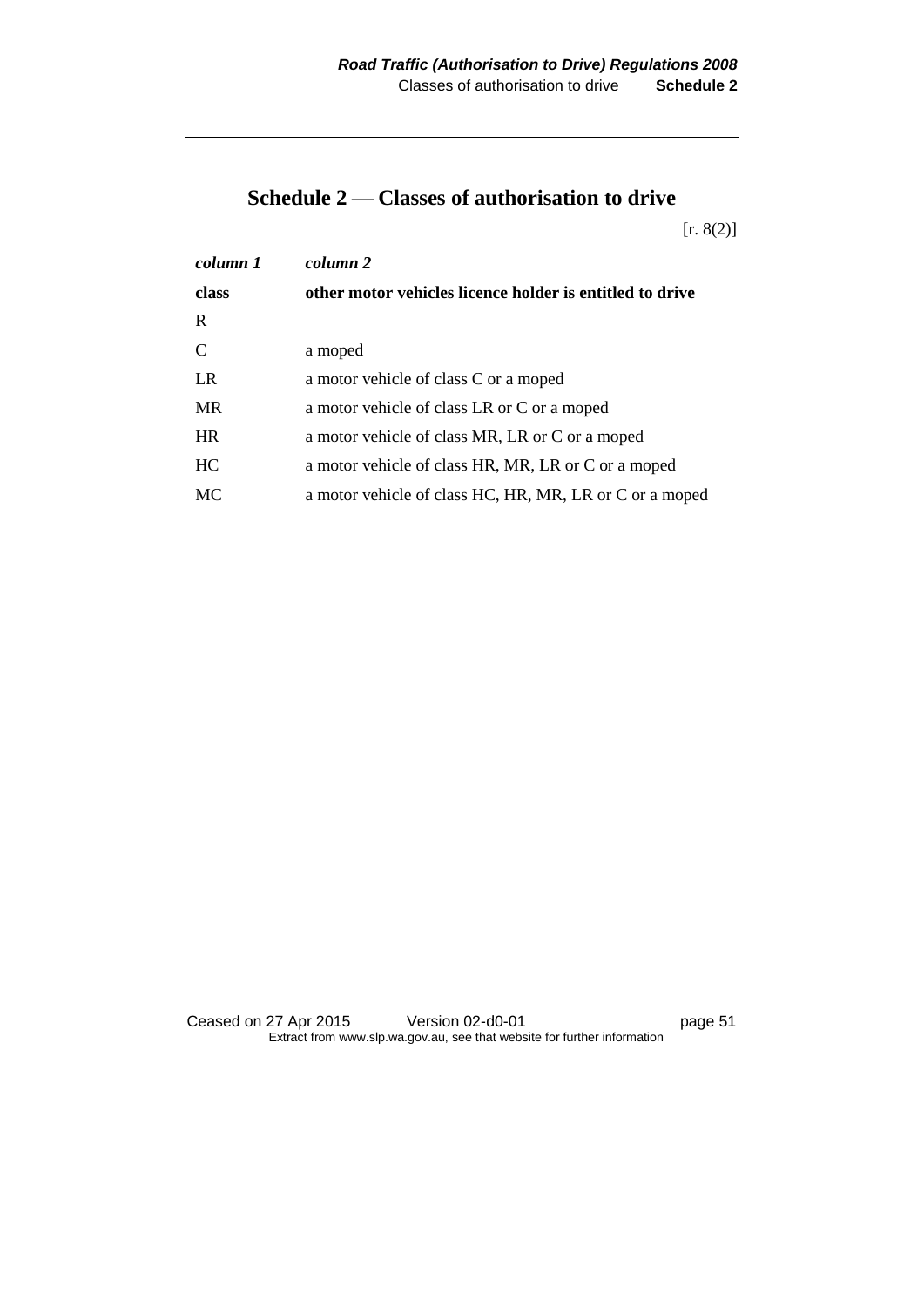# Schedule 2 — Classes of authorisation to drive

[r. 8(2)]

| *column 1* | *column 2* |
|---|---|
| **class** | **other motor vehicles licence holder is entitled to drive** |
| R | |
| C | a moped |
| LR | a motor vehicle of class C or a moped |
| MR | a motor vehicle of class LR or C or a moped |
| HR | a motor vehicle of class MR, LR or C or a moped |
| HC | a motor vehicle of class HR, MR, LR or C or a moped |
| MC | a motor vehicle of class HC, HR, MR, LR or C or a moped |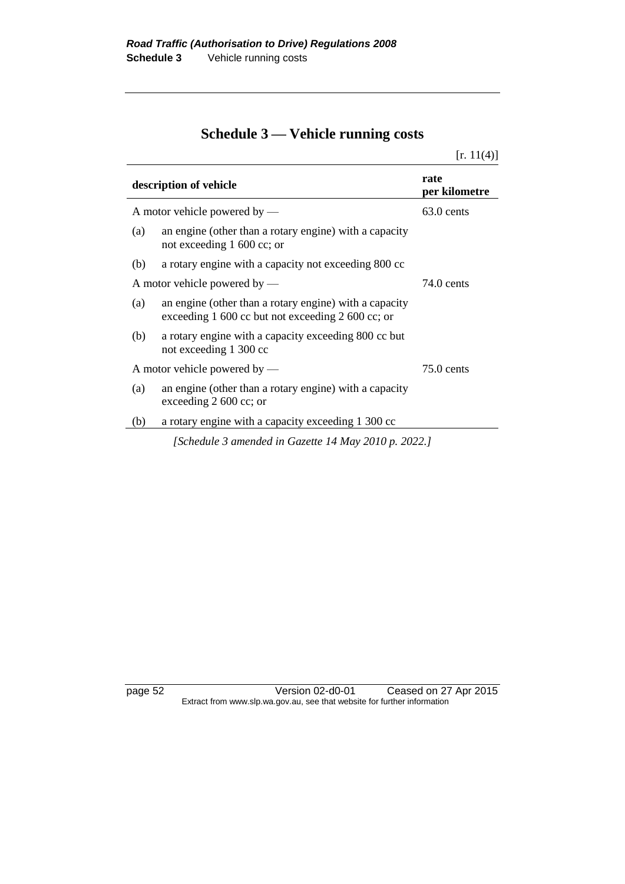# Schedule 3 — Vehicle running costs

[r. 11(4)]

| description of vehicle | | rate per kilometre |
|---|---|---|
| A motor vehicle powered by — | | 63.0 cents |
| (a) | an engine (other than a rotary engine) with a capacity not exceeding 1 600 cc; or | |
| (b) | a rotary engine with a capacity not exceeding 800 cc | |
| A motor vehicle powered by — | | 74.0 cents |
| (a) | an engine (other than a rotary engine) with a capacity exceeding 1 600 cc but not exceeding 2 600 cc; or | |
| (b) | a rotary engine with a capacity exceeding 800 cc but not exceeding 1 300 cc | |
| A motor vehicle powered by — | | 75.0 cents |
| (a) | an engine (other than a rotary engine) with a capacity exceeding 2 600 cc; or | |
| (b) | a rotary engine with a capacity exceeding 1 300 cc | |

*[Schedule 3 amended in Gazette 14 May 2010 p. 2022.]*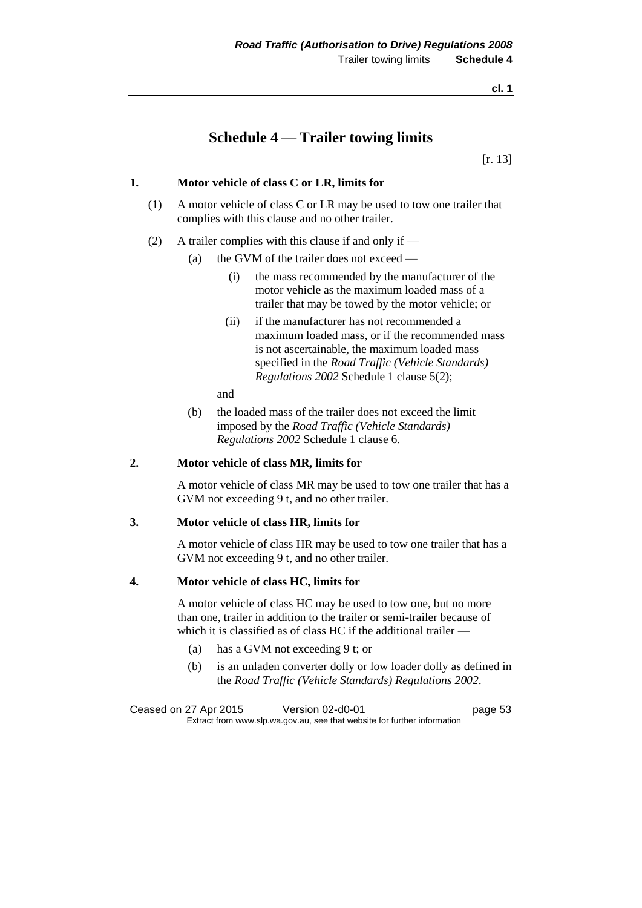# Schedule 4 — Trailer towing limits

[r. 13]

### 1. Motor vehicle of class C or LR, limits for

(1) A motor vehicle of class C or LR may be used to tow one trailer that complies with this clause and no other trailer.

(2) A trailer complies with this clause if and only if —

- (a) the GVM of the trailer does not exceed —
  - (i) the mass recommended by the manufacturer of the motor vehicle as the maximum loaded mass of a trailer that may be towed by the motor vehicle; or
  - (ii) if the manufacturer has not recommended a maximum loaded mass, or if the recommended mass is not ascertainable, the maximum loaded mass specified in the *Road Traffic (Vehicle Standards) Regulations 2002* Schedule 1 clause 5(2);

  and
- (b) the loaded mass of the trailer does not exceed the limit imposed by the *Road Traffic (Vehicle Standards) Regulations 2002* Schedule 1 clause 6.

### 2. Motor vehicle of class MR, limits for

A motor vehicle of class MR may be used to tow one trailer that has a GVM not exceeding 9 t, and no other trailer.

### 3. Motor vehicle of class HR, limits for

A motor vehicle of class HR may be used to tow one trailer that has a GVM not exceeding 9 t, and no other trailer.

### 4. Motor vehicle of class HC, limits for

A motor vehicle of class HC may be used to tow one, but no more than one, trailer in addition to the trailer or semi-trailer because of which it is classified as of class HC if the additional trailer —

- (a) has a GVM not exceeding 9 t; or
- (b) is an unladen converter dolly or low loader dolly as defined in the *Road Traffic (Vehicle Standards) Regulations 2002*.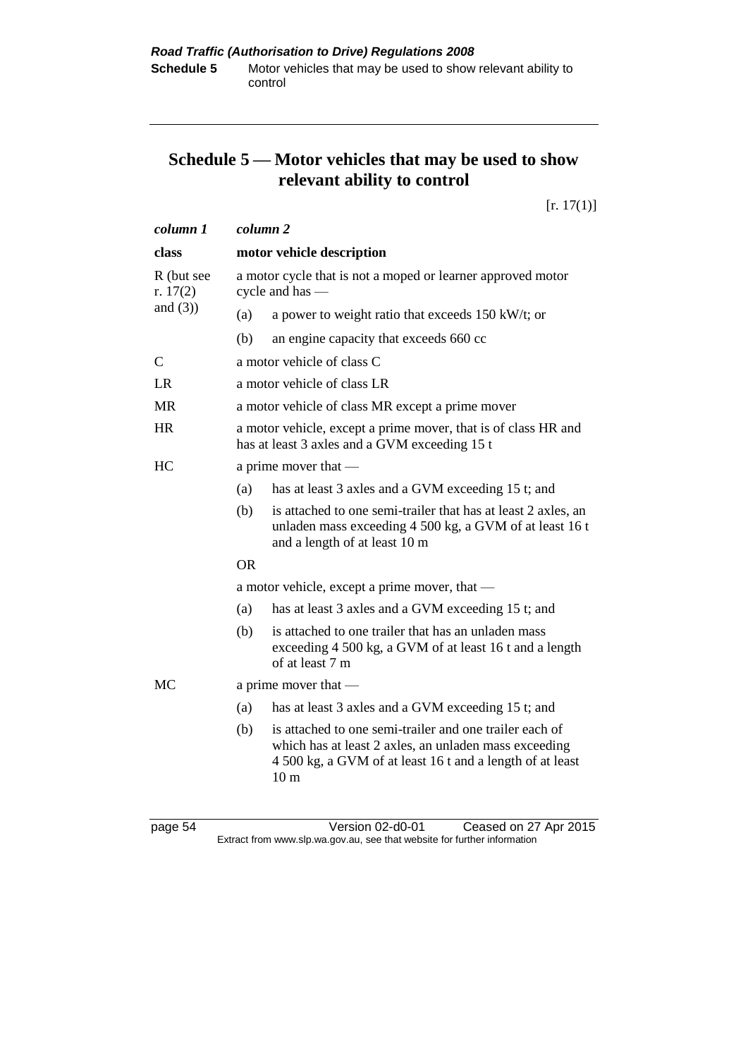# Schedule 5 — Motor vehicles that may be used to show relevant ability to control

[r. 17(1)]

| *column 1* | *column 2* |
|---|---|
| **class** | **motor vehicle description** |
| R (but see r. 17(2) and (3)) | a motor cycle that is not a moped or learner approved motor cycle and has —<br>(a) a power to weight ratio that exceeds 150 kW/t; or<br>(b) an engine capacity that exceeds 660 cc |
| C | a motor vehicle of class C |
| LR | a motor vehicle of class LR |
| MR | a motor vehicle of class MR except a prime mover |
| HR | a motor vehicle, except a prime mover, that is of class HR and has at least 3 axles and a GVM exceeding 15 t |
| HC | a prime mover that —<br>(a) has at least 3 axles and a GVM exceeding 15 t; and<br>(b) is attached to one semi-trailer that has at least 2 axles, an unladen mass exceeding 4 500 kg, a GVM of at least 16 t and a length of at least 10 m<br>OR<br>a motor vehicle, except a prime mover, that —<br>(a) has at least 3 axles and a GVM exceeding 15 t; and<br>(b) is attached to one trailer that has an unladen mass exceeding 4 500 kg, a GVM of at least 16 t and a length of at least 7 m |
| MC | a prime mover that —<br>(a) has at least 3 axles and a GVM exceeding 15 t; and<br>(b) is attached to one semi-trailer and one trailer each of which has at least 2 axles, an unladen mass exceeding 4 500 kg, a GVM of at least 16 t and a length of at least 10 m |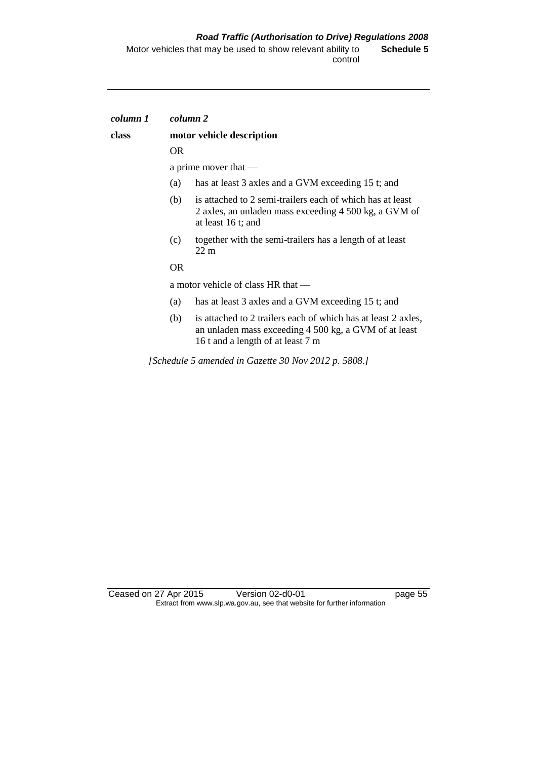| *column 1* | *column 2* |
|---|---|
| **class** | **motor vehicle description** |
| | OR |
| | a prime mover that — |
| | (a) has at least 3 axles and a GVM exceeding 15 t; and |
| | (b) is attached to 2 semi-trailers each of which has at least 2 axles, an unladen mass exceeding 4 500 kg, a GVM of at least 16 t; and |
| | (c) together with the semi-trailers has a length of at least 22 m |
| | OR |
| | a motor vehicle of class HR that — |
| | (a) has at least 3 axles and a GVM exceeding 15 t; and |
| | (b) is attached to 2 trailers each of which has at least 2 axles, an unladen mass exceeding 4 500 kg, a GVM of at least 16 t and a length of at least 7 m |

*[Schedule 5 amended in Gazette 30 Nov 2012 p. 5808.]*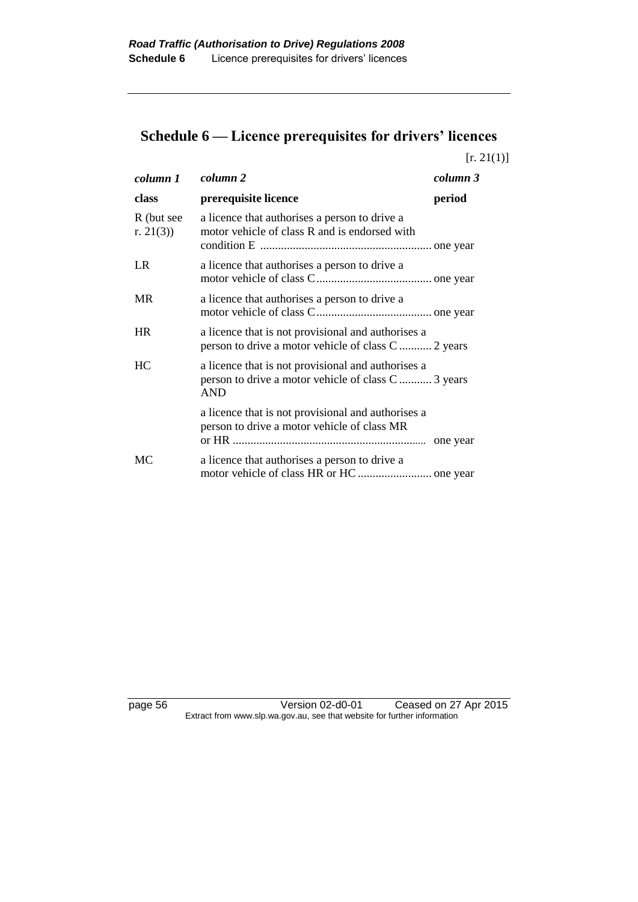# Schedule 6 — Licence prerequisites for drivers' licences

[r. 21(1)]

| *column 1* | *column 2* | *column 3* |
|---|---|---|
| **class** | **prerequisite licence** | **period** |
| R (but see r. 21(3)) | a licence that authorises a person to drive a motor vehicle of class R and is endorsed with condition E | one year |
| LR | a licence that authorises a person to drive a motor vehicle of class C | one year |
| MR | a licence that authorises a person to drive a motor vehicle of class C | one year |
| HR | a licence that is not provisional and authorises a person to drive a motor vehicle of class C | 2 years |
| HC | a licence that is not provisional and authorises a person to drive a motor vehicle of class C AND | 3 years |
| | a licence that is not provisional and authorises a person to drive a motor vehicle of class MR or HR | one year |
| MC | a licence that authorises a person to drive a motor vehicle of class HR or HC | one year |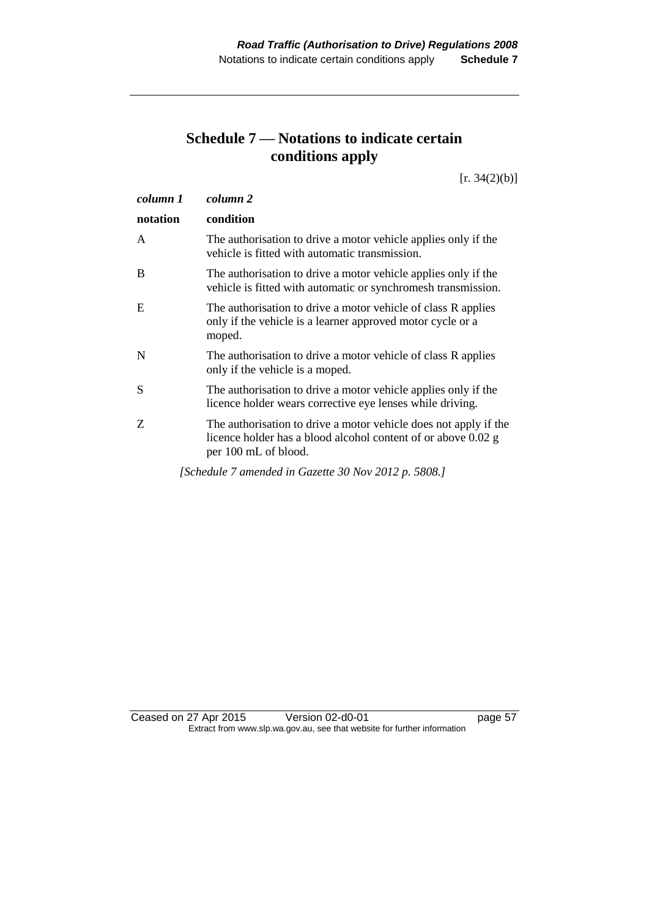## Schedule 7 — Notations to indicate certain conditions apply

[r. 34(2)(b)]

| *column 1* | *column 2* |
|---|---|
| **notation** | **condition** |
| A | The authorisation to drive a motor vehicle applies only if the vehicle is fitted with automatic transmission. |
| B | The authorisation to drive a motor vehicle applies only if the vehicle is fitted with automatic or synchromesh transmission. |
| E | The authorisation to drive a motor vehicle of class R applies only if the vehicle is a learner approved motor cycle or a moped. |
| N | The authorisation to drive a motor vehicle of class R applies only if the vehicle is a moped. |
| S | The authorisation to drive a motor vehicle applies only if the licence holder wears corrective eye lenses while driving. |
| Z | The authorisation to drive a motor vehicle does not apply if the licence holder has a blood alcohol content of or above 0.02 g per 100 mL of blood. |

*[Schedule 7 amended in Gazette 30 Nov 2012 p. 5808.]*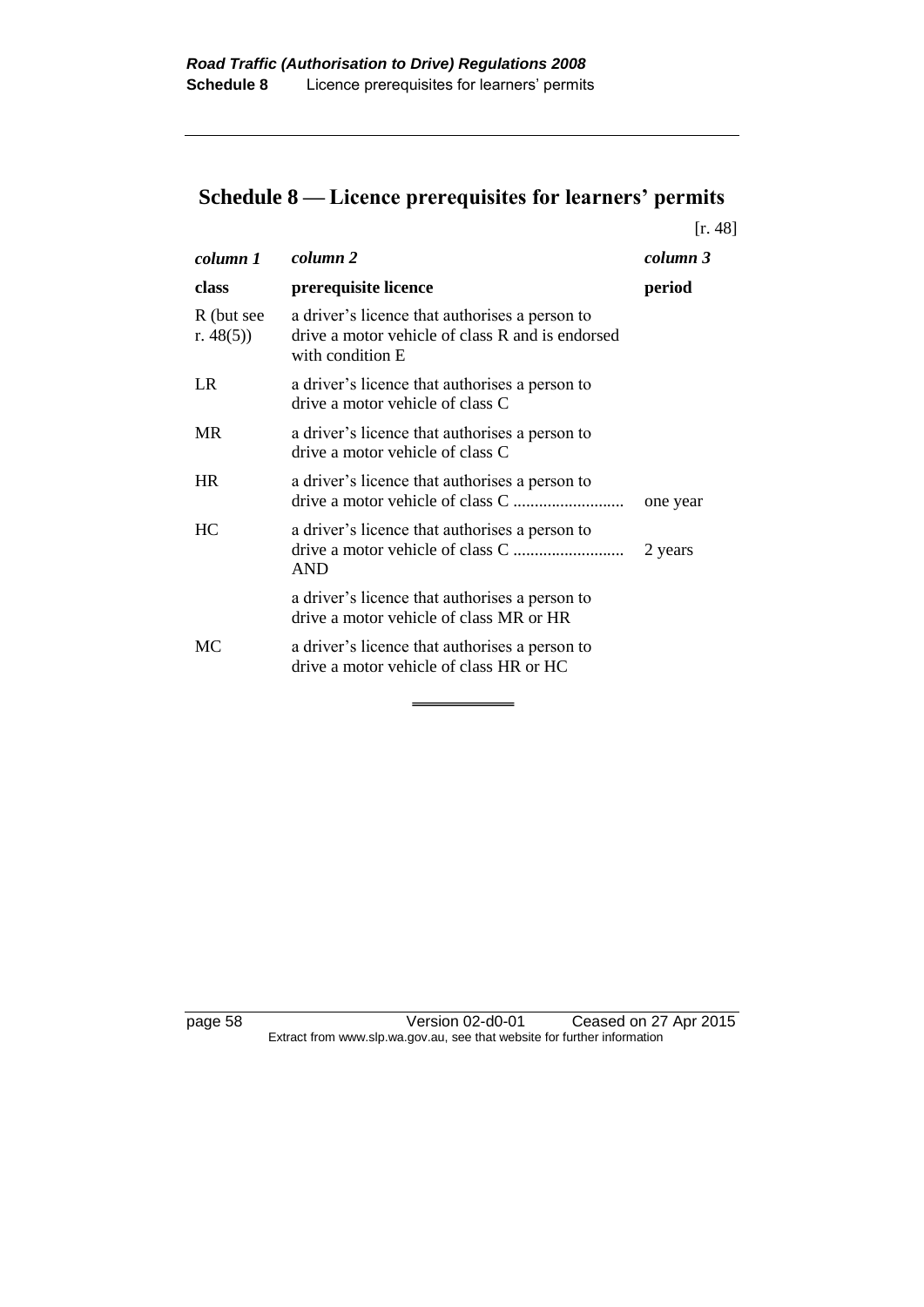## Schedule 8 — Licence prerequisites for learners' permits

[r. 48]

| *column 1* | *column 2* | *column 3* |
|---|---|---|
| **class** | **prerequisite licence** | **period** |
| R (but see r. 48(5)) | a driver's licence that authorises a person to drive a motor vehicle of class R and is endorsed with condition E | |
| LR | a driver's licence that authorises a person to drive a motor vehicle of class C | |
| MR | a driver's licence that authorises a person to drive a motor vehicle of class C | |
| HR | a driver's licence that authorises a person to drive a motor vehicle of class C .......................... | one year |
| HC | a driver's licence that authorises a person to drive a motor vehicle of class C .......................... AND | 2 years |
| | a driver's licence that authorises a person to drive a motor vehicle of class MR or HR | |
| MC | a driver's licence that authorises a person to drive a motor vehicle of class HR or HC | |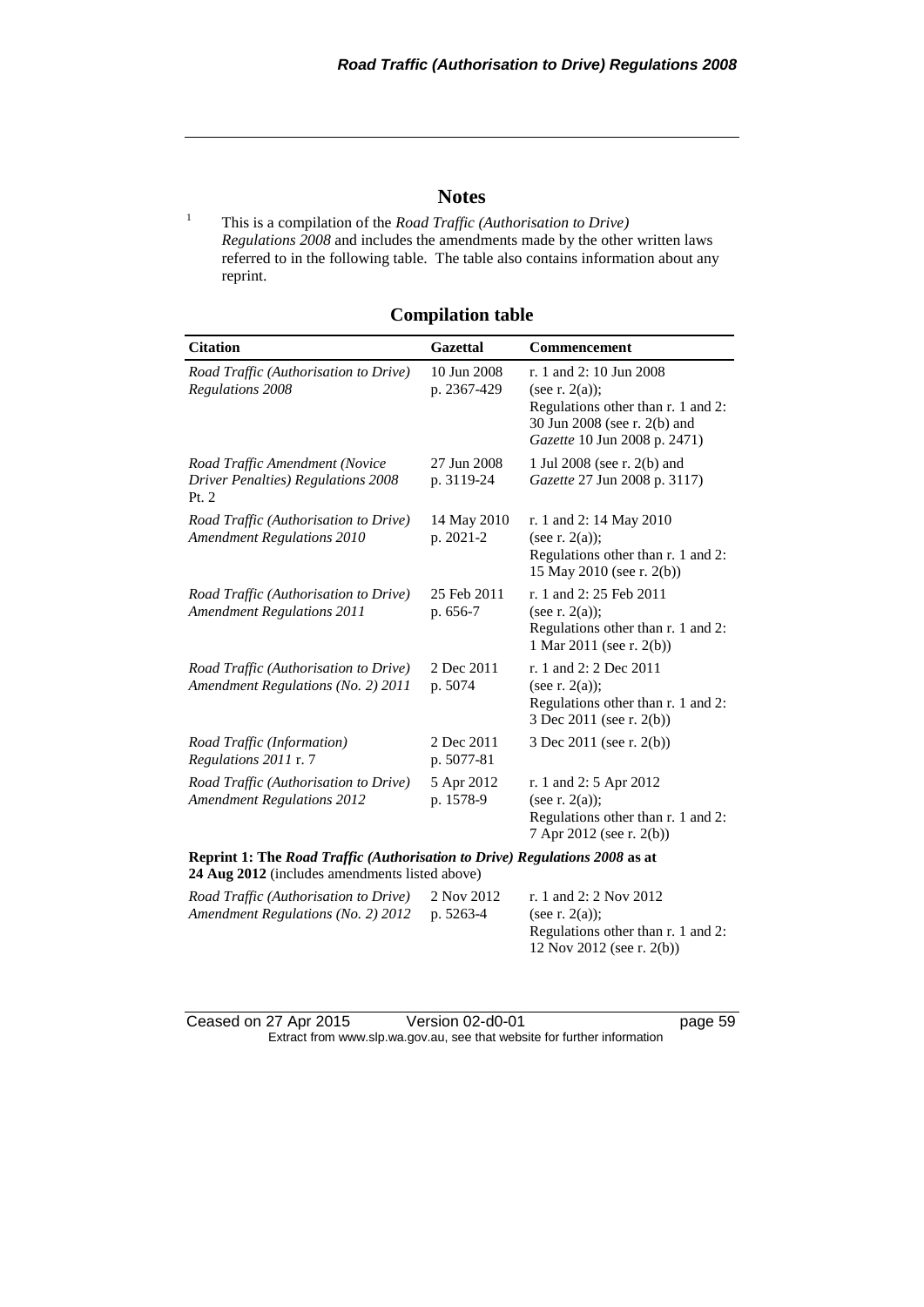## Notes

[1] This is a compilation of the *Road Traffic (Authorisation to Drive) Regulations 2008* and includes the amendments made by the other written laws referred to in the following table. The table also contains information about any reprint.

### Compilation table

| Citation | Gazettal | Commencement |
|---|---|---|
| *Road Traffic (Authorisation to Drive) Regulations 2008* | 10 Jun 2008 p. 2367-429 | r. 1 and 2: 10 Jun 2008 (see r. 2(a)); Regulations other than r. 1 and 2: 30 Jun 2008 (see r. 2(b) and *Gazette* 10 Jun 2008 p. 2471) |
| *Road Traffic Amendment (Novice Driver Penalties) Regulations 2008* Pt. 2 | 27 Jun 2008 p. 3119-24 | 1 Jul 2008 (see r. 2(b) and *Gazette* 27 Jun 2008 p. 3117) |
| *Road Traffic (Authorisation to Drive) Amendment Regulations 2010* | 14 May 2010 p. 2021-2 | r. 1 and 2: 14 May 2010 (see r. 2(a)); Regulations other than r. 1 and 2: 15 May 2010 (see r. 2(b)) |
| *Road Traffic (Authorisation to Drive) Amendment Regulations 2011* | 25 Feb 2011 p. 656-7 | r. 1 and 2: 25 Feb 2011 (see r. 2(a)); Regulations other than r. 1 and 2: 1 Mar 2011 (see r. 2(b)) |
| *Road Traffic (Authorisation to Drive) Amendment Regulations (No. 2) 2011* | 2 Dec 2011 p. 5074 | r. 1 and 2: 2 Dec 2011 (see r. 2(a)); Regulations other than r. 1 and 2: 3 Dec 2011 (see r. 2(b)) |
| *Road Traffic (Information) Regulations 2011* r. 7 | 2 Dec 2011 p. 5077-81 | 3 Dec 2011 (see r. 2(b)) |
| *Road Traffic (Authorisation to Drive) Amendment Regulations 2012* | 5 Apr 2012 p. 1578-9 | r. 1 and 2: 5 Apr 2012 (see r. 2(a)); Regulations other than r. 1 and 2: 7 Apr 2012 (see r. 2(b)) |
| **Reprint 1: The *Road Traffic (Authorisation to Drive) Regulations 2008* as at 24 Aug 2012** (includes amendments listed above) | | |
| *Road Traffic (Authorisation to Drive) Amendment Regulations (No. 2) 2012* | 2 Nov 2012 p. 5263-4 | r. 1 and 2: 2 Nov 2012 (see r. 2(a)); Regulations other than r. 1 and 2: 12 Nov 2012 (see r. 2(b)) |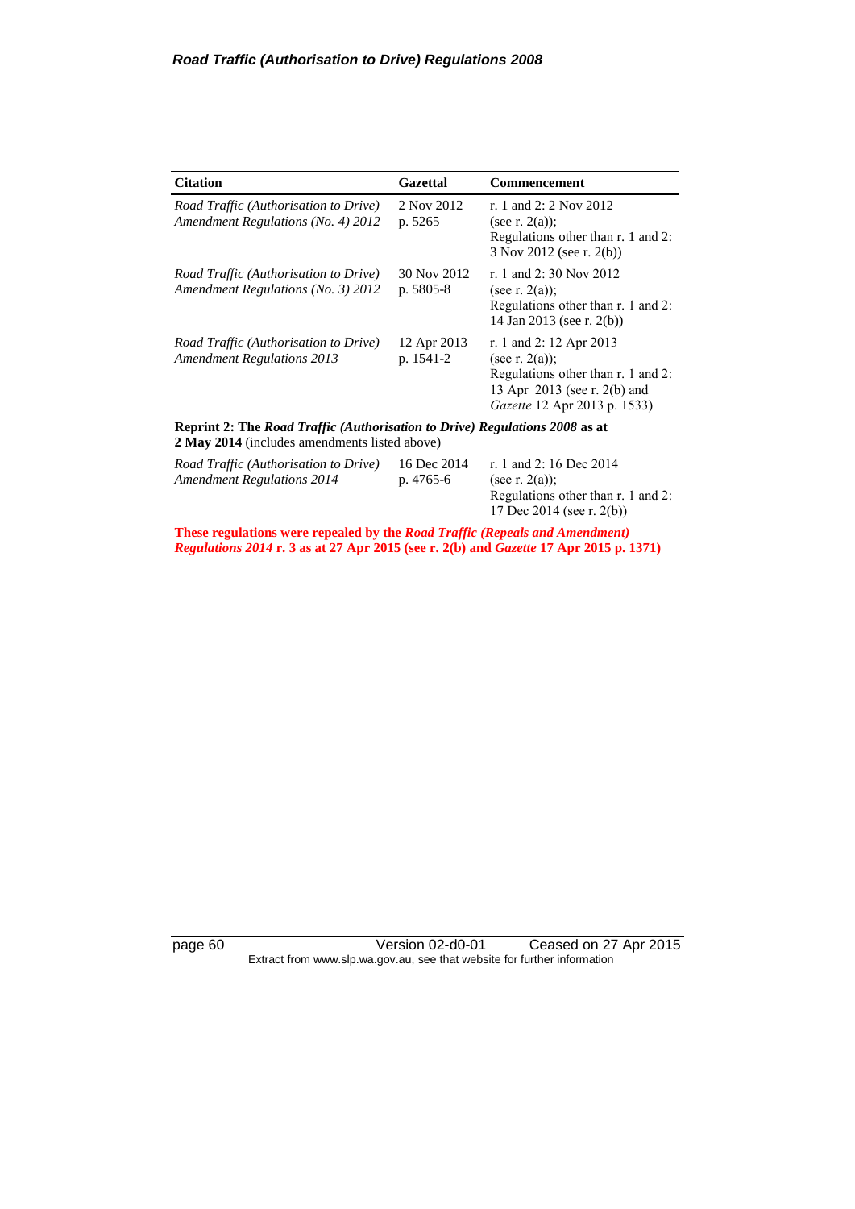| Citation | Gazettal | Commencement |
|---|---|---|
| *Road Traffic (Authorisation to Drive) Amendment Regulations (No. 4) 2012* | 2 Nov 2012 p. 5265 | r. 1 and 2: 2 Nov 2012 (see r. 2(a)); Regulations other than r. 1 and 2: 3 Nov 2012 (see r. 2(b)) |
| *Road Traffic (Authorisation to Drive) Amendment Regulations (No. 3) 2012* | 30 Nov 2012 p. 5805-8 | r. 1 and 2: 30 Nov 2012 (see r. 2(a)); Regulations other than r. 1 and 2: 14 Jan 2013 (see r. 2(b)) |
| *Road Traffic (Authorisation to Drive) Amendment Regulations 2013* | 12 Apr 2013 p. 1541-2 | r. 1 and 2: 12 Apr 2013 (see r. 2(a)); Regulations other than r. 1 and 2: 13 Apr 2013 (see r. 2(b) and *Gazette* 12 Apr 2013 p. 1533) |
| **Reprint 2: The *Road Traffic (Authorisation to Drive) Regulations 2008* as at 2 May 2014** (includes amendments listed above) | | |
| *Road Traffic (Authorisation to Drive) Amendment Regulations 2014* | 16 Dec 2014 p. 4765-6 | r. 1 and 2: 16 Dec 2014 (see r. 2(a)); Regulations other than r. 1 and 2: 17 Dec 2014 (see r. 2(b)) |
| **These regulations were repealed by the *Road Traffic (Repeals and Amendment) Regulations 2014* r. 3 as at 27 Apr 2015 (see r. 2(b) and *Gazette* 17 Apr 2015 p. 1371)** | | |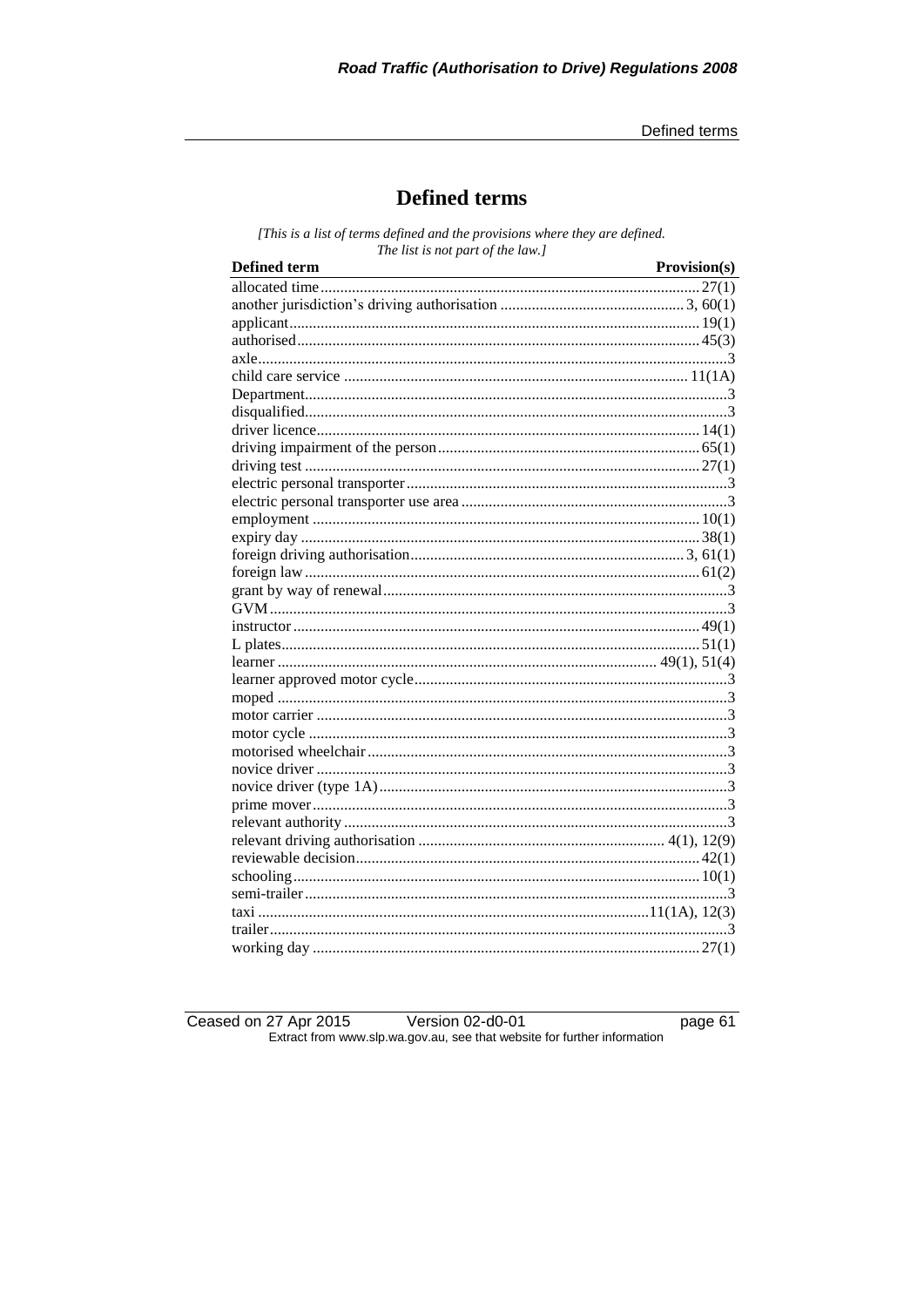# Defined terms

*[This is a list of terms defined and the provisions where they are defined. The list is not part of the law.]*

| Defined term | Provision(s) |
|---|---|
| allocated time | 27(1) |
| another jurisdiction's driving authorisation | 3, 60(1) |
| applicant | 19(1) |
| authorised | 45(3) |
| axle | 3 |
| child care service | 11(1A) |
| Department | 3 |
| disqualified | 3 |
| driver licence | 14(1) |
| driving impairment of the person | 65(1) |
| driving test | 27(1) |
| electric personal transporter | 3 |
| electric personal transporter use area | 3 |
| employment | 10(1) |
| expiry day | 38(1) |
| foreign driving authorisation | 3, 61(1) |
| foreign law | 61(2) |
| grant by way of renewal | 3 |
| GVM | 3 |
| instructor | 49(1) |
| L plates | 51(1) |
| learner | 49(1), 51(4) |
| learner approved motor cycle | 3 |
| moped | 3 |
| motor carrier | 3 |
| motor cycle | 3 |
| motorised wheelchair | 3 |
| novice driver | 3 |
| novice driver (type 1A) | 3 |
| prime mover | 3 |
| relevant authority | 3 |
| relevant driving authorisation | 4(1), 12(9) |
| reviewable decision | 42(1) |
| schooling | 10(1) |
| semi-trailer | 3 |
| taxi | 11(1A), 12(3) |
| trailer | 3 |
| working day | 27(1) |